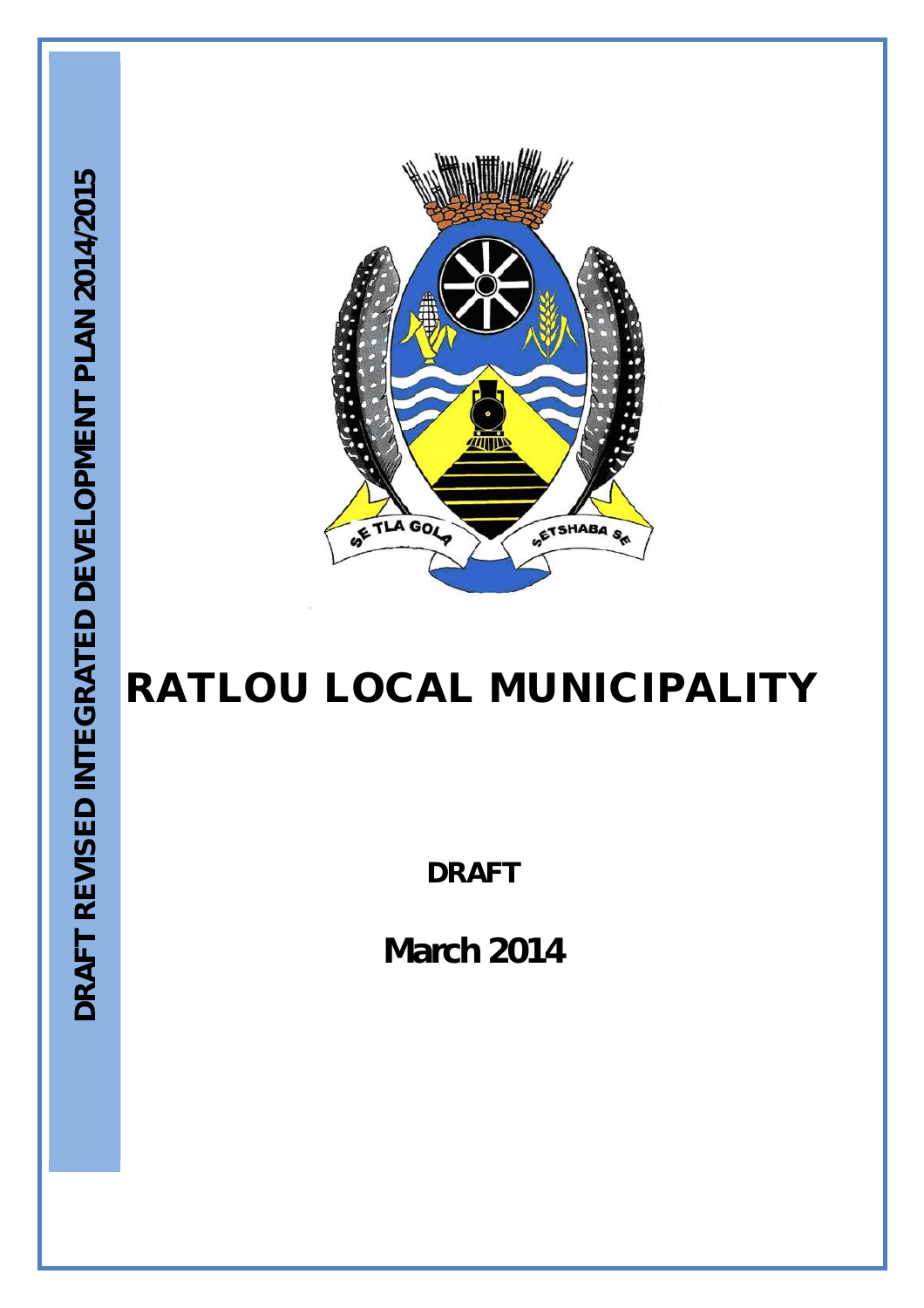DRAFT REVISED INTEGRATED DEVELOPMENT PLAN 2014/2015

SE TLA GOLA SETSHABA SE

# RATLOU LOCAL MUNICIPALITY

**DRAFT**

**March 2014**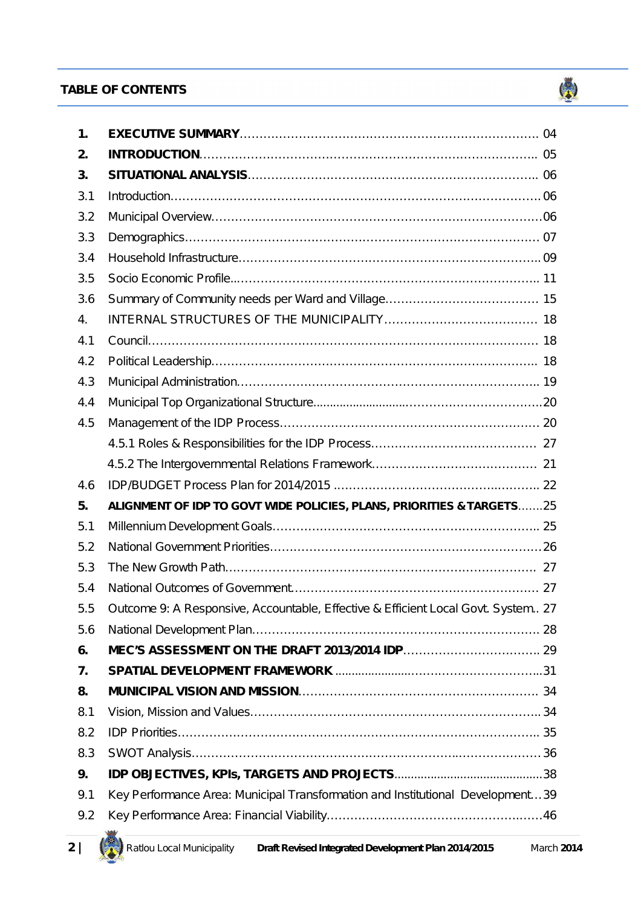**TABLE OF CONTENTS**

| | | |
|---|---|---|
| **1.** | **EXECUTIVE SUMMARY** | 04 |
| **2.** | **INTRODUCTION** | 05 |
| **3.** | **SITUATIONAL ANALYSIS** | 06 |
| 3.1 | Introduction | 06 |
| 3.2 | Municipal Overview | 06 |
| 3.3 | Demographics | 07 |
| 3.4 | Household Infrastructure | 09 |
| 3.5 | Socio Economic Profile | 11 |
| 3.6 | Summary of Community needs per Ward and Village | 15 |
| 4. | INTERNAL STRUCTURES OF THE MUNICIPALITY | 18 |
| 4.1 | Council | 18 |
| 4.2 | Political Leadership | 18 |
| 4.3 | Municipal Administration | 19 |
| 4.4 | Municipal Top Organizational Structure | 20 |
| 4.5 | Management of the IDP Process | 20 |
| | 4.5.1 Roles & Responsibilities for the IDP Process | 27 |
| | 4.5.2 The Intergovernmental Relations Framework | 21 |
| 4.6 | IDP/BUDGET Process Plan for 2014/2015 | 22 |
| **5.** | **ALIGNMENT OF IDP TO GOVT WIDE POLICIES, PLANS, PRIORITIES & TARGETS** | 25 |
| 5.1 | Millennium Development Goals | 25 |
| 5.2 | National Government Priorities | 26 |
| 5.3 | The New Growth Path | 27 |
| 5.4 | National Outcomes of Government | 27 |
| 5.5 | Outcome 9: A Responsive, Accountable, Effective & Efficient Local Govt. System | 27 |
| 5.6 | National Development Plan | 28 |
| **6.** | **MEC'S ASSESSMENT ON THE DRAFT 2013/2014 IDP** | 29 |
| **7.** | **SPATIAL DEVELOPMENT FRAMEWORK** | 31 |
| **8.** | **MUNICIPAL VISION AND MISSION** | 34 |
| 8.1 | Vision, Mission and Values | 34 |
| 8.2 | IDP Priorities | 35 |
| 8.3 | SWOT Analysis | 36 |
| **9.** | **IDP OBJECTIVES, KPIs, TARGETS AND PROJECTS** | 38 |
| 9.1 | Key Performance Area: Municipal Transformation and Institutional Development | 39 |
| 9.2 | Key Performance Area: Financial Viability | 46 |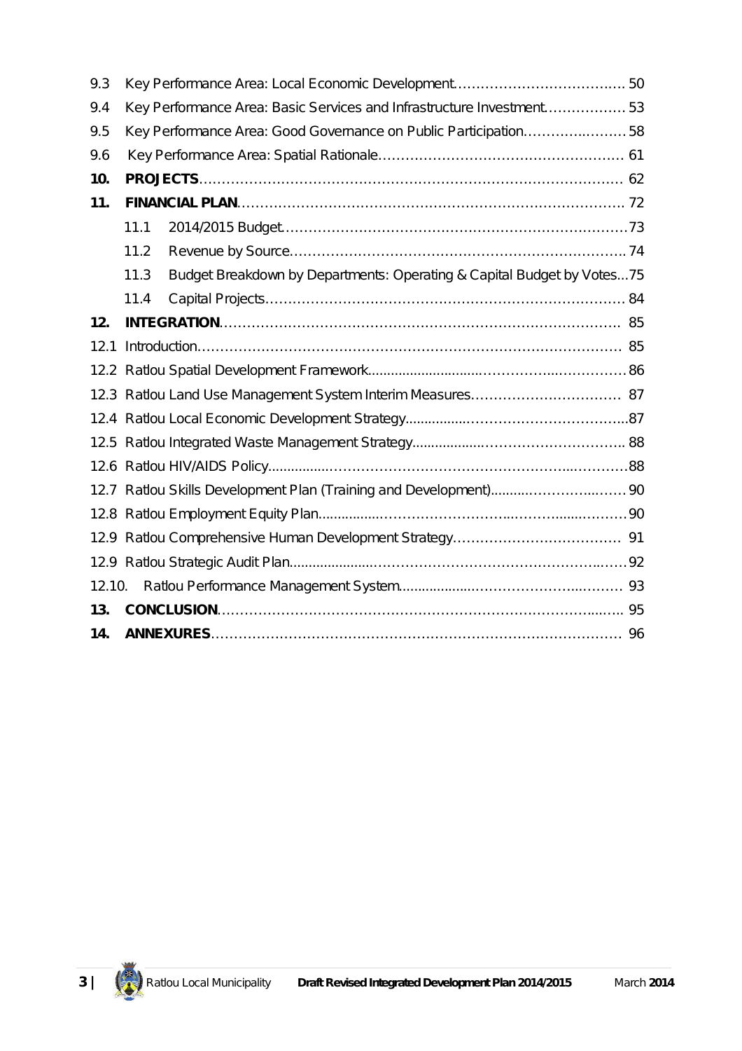9.3 Key Performance Area: Local Economic Development .......... 50
9.4 Key Performance Area: Basic Services and Infrastructure Investment .......... 53
9.5 Key Performance Area: Good Governance on Public Participation .......... 58
9.6 Key Performance Area: Spatial Rationale .......... 61

**10. PROJECTS** .......... 62

**11. FINANCIAL PLAN** .......... 72

- 11.1 2014/2015 Budget .......... 73
- 11.2 Revenue by Source .......... 74
- 11.3 Budget Breakdown by Departments: Operating & Capital Budget by Votes ... 75
- 11.4 Capital Projects .......... 84

**12. INTEGRATION** .......... 85

12.1 Introduction .......... 85
12.2 Ratlou Spatial Development Framework .......... 86
12.3 Ratlou Land Use Management System Interim Measures .......... 87
12.4 Ratlou Local Economic Development Strategy .......... 87
12.5 Ratlou Integrated Waste Management Strategy .......... 88
12.6 Ratlou HIV/AIDS Policy .......... 88
12.7 Ratlou Skills Development Plan (Training and Development) .......... 90
12.8 Ratlou Employment Equity Plan .......... 90
12.9 Ratlou Comprehensive Human Development Strategy .......... 91
12.9 Ratlou Strategic Audit Plan .......... 92
12.10. Ratlou Performance Management System .......... 93

**13. CONCLUSION** .......... 95

**14. ANNEXURES** .......... 96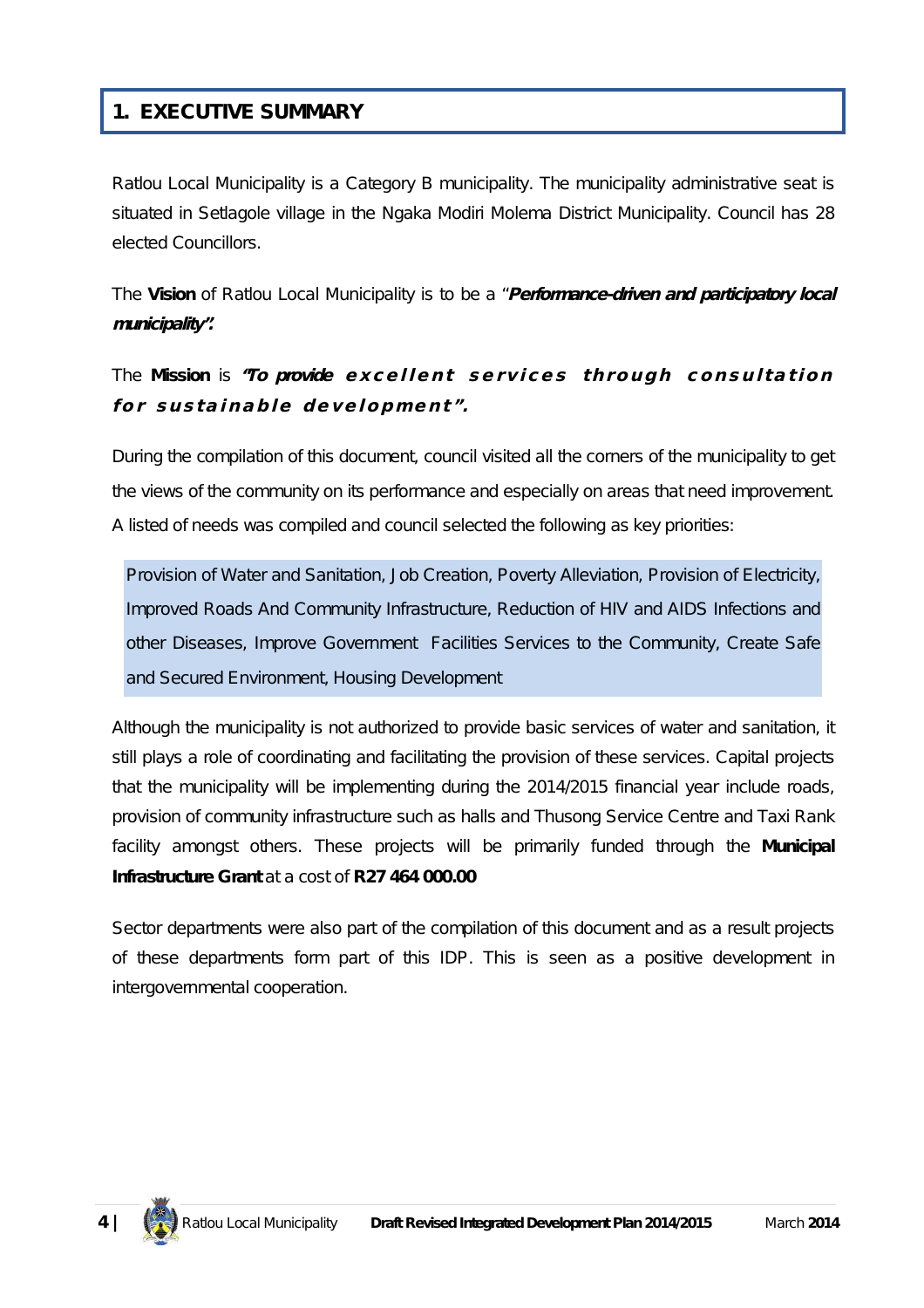# 1. EXECUTIVE SUMMARY

Ratlou Local Municipality is a Category B municipality. The municipality administrative seat is situated in Setlagole village in the Ngaka Modiri Molema District Municipality. Council has 28 elected Councillors.

The **Vision** of Ratlou Local Municipality is to be a "***Performance-driven and participatory local municipality".***

The **Mission** is ***"To provide excellent services through consultation for sustainable development".***

During the compilation of this document, council visited all the corners of the municipality to get the views of the community on its performance and especially on areas that need improvement. A listed of needs was compiled and council selected the following as key priorities:

> Provision of Water and Sanitation, Job Creation, Poverty Alleviation, Provision of Electricity, Improved Roads And Community Infrastructure, Reduction of HIV and AIDS Infections and other Diseases, Improve Government Facilities Services to the Community, Create Safe and Secured Environment, Housing Development

Although the municipality is not authorized to provide basic services of water and sanitation, it still plays a role of coordinating and facilitating the provision of these services. Capital projects that the municipality will be implementing during the 2014/2015 financial year include roads, provision of community infrastructure such as halls and Thusong Service Centre and Taxi Rank facility amongst others. These projects will be primarily funded through the **Municipal Infrastructure Grant** at a cost of **R27 464 000.00**

Sector departments were also part of the compilation of this document and as a result projects of these departments form part of this IDP. This is seen as a positive development in intergovernmental cooperation.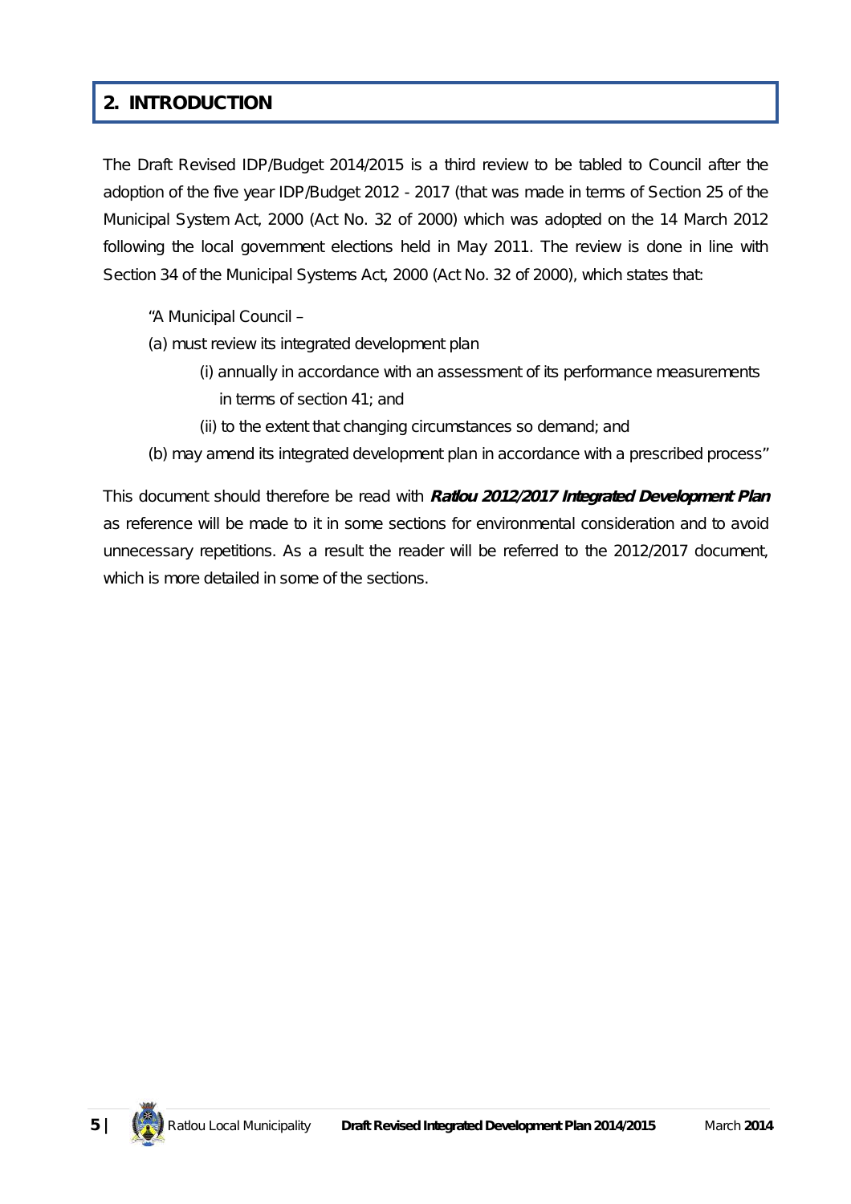## 2. INTRODUCTION

The Draft Revised IDP/Budget 2014/2015 is a third review to be tabled to Council after the adoption of the five year IDP/Budget 2012 - 2017 (that was made in terms of Section 25 of the Municipal System Act, 2000 (Act No. 32 of 2000) which was adopted on the 14 March 2012 following the local government elections held in May 2011. The review is done in line with Section 34 of the Municipal Systems Act, 2000 (Act No. 32 of 2000), which states that:

"A Municipal Council –

(a) must review its integrated development plan

(i) annually in accordance with an assessment of its performance measurements in terms of section 41; and

(ii) to the extent that changing circumstances so demand; and

(b) may amend its integrated development plan in accordance with a prescribed process"

This document should therefore be read with ***Ratlou 2012/2017 Integrated Development Plan*** as reference will be made to it in some sections for environmental consideration and to avoid unnecessary repetitions. As a result the reader will be referred to the 2012/2017 document, which is more detailed in some of the sections.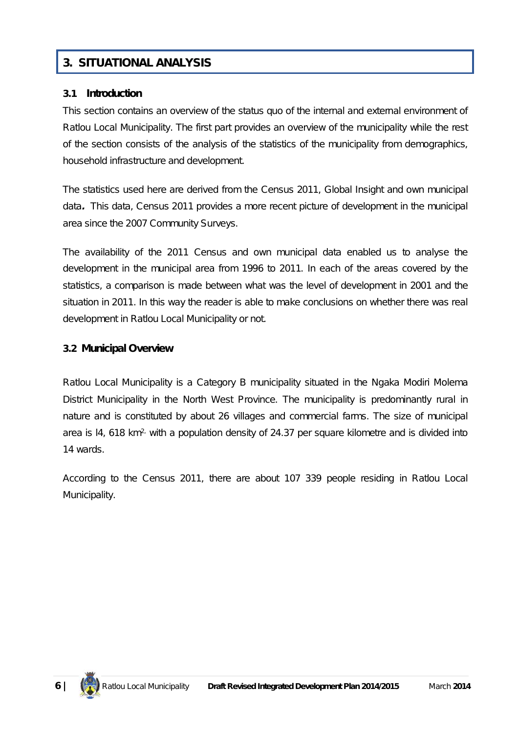# 3. SITUATIONAL ANALYSIS

## 3.1 Introduction

This section contains an overview of the status quo of the internal and external environment of Ratlou Local Municipality. The first part provides an overview of the municipality while the rest of the section consists of the analysis of the statistics of the municipality from demographics, household infrastructure and development.

The statistics used here are derived from the Census 2011, Global Insight and own municipal data**.** This data, Census 2011 provides a more recent picture of development in the municipal area since the 2007 Community Surveys.

The availability of the 2011 Census and own municipal data enabled us to analyse the development in the municipal area from 1996 to 2011. In each of the areas covered by the statistics, a comparison is made between what was the level of development in 2001 and the situation in 2011. In this way the reader is able to make conclusions on whether there was real development in Ratlou Local Municipality or not.

## 3.2 Municipal Overview

Ratlou Local Municipality is a Category B municipality situated in the Ngaka Modiri Molema District Municipality in the North West Province. The municipality is predominantly rural in nature and is constituted by about 26 villages and commercial farms. The size of municipal area is l4, 618 km$^{2}$, with a population density of 24.37 per square kilometre and is divided into 14 wards.

According to the Census 2011, there are about 107 339 people residing in Ratlou Local Municipality.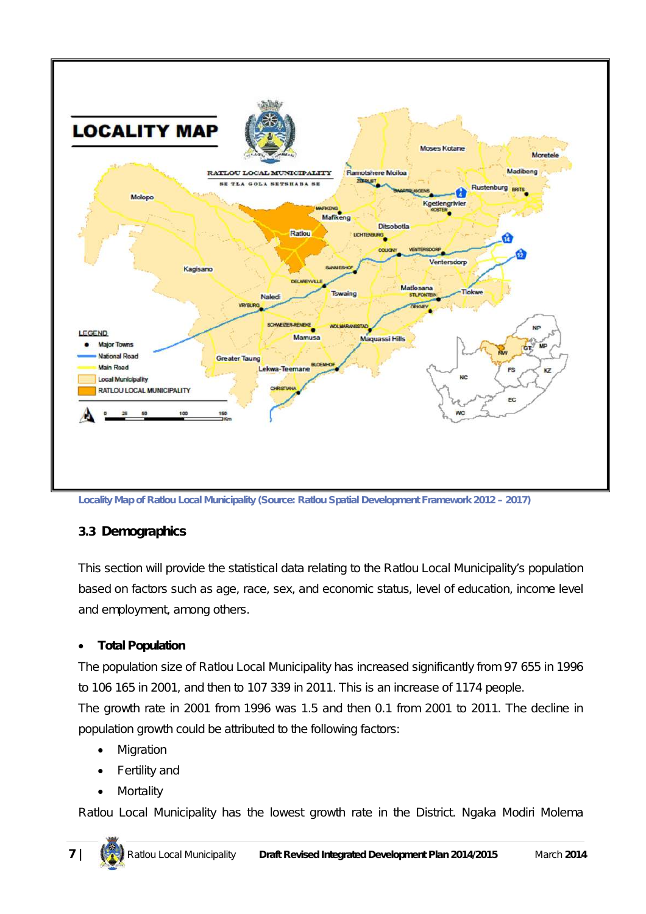Locality Map of Ratlou Local Municipality (Source: Ratlou Spatial Development Framework 2012 – 2017)

### 3.3 Demographics

This section will provide the statistical data relating to the Ratlou Local Municipality's population based on factors such as age, race, sex, and economic status, level of education, income level and employment, among others.

- **Total Population**

The population size of Ratlou Local Municipality has increased significantly from 97 655 in 1996 to 106 165 in 2001, and then to 107 339 in 2011. This is an increase of 1174 people.

The growth rate in 2001 from 1996 was 1.5 and then 0.1 from 2001 to 2011. The decline in population growth could be attributed to the following factors:

- Migration
- Fertility and
- Mortality

Ratlou Local Municipality has the lowest growth rate in the District. Ngaka Modiri Molema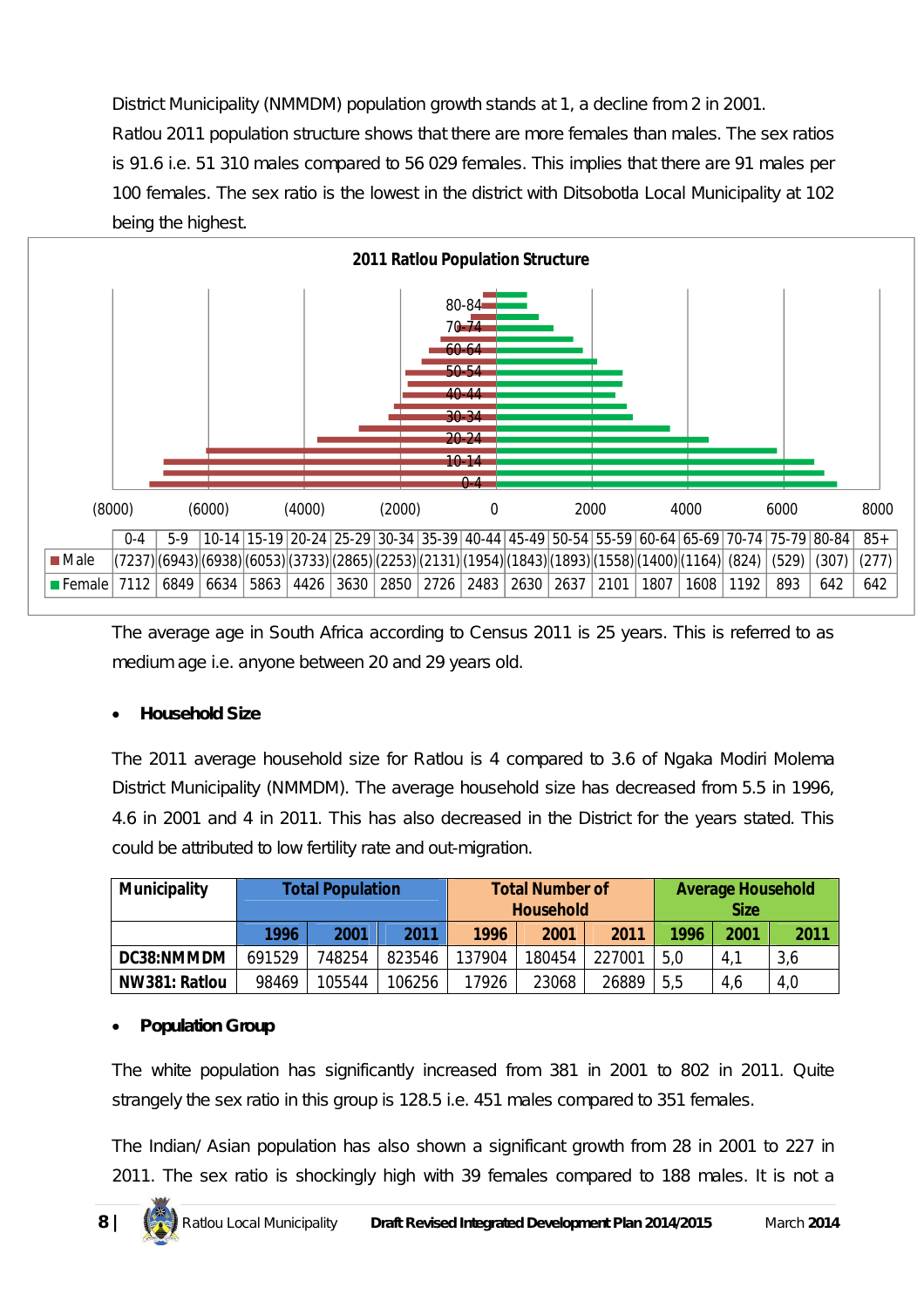District Municipality (NMMDM) population growth stands at 1, a decline from 2 in 2001.

Ratlou 2011 population structure shows that there are more females than males. The sex ratios is 91.6 i.e. 51 310 males compared to 56 029 females. This implies that there are 91 males per 100 females. The sex ratio is the lowest in the district with Ditsobotla Local Municipality at 102 being the highest.

**2011 Ratlou Population Structure**

| | 0-4 | 5-9 | 10-14 | 15-19 | 20-24 | 25-29 | 30-34 | 35-39 | 40-44 | 45-49 | 50-54 | 55-59 | 60-64 | 65-69 | 70-74 | 75-79 | 80-84 | 85+ |
|---|---|---|---|---|---|---|---|---|---|---|---|---|---|---|---|---|---|---|
| Male | (7237) | (6943) | (6938) | (6053) | (3733) | (2865) | (2253) | (2131) | (1954) | (1843) | (1893) | (1558) | (1400) | (1164) | (824) | (529) | (307) | (277) |
| Female | 7112 | 6849 | 6634 | 5863 | 4426 | 3630 | 2850 | 2726 | 2483 | 2630 | 2637 | 2101 | 1807 | 1608 | 1192 | 893 | 642 | 642 |

The average age in South Africa according to Census 2011 is 25 years. This is referred to as medium age i.e. anyone between 20 and 29 years old.

- **Household Size**

The 2011 average household size for Ratlou is 4 compared to 3.6 of Ngaka Modiri Molema District Municipality (NMMDM). The average household size has decreased from 5.5 in 1996, 4.6 in 2001 and 4 in 2011. This has also decreased in the District for the years stated. This could be attributed to low fertility rate and out-migration.

| Municipality | Total Population | | | Total Number of Household | | | Average Household Size | | |
|---|---|---|---|---|---|---|---|---|---|
| | 1996 | 2001 | 2011 | 1996 | 2001 | 2011 | 1996 | 2001 | 2011 |
| DC38:NMMDM | 691529 | 748254 | 823546 | 137904 | 180454 | 227001 | 5,0 | 4,1 | 3,6 |
| NW381: Ratlou | 98469 | 105544 | 106256 | 17926 | 23068 | 26889 | 5,5 | 4,6 | 4,0 |

- **Population Group**

The white population has significantly increased from 381 in 2001 to 802 in 2011. Quite strangely the sex ratio in this group is 128.5 i.e. 451 males compared to 351 females.

The Indian/ Asian population has also shown a significant growth from 28 in 2001 to 227 in 2011. The sex ratio is shockingly high with 39 females compared to 188 males. It is not a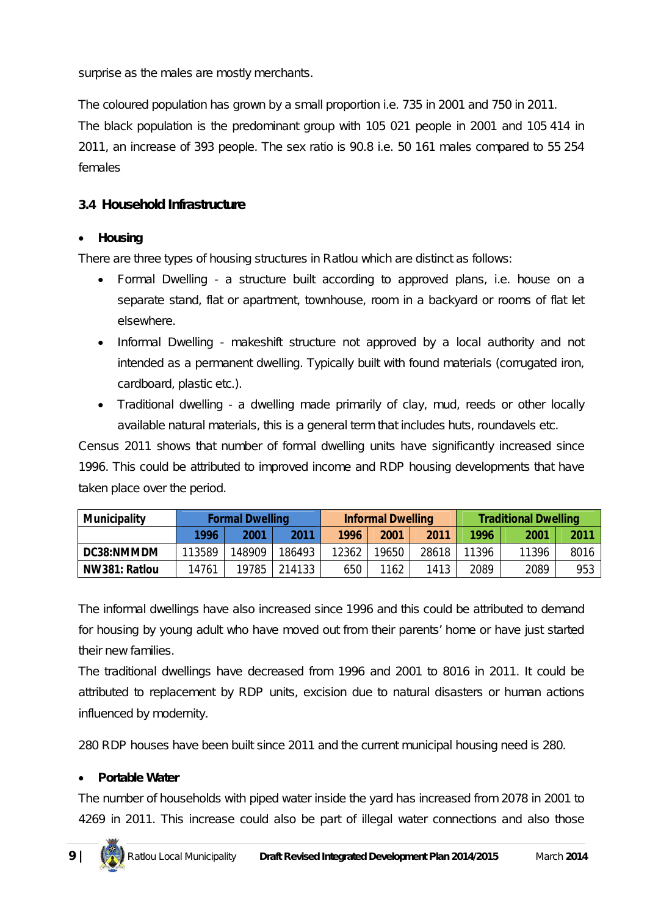surprise as the males are mostly merchants.

The coloured population has grown by a small proportion i.e. 735 in 2001 and 750 in 2011.
The black population is the predominant group with 105 021 people in 2001 and 105 414 in 2011, an increase of 393 people. The sex ratio is 90.8 i.e. 50 161 males compared to 55 254 females

### 3.4 Household Infrastructure

- **Housing**

There are three types of housing structures in Ratlou which are distinct as follows:

- Formal Dwelling - a structure built according to approved plans, i.e. house on a separate stand, flat or apartment, townhouse, room in a backyard or rooms of flat let elsewhere.
- Informal Dwelling - makeshift structure not approved by a local authority and not intended as a permanent dwelling. Typically built with found materials (corrugated iron, cardboard, plastic etc.).
- Traditional dwelling - a dwelling made primarily of clay, mud, reeds or other locally available natural materials, this is a general term that includes huts, roundavels etc.

Census 2011 shows that number of formal dwelling units have significantly increased since 1996. This could be attributed to improved income and RDP housing developments that have taken place over the period.

| Municipality | Formal Dwelling | | | Informal Dwelling | | | Traditional Dwelling | | |
|---|---|---|---|---|---|---|---|---|---|
| | 1996 | 2001 | 2011 | 1996 | 2001 | 2011 | 1996 | 2001 | 2011 |
| DC38:NMMDM | 113589 | 148909 | 186493 | 12362 | 19650 | 28618 | 11396 | 11396 | 8016 |
| NW381: Ratlou | 14761 | 19785 | 214133 | 650 | 1162 | 1413 | 2089 | 2089 | 953 |

The informal dwellings have also increased since 1996 and this could be attributed to demand for housing by young adult who have moved out from their parents' home or have just started their new families.
The traditional dwellings have decreased from 1996 and 2001 to 8016 in 2011. It could be attributed to replacement by RDP units, excision due to natural disasters or human actions influenced by modernity.

280 RDP houses have been built since 2011 and the current municipal housing need is 280.

- **Portable Water**

The number of households with piped water inside the yard has increased from 2078 in 2001 to 4269 in 2011. This increase could also be part of illegal water connections and also those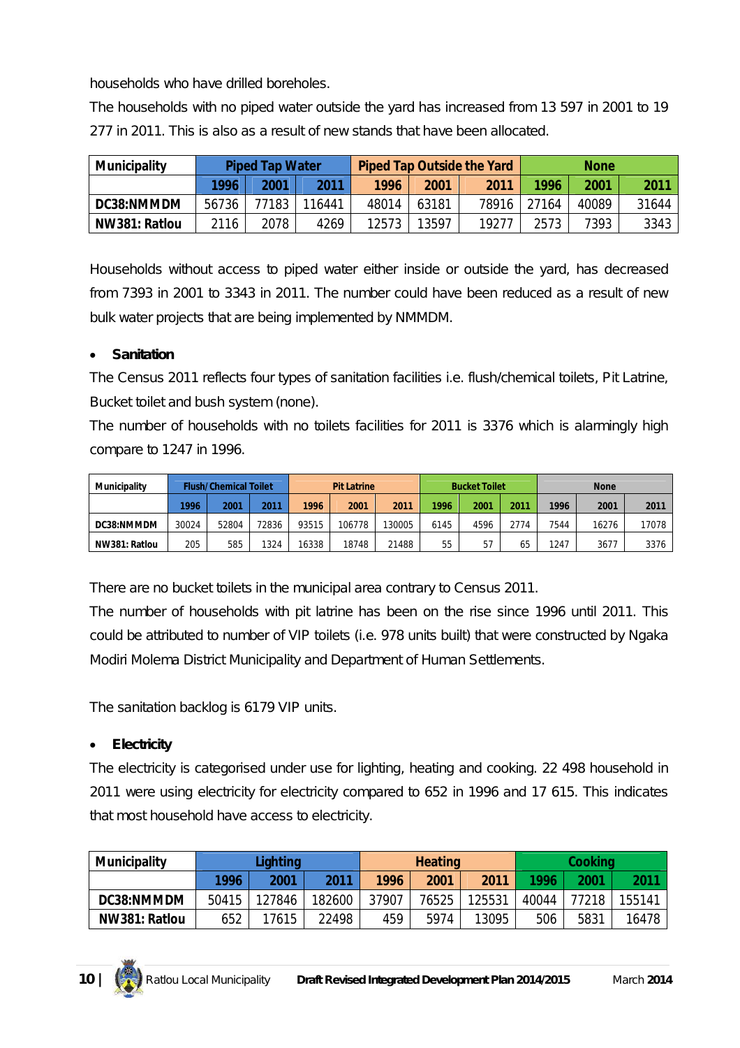households who have drilled boreholes.

The households with no piped water outside the yard has increased from 13 597 in 2001 to 19 277 in 2011. This is also as a result of new stands that have been allocated.

| Municipality | Piped Tap Water | | | Piped Tap Outside the Yard | | | None | | |
|---|---|---|---|---|---|---|---|---|---|
| | 1996 | 2001 | 2011 | 1996 | 2001 | 2011 | 1996 | 2001 | 2011 |
| DC38:NMMDM | 56736 | 77183 | 116441 | 48014 | 63181 | 78916 | 27164 | 40089 | 31644 |
| NW381: Ratlou | 2116 | 2078 | 4269 | 12573 | 13597 | 19277 | 2573 | 7393 | 3343 |

Households without access to piped water either inside or outside the yard, has decreased from 7393 in 2001 to 3343 in 2011. The number could have been reduced as a result of new bulk water projects that are being implemented by NMMDM.

- **Sanitation**

The Census 2011 reflects four types of sanitation facilities i.e. flush/chemical toilets, Pit Latrine, Bucket toilet and bush system (none).

The number of households with no toilets facilities for 2011 is 3376 which is alarmingly high compare to 1247 in 1996.

| Municipality | Flush/Chemical Toilet | | | Pit Latrine | | | Bucket Toilet | | | None | | |
|---|---|---|---|---|---|---|---|---|---|---|---|---|
| | 1996 | 2001 | 2011 | 1996 | 2001 | 2011 | 1996 | 2001 | 2011 | 1996 | 2001 | 2011 |
| DC38:NMMDM | 30024 | 52804 | 72836 | 93515 | 106778 | 130005 | 6145 | 4596 | 2774 | 7544 | 16276 | 17078 |
| NW381: Ratlou | 205 | 585 | 1324 | 16338 | 18748 | 21488 | 55 | 57 | 65 | 1247 | 3677 | 3376 |

There are no bucket toilets in the municipal area contrary to Census 2011.

The number of households with pit latrine has been on the rise since 1996 until 2011. This could be attributed to number of VIP toilets (i.e. 978 units built) that were constructed by Ngaka Modiri Molema District Municipality and Department of Human Settlements.

The sanitation backlog is 6179 VIP units.

- **Electricity**

The electricity is categorised under use for lighting, heating and cooking. 22 498 household in 2011 were using electricity for electricity compared to 652 in 1996 and 17 615. This indicates that most household have access to electricity.

| Municipality | Lighting | | | Heating | | | Cooking | | |
|---|---|---|---|---|---|---|---|---|---|
| | 1996 | 2001 | 2011 | 1996 | 2001 | 2011 | 1996 | 2001 | 2011 |
| DC38:NMMDM | 50415 | 127846 | 182600 | 37907 | 76525 | 125531 | 40044 | 77218 | 155141 |
| NW381: Ratlou | 652 | 17615 | 22498 | 459 | 5974 | 13095 | 506 | 5831 | 16478 |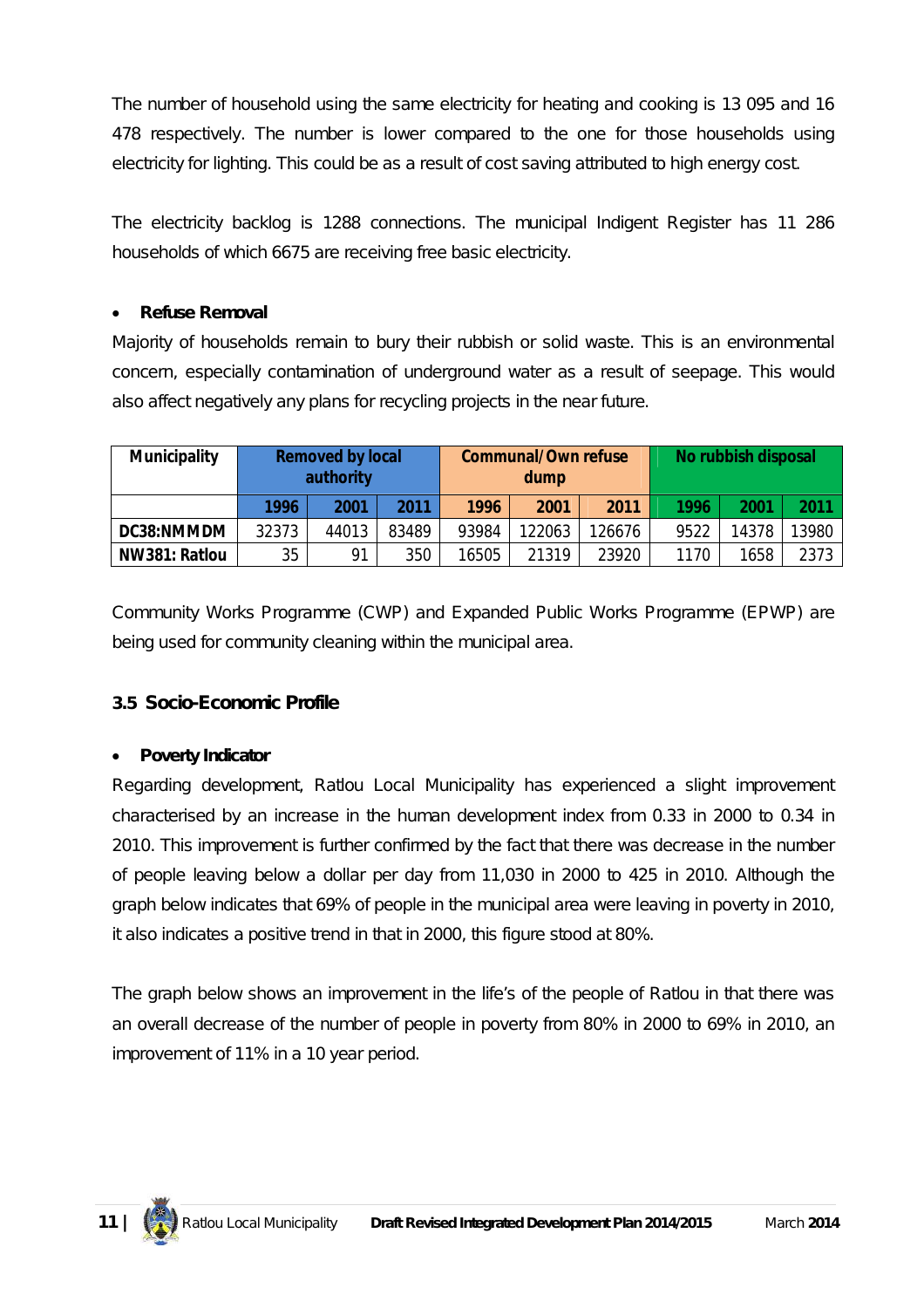The number of household using the same electricity for heating and cooking is 13 095 and 16 478 respectively. The number is lower compared to the one for those households using electricity for lighting. This could be as a result of cost saving attributed to high energy cost.

The electricity backlog is 1288 connections. The municipal Indigent Register has 11 286 households of which 6675 are receiving free basic electricity.

- **Refuse Removal**

Majority of households remain to bury their rubbish or solid waste. This is an environmental concern, especially contamination of underground water as a result of seepage. This would also affect negatively any plans for recycling projects in the near future.

| Municipality | Removed by local authority | | | Communal/Own refuse dump | | | No rubbish disposal | | |
|---|---|---|---|---|---|---|---|---|---|
| | 1996 | 2001 | 2011 | 1996 | 2001 | 2011 | 1996 | 2001 | 2011 |
| DC38:NMMDM | 32373 | 44013 | 83489 | 93984 | 122063 | 126676 | 9522 | 14378 | 13980 |
| NW381: Ratlou | 35 | 91 | 350 | 16505 | 21319 | 23920 | 1170 | 1658 | 2373 |

Community Works Programme (CWP) and Expanded Public Works Programme (EPWP) are being used for community cleaning within the municipal area.

### 3.5 Socio-Economic Profile

- **Poverty Indicator**

Regarding development, Ratlou Local Municipality has experienced a slight improvement characterised by an increase in the human development index from 0.33 in 2000 to 0.34 in 2010. This improvement is further confirmed by the fact that there was decrease in the number of people leaving below a dollar per day from 11,030 in 2000 to 425 in 2010. Although the graph below indicates that 69% of people in the municipal area were leaving in poverty in 2010, it also indicates a positive trend in that in 2000, this figure stood at 80%.

The graph below shows an improvement in the life's of the people of Ratlou in that there was an overall decrease of the number of people in poverty from 80% in 2000 to 69% in 2010, an improvement of 11% in a 10 year period.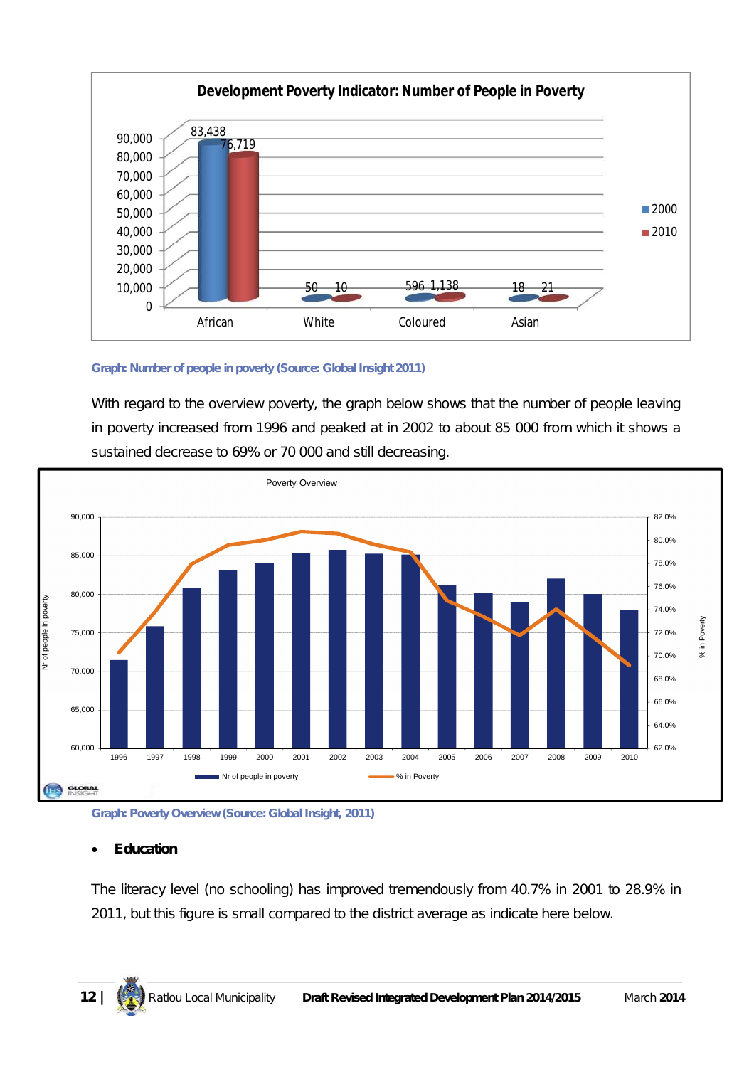Graph: Number of people in poverty (Source: Global Insight 2011)

With regard to the overview poverty, the graph below shows that the number of people leaving in poverty increased from 1996 and peaked at in 2002 to about 85 000 from which it shows a sustained decrease to 69% or 70 000 and still decreasing.

Graph: Poverty Overview (Source: Global Insight, 2011)

- **Education**

The literacy level (no schooling) has improved tremendously from 40.7% in 2001 to 28.9% in 2011, but this figure is small compared to the district average as indicate here below.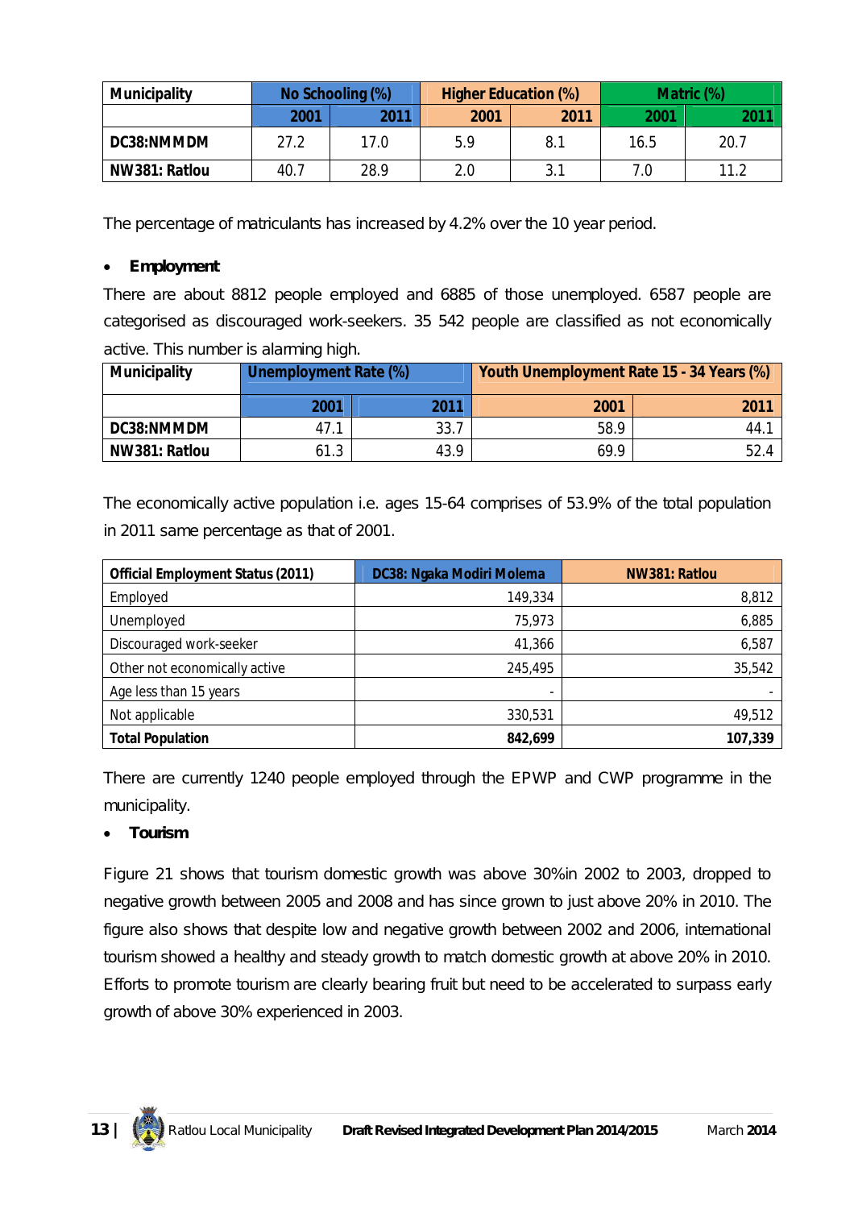| Municipality | No Schooling (%) | | Higher Education (%) | | Matric (%) | |
|---|---|---|---|---|---|---|
| | 2001 | 2011 | 2001 | 2011 | 2001 | 2011 |
| **DC38:NMMDM** | 27.2 | 17.0 | 5.9 | 8.1 | 16.5 | 20.7 |
| **NW381: Ratlou** | 40.7 | 28.9 | 2.0 | 3.1 | 7.0 | 11.2 |

The percentage of matriculants has increased by 4.2% over the 10 year period.

- **Employment**

There are about 8812 people employed and 6885 of those unemployed. 6587 people are categorised as discouraged work-seekers. 35 542 people are classified as not economically active. This number is alarming high.

| Municipality | Unemployment Rate (%) | | Youth Unemployment Rate 15 - 34 Years (%) | |
|---|---|---|---|---|
| | 2001 | 2011 | 2001 | 2011 |
| **DC38:NMMDM** | 47.1 | 33.7 | 58.9 | 44.1 |
| **NW381: Ratlou** | 61.3 | 43.9 | 69.9 | 52.4 |

The economically active population i.e. ages 15-64 comprises of 53.9% of the total population in 2011 same percentage as that of 2001.

| Official Employment Status (2011) | DC38: Ngaka Modiri Molema | NW381: Ratlou |
|---|---|---|
| Employed | 149,334 | 8,812 |
| Unemployed | 75,973 | 6,885 |
| Discouraged work-seeker | 41,366 | 6,587 |
| Other not economically active | 245,495 | 35,542 |
| Age less than 15 years | - | - |
| Not applicable | 330,531 | 49,512 |
| **Total Population** | **842,699** | **107,339** |

There are currently 1240 people employed through the EPWP and CWP programme in the municipality.

- **Tourism**

Figure 21 shows that tourism domestic growth was above 30%in 2002 to 2003, dropped to negative growth between 2005 and 2008 and has since grown to just above 20% in 2010. The figure also shows that despite low and negative growth between 2002 and 2006, international tourism showed a healthy and steady growth to match domestic growth at above 20% in 2010. Efforts to promote tourism are clearly bearing fruit but need to be accelerated to surpass early growth of above 30% experienced in 2003.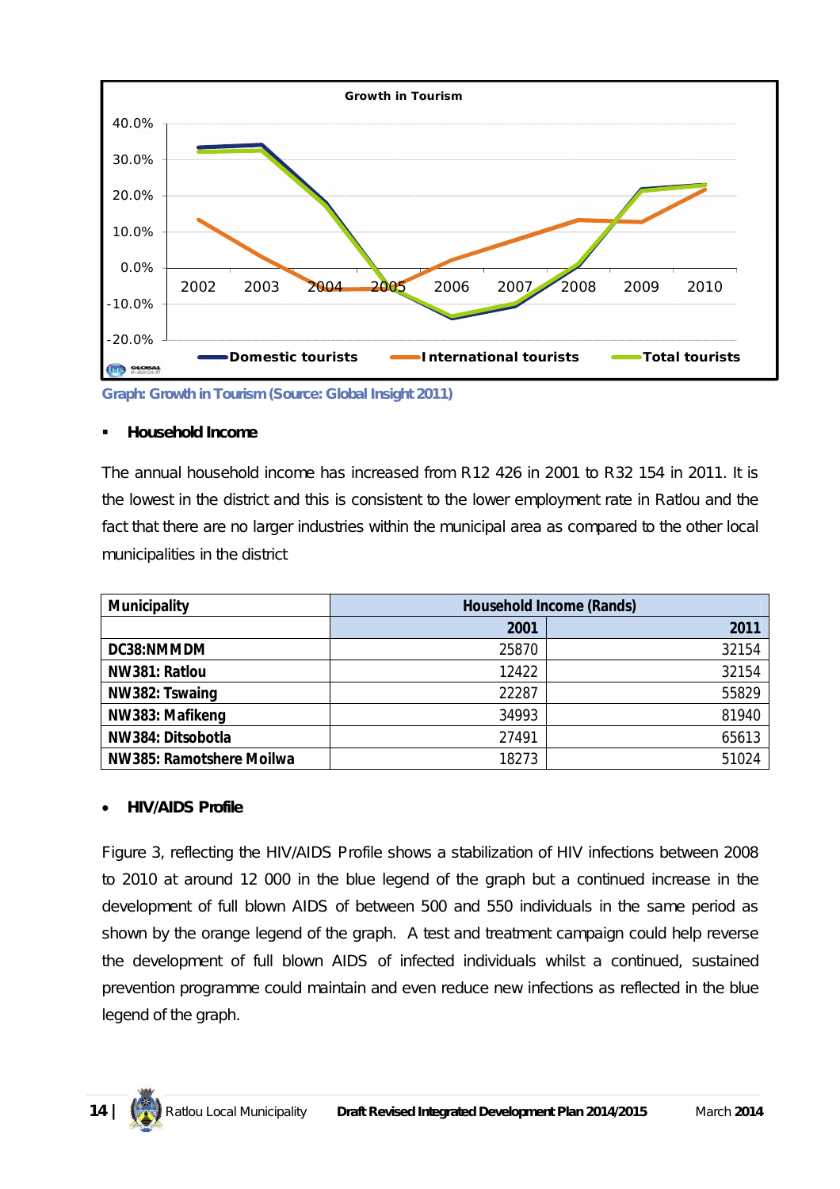Graph: Growth in Tourism (Source: Global Insight 2011)

- **Household Income**

The annual household income has increased from R12 426 in 2001 to R32 154 in 2011. It is the lowest in the district and this is consistent to the lower employment rate in Ratlou and the fact that there are no larger industries within the municipal area as compared to the other local municipalities in the district

| Municipality | Household Income (Rands) | |
|---|---|---|
| | 2001 | 2011 |
| DC38:NMMDM | 25870 | 32154 |
| NW381: Ratlou | 12422 | 32154 |
| NW382: Tswaing | 22287 | 55829 |
| NW383: Mafikeng | 34993 | 81940 |
| NW384: Ditsobotla | 27491 | 65613 |
| NW385: Ramotshere Moilwa | 18273 | 51024 |

- **HIV/AIDS Profile**

Figure 3, reflecting the HIV/AIDS Profile shows a stabilization of HIV infections between 2008 to 2010 at around 12 000 in the blue legend of the graph but a continued increase in the development of full blown AIDS of between 500 and 550 individuals in the same period as shown by the orange legend of the graph. A test and treatment campaign could help reverse the development of full blown AIDS of infected individuals whilst a continued, sustained prevention programme could maintain and even reduce new infections as reflected in the blue legend of the graph.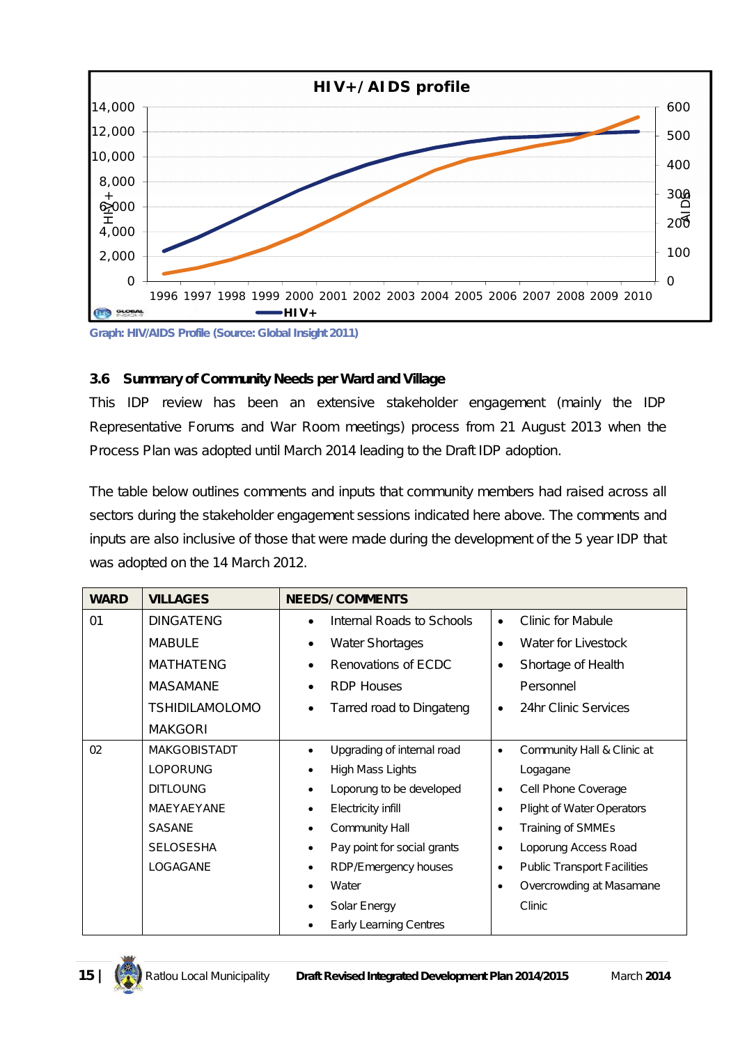Graph: HIV/AIDS Profile (Source: Global Insight 2011)

### 3.6 Summary of Community Needs per Ward and Village

This IDP review has been an extensive stakeholder engagement (mainly the IDP Representative Forums and War Room meetings) process from 21 August 2013 when the Process Plan was adopted until March 2014 leading to the Draft IDP adoption.

The table below outlines comments and inputs that community members had raised across all sectors during the stakeholder engagement sessions indicated here above. The comments and inputs are also inclusive of those that were made during the development of the 5 year IDP that was adopted on the 14 March 2012.

| WARD | VILLAGES | NEEDS/COMMENTS | |
|---|---|---|---|
| 01 | DINGATENG<br>MABULE<br>MATHATENG<br>MASAMANE<br>TSHIDILAMOLOMO<br>MAKGORI | • Internal Roads to Schools<br>• Water Shortages<br>• Renovations of ECDC<br>• RDP Houses<br>• Tarred road to Dingateng | • Clinic for Mabule<br>• Water for Livestock<br>• Shortage of Health Personnel<br>• 24hr Clinic Services |
| 02 | MAKGOBISTADT<br>LOPORUNG<br>DITLOUNG<br>MAEYAEYANE<br>SASANE<br>SELOSESHA<br>LOGAGANE | • Upgrading of internal road<br>• High Mass Lights<br>• Loporung to be developed<br>• Electricity infill<br>• Community Hall<br>• Pay point for social grants<br>• RDP/Emergency houses<br>• Water<br>• Solar Energy<br>• Early Learning Centres | • Community Hall & Clinic at Logagane<br>• Cell Phone Coverage<br>• Plight of Water Operators<br>• Training of SMMEs<br>• Loporung Access Road<br>• Public Transport Facilities<br>• Overcrowding at Masamane Clinic |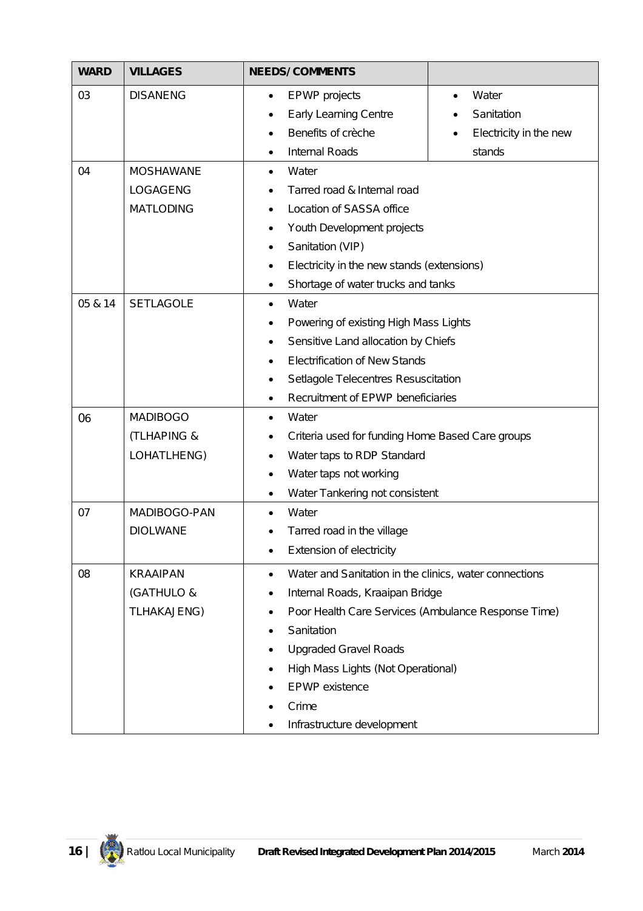| WARD | VILLAGES | NEEDS/COMMENTS | |
|---|---|---|---|
| 03 | DISANENG | • EPWP projects<br>• Early Learning Centre<br>• Benefits of crèche<br>• Internal Roads | • Water<br>• Sanitation<br>• Electricity in the new stands |
| 04 | MOSHAWANE<br>LOGAGENG<br>MATLODING | • Water<br>• Tarred road & Internal road<br>• Location of SASSA office<br>• Youth Development projects<br>• Sanitation (VIP)<br>• Electricity in the new stands (extensions)<br>• Shortage of water trucks and tanks | |
| 05 & 14 | SETLAGOLE | • Water<br>• Powering of existing High Mass Lights<br>• Sensitive Land allocation by Chiefs<br>• Electrification of New Stands<br>• Setlagole Telecentres Resuscitation<br>• Recruitment of EPWP beneficiaries | |
| 06 | MADIBOGO<br>(TLHAPING &<br>LOHATLHENG) | • Water<br>• Criteria used for funding Home Based Care groups<br>• Water taps to RDP Standard<br>• Water taps not working<br>• Water Tankering not consistent | |
| 07 | MADIBOGO-PAN<br>DIOLWANE | • Water<br>• Tarred road in the village<br>• Extension of electricity | |
| 08 | KRAAIPAN<br>(GATHULO &<br>TLHAKAJENG) | • Water and Sanitation in the clinics, water connections<br>• Internal Roads, Kraaipan Bridge<br>• Poor Health Care Services (Ambulance Response Time)<br>• Sanitation<br>• Upgraded Gravel Roads<br>• High Mass Lights (Not Operational)<br>• EPWP existence<br>• Crime<br>• Infrastructure development | |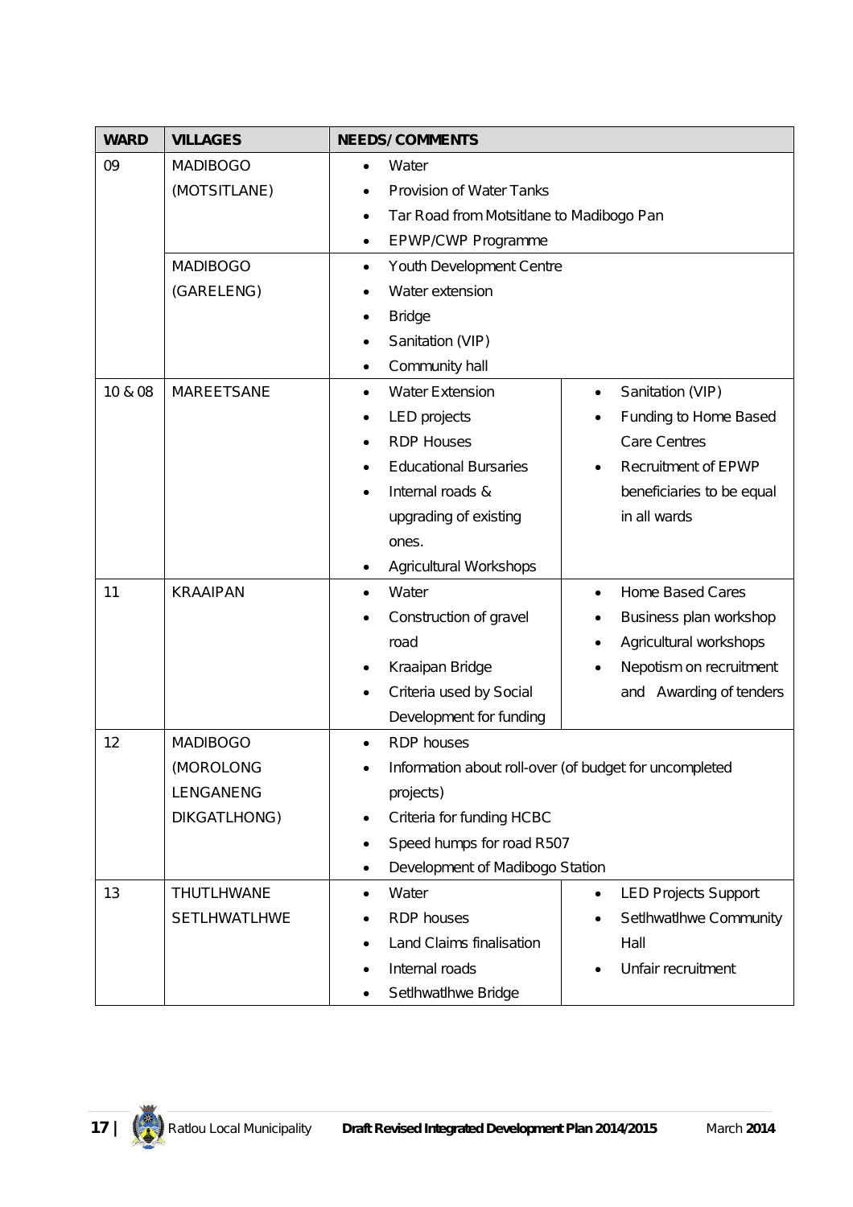| WARD | VILLAGES | NEEDS/ COMMENTS |
|---|---|---|
| 09 | MADIBOGO (MOTSITLANE) | • Water<br>• Provision of Water Tanks<br>• Tar Road from Motsitlane to Madibogo Pan<br>• EPWP/CWP Programme |
| | MADIBOGO (GARELENG) | • Youth Development Centre<br>• Water extension<br>• Bridge<br>• Sanitation (VIP)<br>• Community hall |
| 10 & 08 | MAREETSANE | • Water Extension<br>• LED projects<br>• RDP Houses<br>• Educational Bursaries<br>• Internal roads & upgrading of existing ones.<br>• Agricultural Workshops<br>• Sanitation (VIP)<br>• Funding to Home Based Care Centres<br>• Recruitment of EPWP beneficiaries to be equal in all wards |
| 11 | KRAAIPAN | • Water<br>• Construction of gravel road<br>• Kraaipan Bridge<br>• Criteria used by Social Development for funding<br>• Home Based Cares<br>• Business plan workshop<br>• Agricultural workshops<br>• Nepotism on recruitment and Awarding of tenders |
| 12 | MADIBOGO (MOROLONG LENGANENG DIKGATLHONG) | • RDP houses<br>• Information about roll-over (of budget for uncompleted projects)<br>• Criteria for funding HCBC<br>• Speed humps for road R507<br>• Development of Madibogo Station |
| 13 | THUTLHWANE SETLHWATLHWE | • Water<br>• RDP houses<br>• Land Claims finalisation<br>• Internal roads<br>• Setlhwatlhwe Bridge<br>• LED Projects Support<br>• Setlhwatlhwe Community Hall<br>• Unfair recruitment |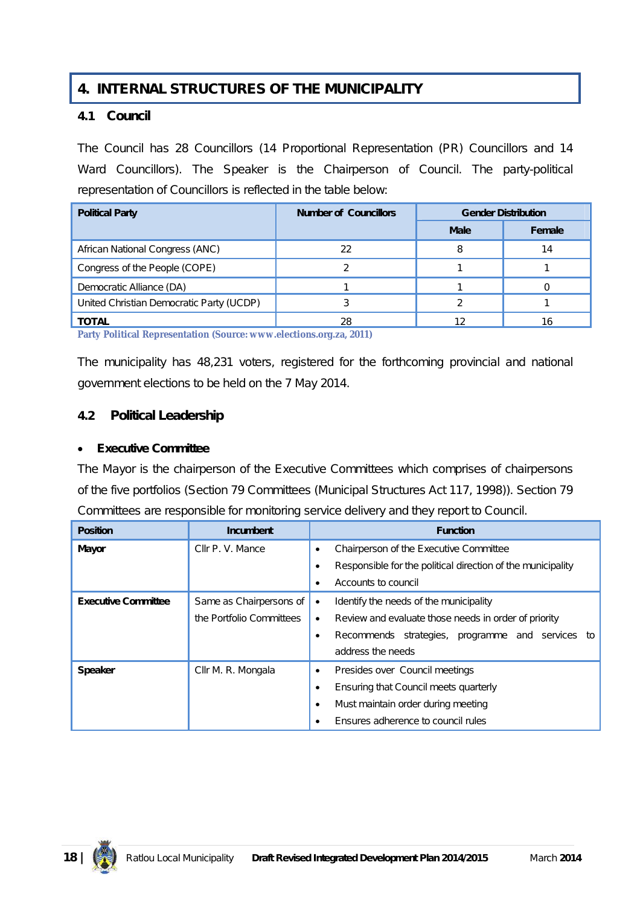# 4. INTERNAL STRUCTURES OF THE MUNICIPALITY

## 4.1 Council

The Council has 28 Councillors (14 Proportional Representation (PR) Councillors and 14 Ward Councillors). The Speaker is the Chairperson of Council. The party-political representation of Councillors is reflected in the table below:

| Political Party | Number of Councillors | Gender Distribution | |
|---|---|---|---|
| | | Male | Female |
| African National Congress (ANC) | 22 | 8 | 14 |
| Congress of the People (COPE) | 2 | 1 | 1 |
| Democratic Alliance (DA) | 1 | 1 | 0 |
| United Christian Democratic Party (UCDP) | 3 | 2 | 1 |
| **TOTAL** | 28 | 12 | 16 |

Party Political Representation (Source: www.elections.org.za, 2011)

The municipality has 48,231 voters, registered for the forthcoming provincial and national government elections to be held on the 7 May 2014.

## 4.2 Political Leadership

- **Executive Committee**

The Mayor is the chairperson of the Executive Committees which comprises of chairpersons of the five portfolios (Section 79 Committees (Municipal Structures Act 117, 1998)). Section 79 Committees are responsible for monitoring service delivery and they report to Council.

| Position | Incumbent | Function |
|---|---|---|
| **Mayor** | Cllr P. V. Mance | • Chairperson of the Executive Committee<br>• Responsible for the political direction of the municipality<br>• Accounts to council |
| **Executive Committee** | Same as Chairpersons of the Portfolio Committees | • Identify the needs of the municipality<br>• Review and evaluate those needs in order of priority<br>• Recommends strategies, programme and services to address the needs |
| **Speaker** | Cllr M. R. Mongala | • Presides over Council meetings<br>• Ensuring that Council meets quarterly<br>• Must maintain order during meeting<br>• Ensures adherence to council rules |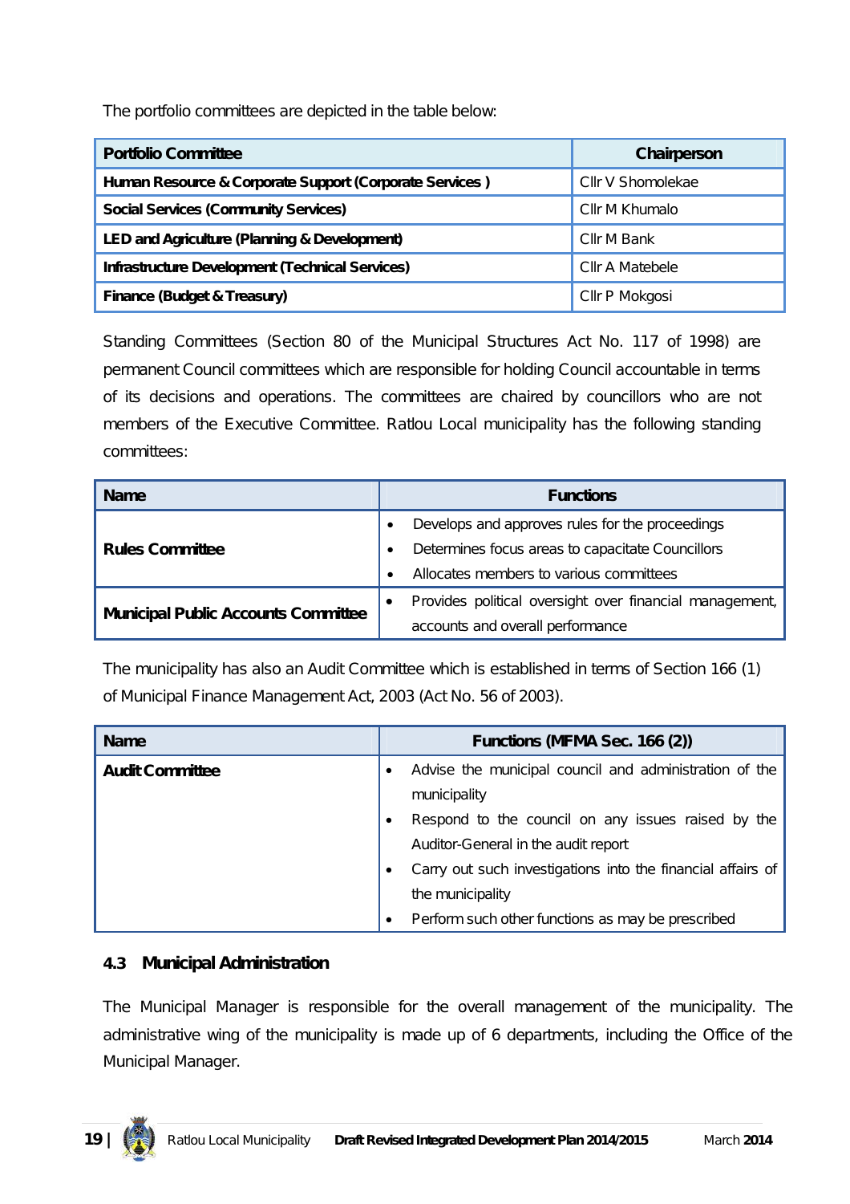The portfolio committees are depicted in the table below:

| Portfolio Committee | Chairperson |
|---|---|
| **Human Resource & Corporate Support (Corporate Services )** | Cllr V Shomolekae |
| **Social Services (Community Services)** | Cllr M Khumalo |
| **LED and Agriculture (Planning & Development)** | Cllr M Bank |
| **Infrastructure Development (Technical Services)** | Cllr A Matebele |
| **Finance (Budget & Treasury)** | Cllr P Mokgosi |

Standing Committees (Section 80 of the Municipal Structures Act No. 117 of 1998) are permanent Council committees which are responsible for holding Council accountable in terms of its decisions and operations. The committees are chaired by councillors who are not members of the Executive Committee. Ratlou Local municipality has the following standing committees:

| Name | Functions |
|---|---|
| **Rules Committee** | • Develops and approves rules for the proceedings<br>• Determines focus areas to capacitate Councillors<br>• Allocates members to various committees |
| **Municipal Public Accounts Committee** | • Provides political oversight over financial management, accounts and overall performance |

The municipality has also an Audit Committee which is established in terms of Section 166 (1) of Municipal Finance Management Act, 2003 (Act No. 56 of 2003).

| Name | Functions (MFMA Sec. 166 (2)) |
|---|---|
| **Audit Committee** | • Advise the municipal council and administration of the municipality<br>• Respond to the council on any issues raised by the Auditor-General in the audit report<br>• Carry out such investigations into the financial affairs of the municipality<br>• Perform such other functions as may be prescribed |

### 4.3 Municipal Administration

The Municipal Manager is responsible for the overall management of the municipality. The administrative wing of the municipality is made up of 6 departments, including the Office of the Municipal Manager.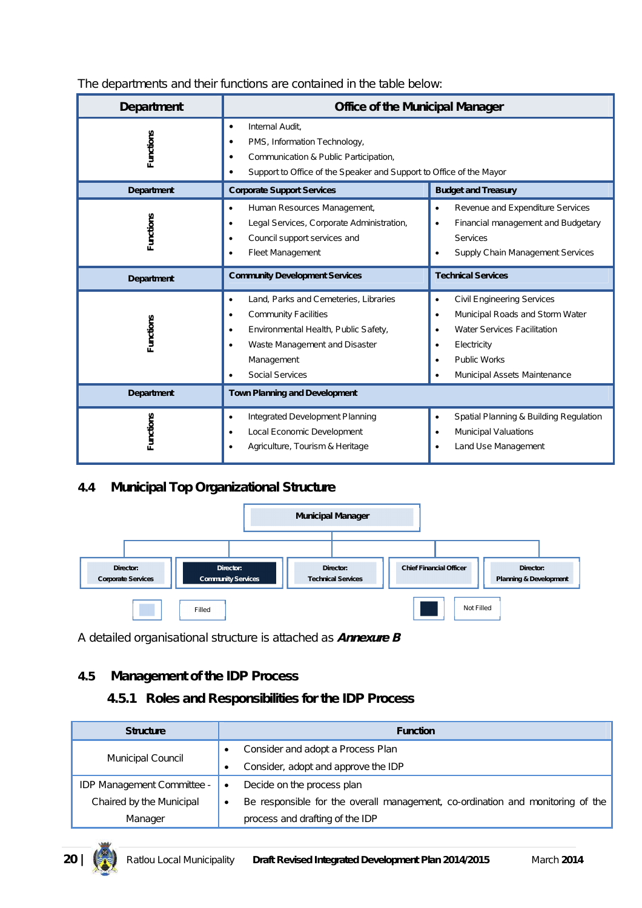The departments and their functions are contained in the table below:

| Department | Office of the Municipal Manager | |
|---|---|---|
| Functions | • Internal Audit,<br>• PMS, Information Technology,<br>• Communication & Public Participation,<br>• Support to Office of the Speaker and Support to Office of the Mayor | |
| **Department** | **Corporate Support Services** | **Budget and Treasury** |
| Functions | • Human Resources Management,<br>• Legal Services, Corporate Administration,<br>• Council support services and<br>• Fleet Management | • Revenue and Expenditure Services<br>• Financial management and Budgetary Services<br>• Supply Chain Management Services |
| **Department** | **Community Development Services** | **Technical Services** |
| Functions | • Land, Parks and Cemeteries, Libraries<br>• Community Facilities<br>• Environmental Health, Public Safety,<br>• Waste Management and Disaster Management<br>• Social Services | • Civil Engineering Services<br>• Municipal Roads and Storm Water<br>• Water Services Facilitation<br>• Electricity<br>• Public Works<br>• Municipal Assets Maintenance |
| **Department** | **Town Planning and Development** | |
| Functions | • Integrated Development Planning<br>• Local Economic Development<br>• Agriculture, Tourism & Heritage | • Spatial Planning & Building Regulation<br>• Municipal Valuations<br>• Land Use Management |

## 4.4 Municipal Top Organizational Structure

Municipal Manager

- Director: Corporate Services (Filled)
- Director: Community Services (Not Filled)
- Director: Technical Services (Filled)
- Chief Financial Officer (Filled)
- Director: Planning & Development (Filled)

Legend: Filled / Not Filled

A detailed organisational structure is attached as ***Annexure B***

## 4.5 Management of the IDP Process

### 4.5.1 Roles and Responsibilities for the IDP Process

| Structure | Function |
|---|---|
| Municipal Council | • Consider and adopt a Process Plan<br>• Consider, adopt and approve the IDP |
| IDP Management Committee - Chaired by the Municipal Manager | • Decide on the process plan<br>• Be responsible for the overall management, co-ordination and monitoring of the process and drafting of the IDP |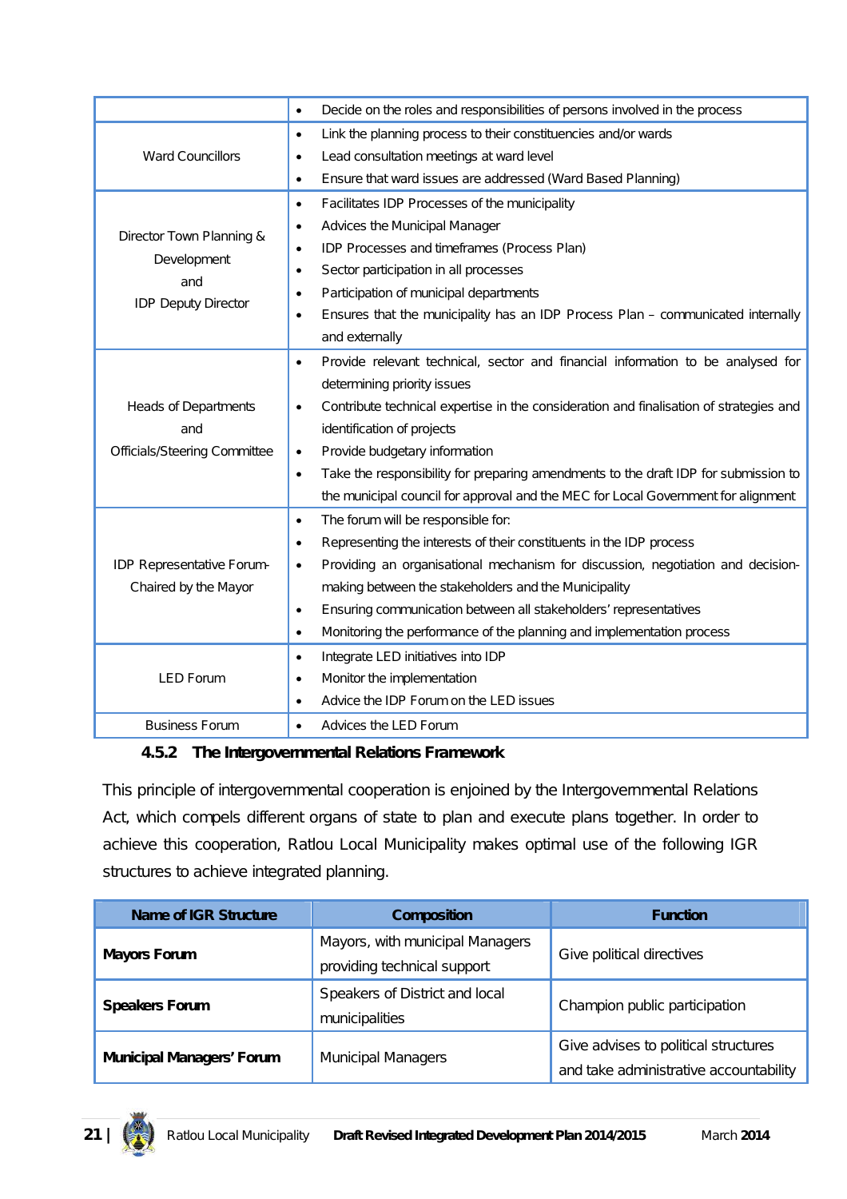| | |
|---|---|
| | • Decide on the roles and responsibilities of persons involved in the process |
| Ward Councillors | • Link the planning process to their constituencies and/or wards<br>• Lead consultation meetings at ward level<br>• Ensure that ward issues are addressed (Ward Based Planning) |
| Director Town Planning & Development and IDP Deputy Director | • Facilitates IDP Processes of the municipality<br>• Advices the Municipal Manager<br>• IDP Processes and timeframes (Process Plan)<br>• Sector participation in all processes<br>• Participation of municipal departments<br>• Ensures that the municipality has an IDP Process Plan – communicated internally and externally |
| Heads of Departments and Officials/Steering Committee | • Provide relevant technical, sector and financial information to be analysed for determining priority issues<br>• Contribute technical expertise in the consideration and finalisation of strategies and identification of projects<br>• Provide budgetary information<br>• Take the responsibility for preparing amendments to the draft IDP for submission to the municipal council for approval and the MEC for Local Government for alignment |
| IDP Representative Forum-Chaired by the Mayor | • The forum will be responsible for:<br>• Representing the interests of their constituents in the IDP process<br>• Providing an organisational mechanism for discussion, negotiation and decision-making between the stakeholders and the Municipality<br>• Ensuring communication between all stakeholders' representatives<br>• Monitoring the performance of the planning and implementation process |
| LED Forum | • Integrate LED initiatives into IDP<br>• Monitor the implementation<br>• Advice the IDP Forum on the LED issues |
| Business Forum | • Advices the LED Forum |

### 4.5.2 The Intergovernmental Relations Framework

This principle of intergovernmental cooperation is enjoined by the Intergovernmental Relations Act, which compels different organs of state to plan and execute plans together. In order to achieve this cooperation, Ratlou Local Municipality makes optimal use of the following IGR structures to achieve integrated planning.

| Name of IGR Structure | Composition | Function |
|---|---|---|
| **Mayors Forum** | Mayors, with municipal Managers providing technical support | Give political directives |
| **Speakers Forum** | Speakers of District and local municipalities | Champion public participation |
| **Municipal Managers' Forum** | Municipal Managers | Give advises to political structures and take administrative accountability |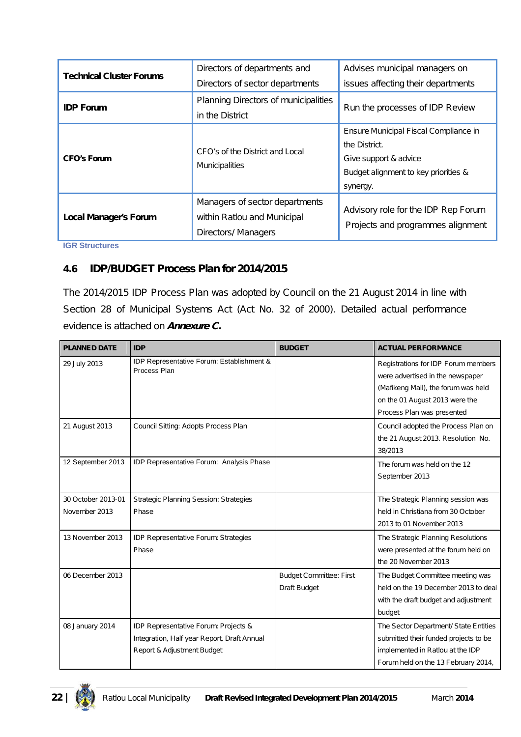| | | |
|---|---|---|
| **Technical Cluster Forums** | Directors of departments and Directors of sector departments | Advises municipal managers on issues affecting their departments |
| **IDP Forum** | Planning Directors of municipalities in the District | Run the processes of IDP Review |
| **CFO's Forum** | CFO's of the District and Local Municipalities | Ensure Municipal Fiscal Compliance in the District. Give support & advice Budget alignment to key priorities & synergy. |
| **Local Manager's Forum** | Managers of sector departments within Ratlou and Municipal Directors/ Managers | Advisory role for the IDP Rep Forum Projects and programmes alignment |

IGR Structures

### 4.6 IDP/BUDGET Process Plan for 2014/2015

The 2014/2015 IDP Process Plan was adopted by Council on the 21 August 2014 in line with Section 28 of Municipal Systems Act (Act No. 32 of 2000). Detailed actual performance evidence is attached on ***Annexure C.***

| PLANNED DATE | IDP | BUDGET | ACTUAL PERFORMANCE |
|---|---|---|---|
| 29 July 2013 | IDP Representative Forum: Establishment & Process Plan | | Registrations for IDP Forum members were advertised in the newspaper (Mafikeng Mail), the forum was held on the 01 August 2013 were the Process Plan was presented |
| 21 August 2013 | Council Sitting: Adopts Process Plan | | Council adopted the Process Plan on the 21 August 2013. Resolution No. 38/2013 |
| 12 September 2013 | IDP Representative Forum: Analysis Phase | | The forum was held on the 12 September 2013 |
| 30 October 2013-01 November 2013 | Strategic Planning Session: Strategies Phase | | The Strategic Planning session was held in Christiana from 30 October 2013 to 01 November 2013 |
| 13 November 2013 | IDP Representative Forum: Strategies Phase | | The Strategic Planning Resolutions were presented at the forum held on the 20 November 2013 |
| 06 December 2013 | | Budget Committee: First Draft Budget | The Budget Committee meeting was held on the 19 December 2013 to deal with the draft budget and adjustment budget |
| 08 January 2014 | IDP Representative Forum: Projects & Integration, Half year Report, Draft Annual Report & Adjustment Budget | | The Sector Department/ State Entities submitted their funded projects to be implemented in Ratlou at the IDP Forum held on the 13 February 2014, |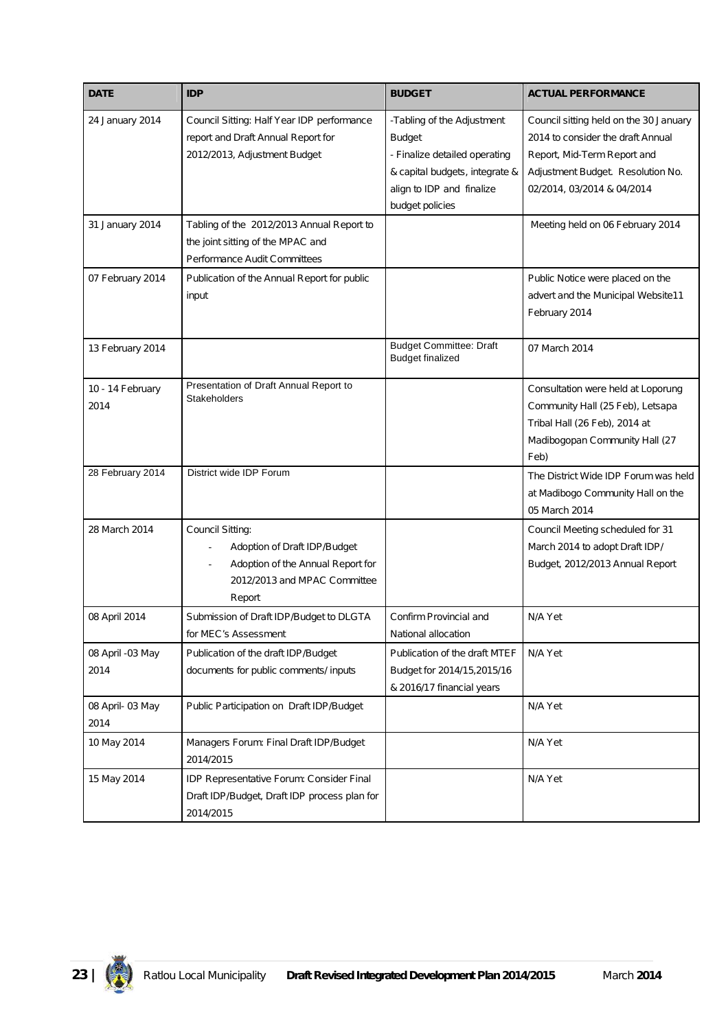| DATE | IDP | BUDGET | ACTUAL PERFORMANCE |
|---|---|---|---|
| 24 January 2014 | Council Sitting: Half Year IDP performance report and Draft Annual Report for 2012/2013, Adjustment Budget | -Tabling of the Adjustment Budget<br>- Finalize detailed operating & capital budgets, integrate & align to IDP and finalize budget policies | Council sitting held on the 30 January 2014 to consider the draft Annual Report, Mid-Term Report and Adjustment Budget. Resolution No. 02/2014, 03/2014 & 04/2014 |
| 31 January 2014 | Tabling of the 2012/2013 Annual Report to the joint sitting of the MPAC and Performance Audit Committees | | Meeting held on 06 February 2014 |
| 07 February 2014 | Publication of the Annual Report for public input | | Public Notice were placed on the advert and the Municipal Website11 February 2014 |
| 13 February 2014 | | Budget Committee: Draft Budget finalized | 07 March 2014 |
| 10 - 14 February 2014 | Presentation of Draft Annual Report to Stakeholders | | Consultation were held at Loporung Community Hall (25 Feb), Letsapa Tribal Hall (26 Feb), 2014 at Madibogopan Community Hall (27 Feb) |
| 28 February 2014 | District wide IDP Forum | | The District Wide IDP Forum was held at Madibogo Community Hall on the 05 March 2014 |
| 28 March 2014 | Council Sitting:<br>- Adoption of Draft IDP/Budget<br>- Adoption of the Annual Report for 2012/2013 and MPAC Committee Report | | Council Meeting scheduled for 31 March 2014 to adopt Draft IDP/ Budget, 2012/2013 Annual Report |
| 08 April 2014 | Submission of Draft IDP/Budget to DLGTA for MEC's Assessment | Confirm Provincial and National allocation | N/A Yet |
| 08 April -03 May 2014 | Publication of the draft IDP/Budget documents for public comments/ inputs | Publication of the draft MTEF Budget for 2014/15,2015/16 & 2016/17 financial years | N/A Yet |
| 08 April- 03 May 2014 | Public Participation on Draft IDP/Budget | | N/A Yet |
| 10 May 2014 | Managers Forum: Final Draft IDP/Budget 2014/2015 | | N/A Yet |
| 15 May 2014 | IDP Representative Forum: Consider Final Draft IDP/Budget, Draft IDP process plan for 2014/2015 | | N/A Yet |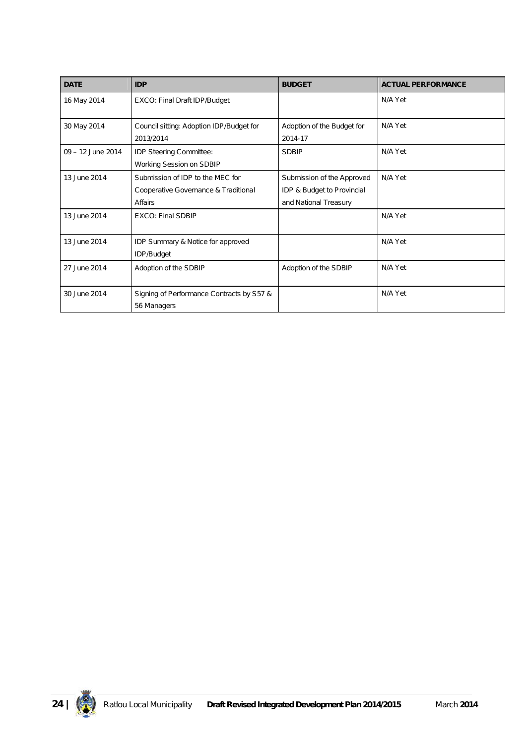| DATE | IDP | BUDGET | ACTUAL PERFORMANCE |
|---|---|---|---|
| 16 May 2014 | EXCO: Final Draft IDP/Budget | | N/A Yet |
| 30 May 2014 | Council sitting: Adoption IDP/Budget for 2013/2014 | Adoption of the Budget for 2014-17 | N/A Yet |
| 09 – 12 June 2014 | IDP Steering Committee: Working Session on SDBIP | SDBIP | N/A Yet |
| 13 June 2014 | Submission of IDP to the MEC for Cooperative Governance & Traditional Affairs | Submission of the Approved IDP & Budget to Provincial and National Treasury | N/A Yet |
| 13 June 2014 | EXCO: Final SDBIP | | N/A Yet |
| 13 June 2014 | IDP Summary & Notice for approved IDP/Budget | | N/A Yet |
| 27 June 2014 | Adoption of the SDBIP | Adoption of the SDBIP | N/A Yet |
| 30 June 2014 | Signing of Performance Contracts by S57 & 56 Managers | | N/A Yet |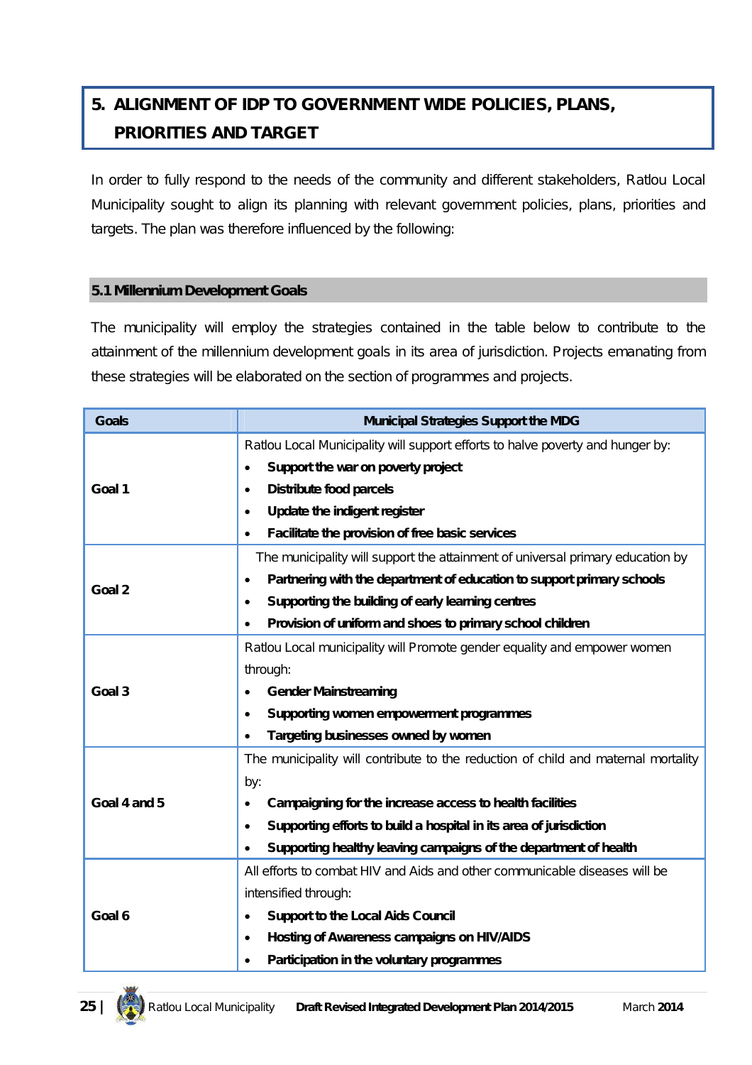# 5. ALIGNMENT OF IDP TO GOVERNMENT WIDE POLICIES, PLANS, PRIORITIES AND TARGET

In order to fully respond to the needs of the community and different stakeholders, Ratlou Local Municipality sought to align its planning with relevant government policies, plans, priorities and targets. The plan was therefore influenced by the following:

## 5.1 Millennium Development Goals

The municipality will employ the strategies contained in the table below to contribute to the attainment of the millennium development goals in its area of jurisdiction. Projects emanating from these strategies will be elaborated on the section of programmes and projects.

| Goals | Municipal Strategies Support the MDG |
|---|---|
| Goal 1 | Ratlou Local Municipality will support efforts to halve poverty and hunger by:<br>• **Support the war on poverty project**<br>• **Distribute food parcels**<br>• **Update the indigent register**<br>• **Facilitate the provision of free basic services** |
| Goal 2 | The municipality will support the attainment of universal primary education by<br>• **Partnering with the department of education to support primary schools**<br>• **Supporting the building of early learning centres**<br>• **Provision of uniform and shoes to primary school children** |
| Goal 3 | Ratlou Local municipality will Promote gender equality and empower women through:<br>• **Gender Mainstreaming**<br>• **Supporting women empowerment programmes**<br>• **Targeting businesses owned by women** |
| Goal 4 and 5 | The municipality will contribute to the reduction of child and maternal mortality by:<br>• **Campaigning for the increase access to health facilities**<br>• **Supporting efforts to build a hospital in its area of jurisdiction**<br>• **Supporting healthy leaving campaigns of the department of health** |
| Goal 6 | All efforts to combat HIV and Aids and other communicable diseases will be intensified through:<br>• **Support to the Local Aids Council**<br>• **Hosting of Awareness campaigns on HIV/AIDS**<br>• **Participation in the voluntary programmes** |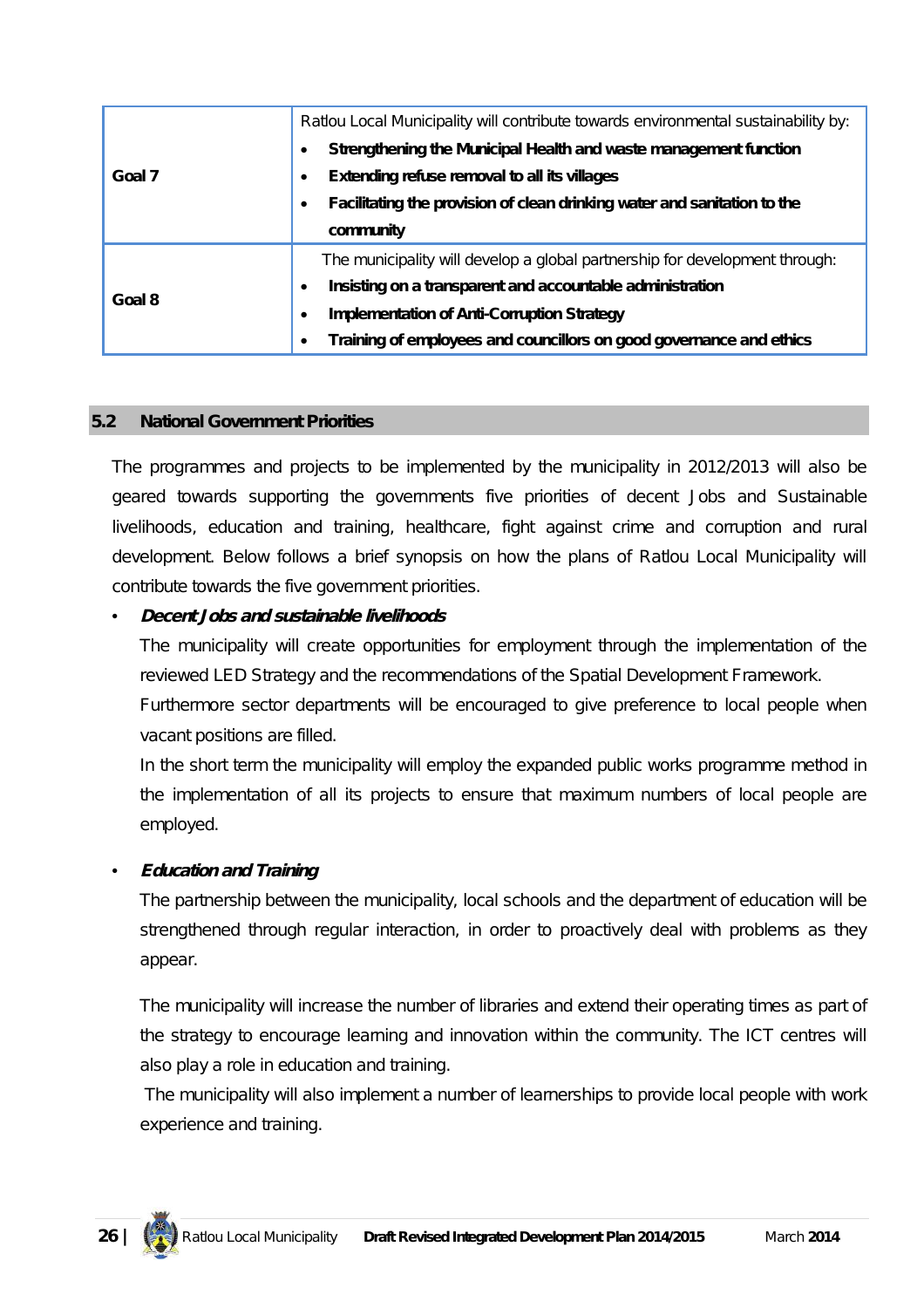| | |
|---|---|
| Goal 7 | Ratlou Local Municipality will contribute towards environmental sustainability by:<br>• **Strengthening the Municipal Health and waste management function**<br>• **Extending refuse removal to all its villages**<br>• **Facilitating the provision of clean drinking water and sanitation to the community** |
| Goal 8 | The municipality will develop a global partnership for development through:<br>• **Insisting on a transparent and accountable administration**<br>• **Implementation of Anti-Corruption Strategy**<br>• **Training of employees and councillors on good governance and ethics** |

## 5.2 National Government Priorities

The programmes and projects to be implemented by the municipality in 2012/2013 will also be geared towards supporting the governments five priorities of decent Jobs and Sustainable livelihoods, education and training, healthcare, fight against crime and corruption and rural development. Below follows a brief synopsis on how the plans of Ratlou Local Municipality will contribute towards the five government priorities.

- ***Decent Jobs and sustainable livelihoods***

  The municipality will create opportunities for employment through the implementation of the reviewed LED Strategy and the recommendations of the Spatial Development Framework.

  Furthermore sector departments will be encouraged to give preference to local people when vacant positions are filled.

  In the short term the municipality will employ the expanded public works programme method in the implementation of all its projects to ensure that maximum numbers of local people are employed.

- ***Education and Training***

  The partnership between the municipality, local schools and the department of education will be strengthened through regular interaction, in order to proactively deal with problems as they appear.

  The municipality will increase the number of libraries and extend their operating times as part of the strategy to encourage learning and innovation within the community. The ICT centres will also play a role in education and training.

  The municipality will also implement a number of learnerships to provide local people with work experience and training.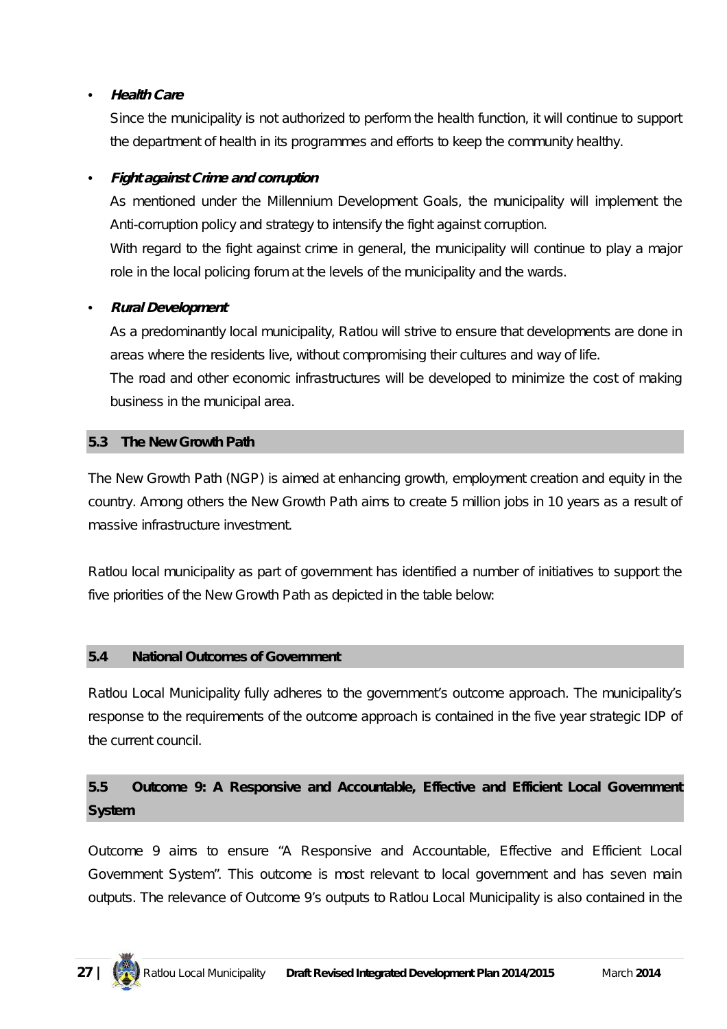- ***Health Care***

  Since the municipality is not authorized to perform the health function, it will continue to support the department of health in its programmes and efforts to keep the community healthy.

- ***Fight against Crime and corruption***

  As mentioned under the Millennium Development Goals, the municipality will implement the Anti-corruption policy and strategy to intensify the fight against corruption.

  With regard to the fight against crime in general, the municipality will continue to play a major role in the local policing forum at the levels of the municipality and the wards.

- ***Rural Development***

  As a predominantly local municipality, Ratlou will strive to ensure that developments are done in areas where the residents live, without compromising their cultures and way of life.

  The road and other economic infrastructures will be developed to minimize the cost of making business in the municipal area.

## 5.3 The New Growth Path

The New Growth Path (NGP) is aimed at enhancing growth, employment creation and equity in the country. Among others the New Growth Path aims to create 5 million jobs in 10 years as a result of massive infrastructure investment.

Ratlou local municipality as part of government has identified a number of initiatives to support the five priorities of the New Growth Path as depicted in the table below:

## 5.4 National Outcomes of Government

Ratlou Local Municipality fully adheres to the government's outcome approach. The municipality's response to the requirements of the outcome approach is contained in the five year strategic IDP of the current council.

## 5.5 Outcome 9: A Responsive and Accountable, Effective and Efficient Local Government System

Outcome 9 aims to ensure "A Responsive and Accountable, Effective and Efficient Local Government System". This outcome is most relevant to local government and has seven main outputs. The relevance of Outcome 9's outputs to Ratlou Local Municipality is also contained in the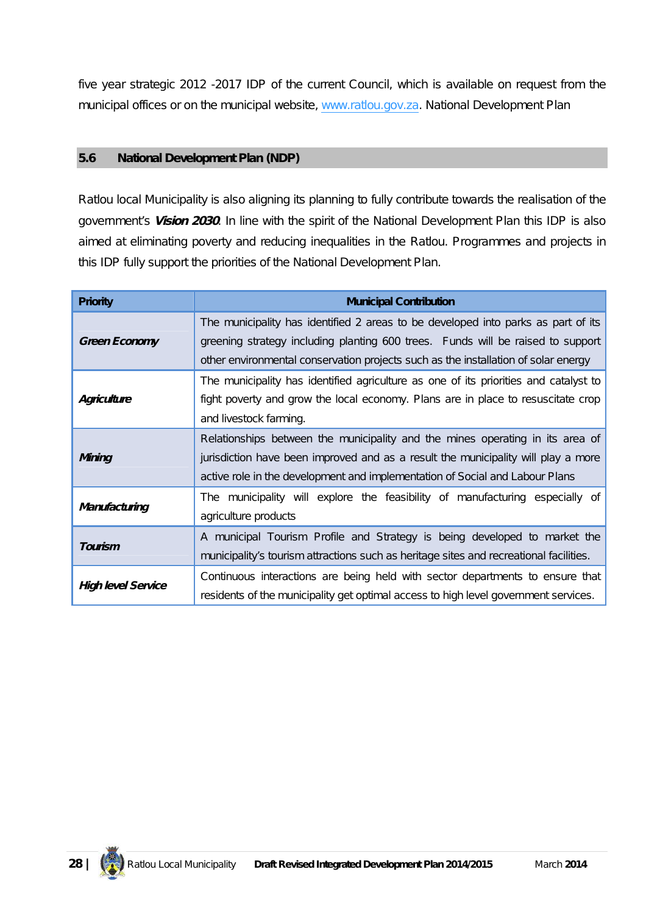five year strategic 2012 -2017 IDP of the current Council, which is available on request from the municipal offices or on the municipal website, www.ratlou.gov.za. National Development Plan

## 5.6 National Development Plan (NDP)

Ratlou local Municipality is also aligning its planning to fully contribute towards the realisation of the government's ***Vision 2030***. In line with the spirit of the National Development Plan this IDP is also aimed at eliminating poverty and reducing inequalities in the Ratlou. Programmes and projects in this IDP fully support the priorities of the National Development Plan.

| Priority | Municipal Contribution |
|---|---|
| ***Green Economy*** | The municipality has identified 2 areas to be developed into parks as part of its greening strategy including planting 600 trees. Funds will be raised to support other environmental conservation projects such as the installation of solar energy |
| ***Agriculture*** | The municipality has identified agriculture as one of its priorities and catalyst to fight poverty and grow the local economy. Plans are in place to resuscitate crop and livestock farming. |
| ***Mining*** | Relationships between the municipality and the mines operating in its area of jurisdiction have been improved and as a result the municipality will play a more active role in the development and implementation of Social and Labour Plans |
| ***Manufacturing*** | The municipality will explore the feasibility of manufacturing especially of agriculture products |
| ***Tourism*** | A municipal Tourism Profile and Strategy is being developed to market the municipality's tourism attractions such as heritage sites and recreational facilities. |
| ***High level Service*** | Continuous interactions are being held with sector departments to ensure that residents of the municipality get optimal access to high level government services. |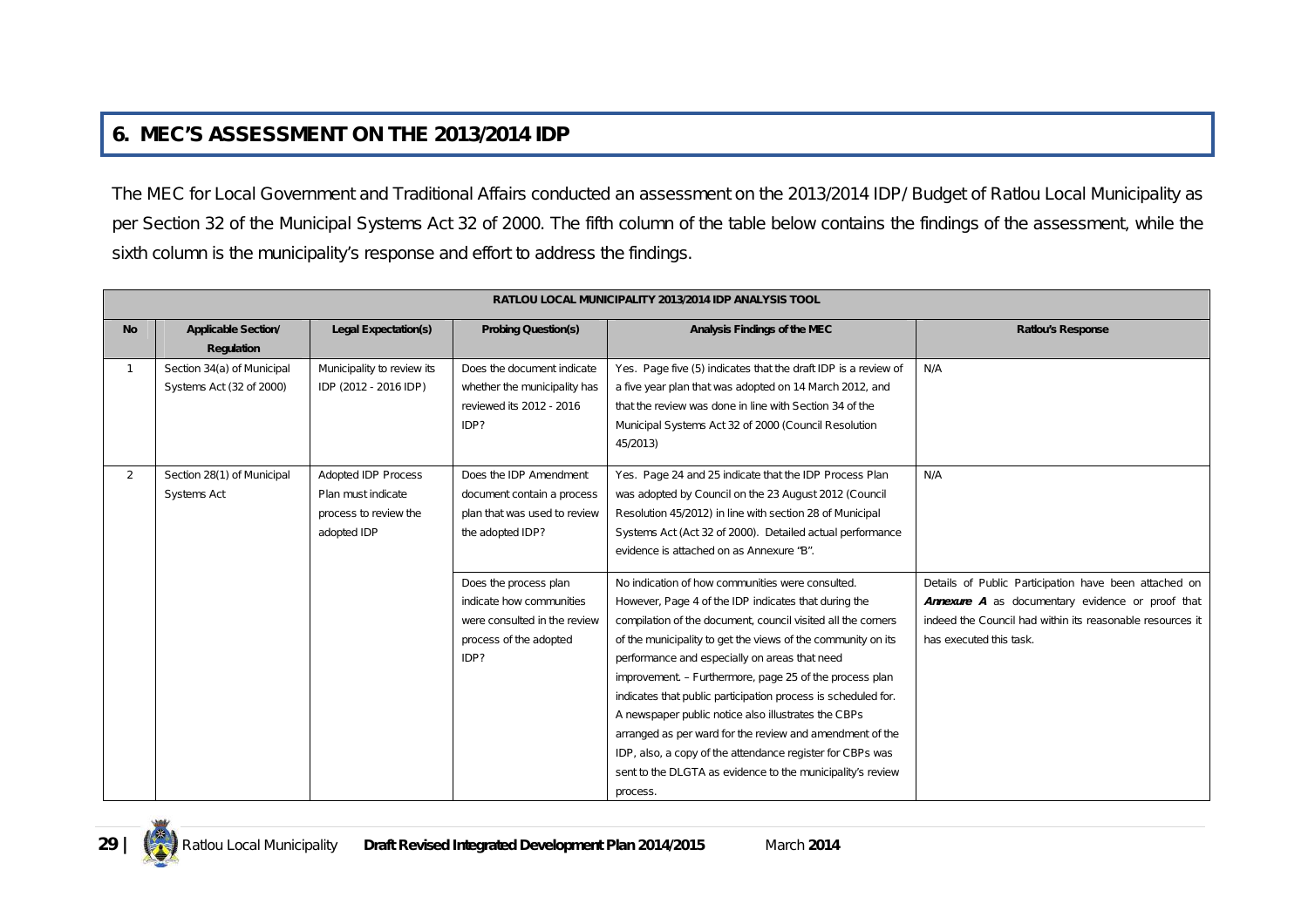## 6. MEC'S ASSESSMENT ON THE 2013/2014 IDP

The MEC for Local Government and Traditional Affairs conducted an assessment on the 2013/2014 IDP/ Budget of Ratlou Local Municipality as per Section 32 of the Municipal Systems Act 32 of 2000. The fifth column of the table below contains the findings of the assessment, while the sixth column is the municipality's response and effort to address the findings.

| RATLOU LOCAL MUNICIPALITY 2013/2014 IDP ANALYSIS TOOL | | | | | |
|---|---|---|---|---|---|
| **No** | **Applicable Section/ Regulation** | **Legal Expectation(s)** | **Probing Question(s)** | **Analysis Findings of the MEC** | **Ratlou's Response** |
| 1 | Section 34(a) of Municipal Systems Act (32 of 2000) | Municipality to review its IDP (2012 - 2016 IDP) | Does the document indicate whether the municipality has reviewed its 2012 - 2016 IDP? | Yes. Page five (5) indicates that the draft IDP is a review of a five year plan that was adopted on 14 March 2012, and that the review was done in line with Section 34 of the Municipal Systems Act 32 of 2000 (Council Resolution 45/2013) | N/A |
| 2 | Section 28(1) of Municipal Systems Act | Adopted IDP Process Plan must indicate process to review the adopted IDP | Does the IDP Amendment document contain a process plan that was used to review the adopted IDP? | Yes. Page 24 and 25 indicate that the IDP Process Plan was adopted by Council on the 23 August 2012 (Council Resolution 45/2012) in line with section 28 of Municipal Systems Act (Act 32 of 2000). Detailed actual performance evidence is attached on as Annexure "B". | N/A |
| | | | Does the process plan indicate how communities were consulted in the review process of the adopted IDP? | No indication of how communities were consulted. However, Page 4 of the IDP indicates that during the compilation of the document, council visited all the corners of the municipality to get the views of the community on its performance and especially on areas that need improvement. – Furthermore, page 25 of the process plan indicates that public participation process is scheduled for. A newspaper public notice also illustrates the CBPs arranged as per ward for the review and amendment of the IDP, also, a copy of the attendance register for CBPs was sent to the DLGTA as evidence to the municipality's review process. | Details of Public Participation have been attached on ***Annexure A*** as documentary evidence or proof that indeed the Council had within its reasonable resources it has executed this task. |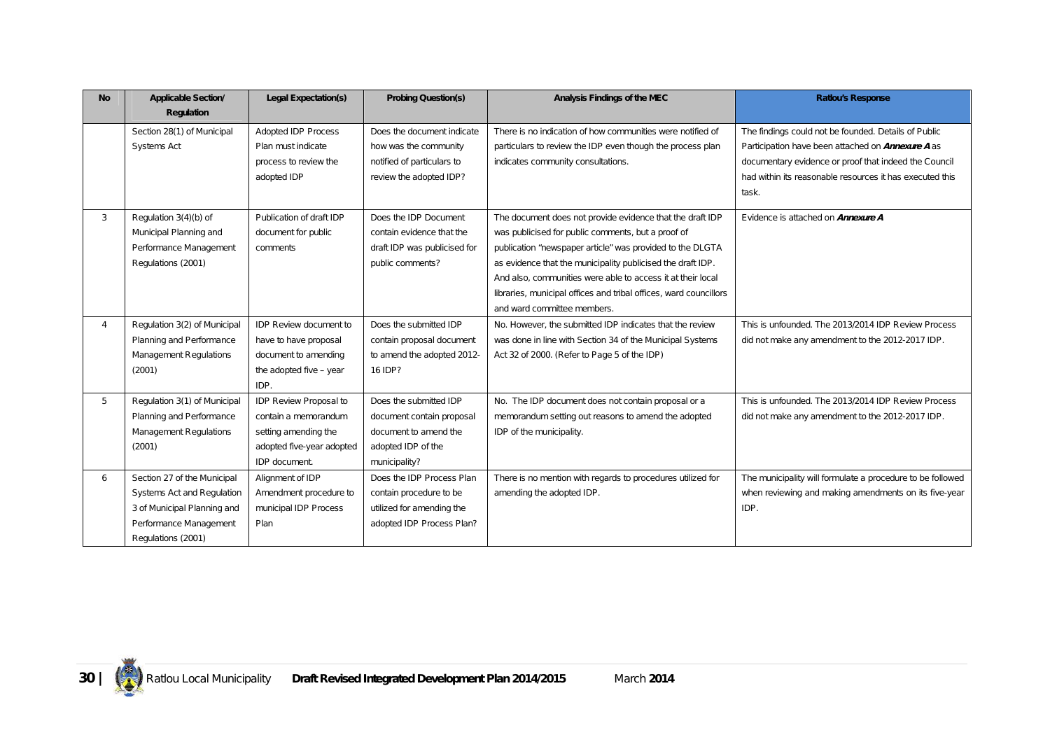| No | Applicable Section/ Regulation | Legal Expectation(s) | Probing Question(s) | Analysis Findings of the MEC | Ratlou's Response |
|---|---|---|---|---|---|
| | Section 28(1) of Municipal Systems Act | Adopted IDP Process Plan must indicate process to review the adopted IDP | Does the document indicate how was the community notified of particulars to review the adopted IDP? | There is no indication of how communities were notified of particulars to review the IDP even though the process plan indicates community consultations. | The findings could not be founded. Details of Public Participation have been attached on ***Annexure A*** as documentary evidence or proof that indeed the Council had within its reasonable resources it has executed this task. |
| 3 | Regulation 3(4)(b) of Municipal Planning and Performance Management Regulations (2001) | Publication of draft IDP document for public comments | Does the IDP Document contain evidence that the draft IDP was publicised for public comments? | The document does not provide evidence that the draft IDP was publicised for public comments, but a proof of publication "newspaper article" was provided to the DLGTA as evidence that the municipality publicised the draft IDP. And also, communities were able to access it at their local libraries, municipal offices and tribal offices, ward councillors and ward committee members. | Evidence is attached on ***Annexure A*** |
| 4 | Regulation 3(2) of Municipal Planning and Performance Management Regulations (2001) | IDP Review document to have to have proposal document to amending the adopted five – year IDP. | Does the submitted IDP contain proposal document to amend the adopted 2012-16 IDP? | No. However, the submitted IDP indicates that the review was done in line with Section 34 of the Municipal Systems Act 32 of 2000. (Refer to Page 5 of the IDP) | This is unfounded. The 2013/2014 IDP Review Process did not make any amendment to the 2012-2017 IDP. |
| 5 | Regulation 3(1) of Municipal Planning and Performance Management Regulations (2001) | IDP Review Proposal to contain a memorandum setting amending the adopted five-year adopted IDP document. | Does the submitted IDP document contain proposal document to amend the adopted IDP of the municipality? | No. The IDP document does not contain proposal or a memorandum setting out reasons to amend the adopted IDP of the municipality. | This is unfounded. The 2013/2014 IDP Review Process did not make any amendment to the 2012-2017 IDP. |
| 6 | Section 27 of the Municipal Systems Act and Regulation 3 of Municipal Planning and Performance Management Regulations (2001) | Alignment of IDP Amendment procedure to municipal IDP Process Plan | Does the IDP Process Plan contain procedure to be utilized for amending the adopted IDP Process Plan? | There is no mention with regards to procedures utilized for amending the adopted IDP. | The municipality will formulate a procedure to be followed when reviewing and making amendments on its five-year IDP. |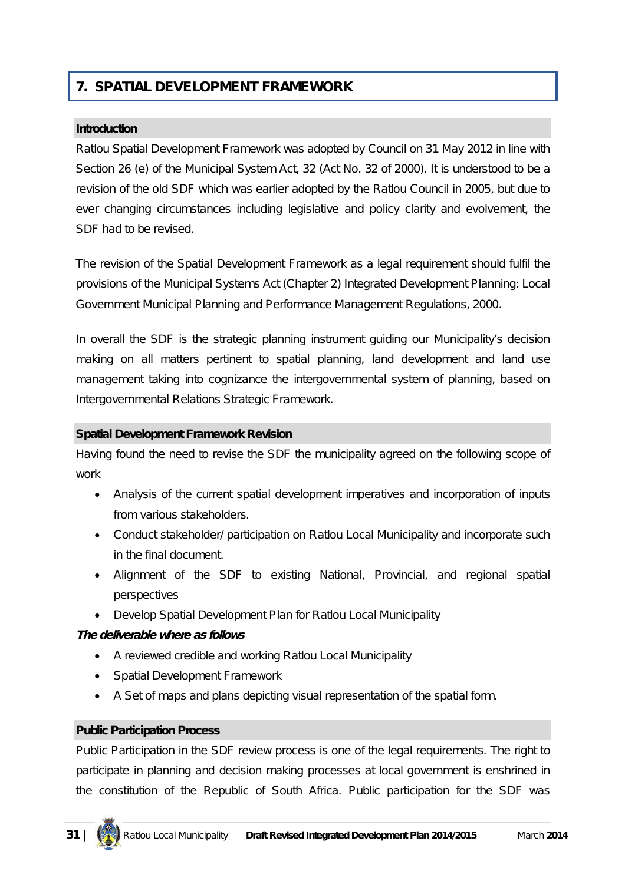# 7. SPATIAL DEVELOPMENT FRAMEWORK

## Introduction

Ratlou Spatial Development Framework was adopted by Council on 31 May 2012 in line with Section 26 (e) of the Municipal System Act, 32 (Act No. 32 of 2000). It is understood to be a revision of the old SDF which was earlier adopted by the Ratlou Council in 2005, but due to ever changing circumstances including legislative and policy clarity and evolvement, the SDF had to be revised.

The revision of the Spatial Development Framework as a legal requirement should fulfil the provisions of the Municipal Systems Act (Chapter 2) Integrated Development Planning: Local Government Municipal Planning and Performance Management Regulations, 2000.

In overall the SDF is the strategic planning instrument guiding our Municipality's decision making on all matters pertinent to spatial planning, land development and land use management taking into cognizance the intergovernmental system of planning, based on Intergovernmental Relations Strategic Framework.

## Spatial Development Framework Revision

Having found the need to revise the SDF the municipality agreed on the following scope of work

- Analysis of the current spatial development imperatives and incorporation of inputs from various stakeholders.
- Conduct stakeholder/ participation on Ratlou Local Municipality and incorporate such in the final document.
- Alignment of the SDF to existing National, Provincial, and regional spatial perspectives
- Develop Spatial Development Plan for Ratlou Local Municipality

***The deliverable where as follows***

- A reviewed credible and working Ratlou Local Municipality
- Spatial Development Framework
- A Set of maps and plans depicting visual representation of the spatial form.

## Public Participation Process

Public Participation in the SDF review process is one of the legal requirements. The right to participate in planning and decision making processes at local government is enshrined in the constitution of the Republic of South Africa. Public participation for the SDF was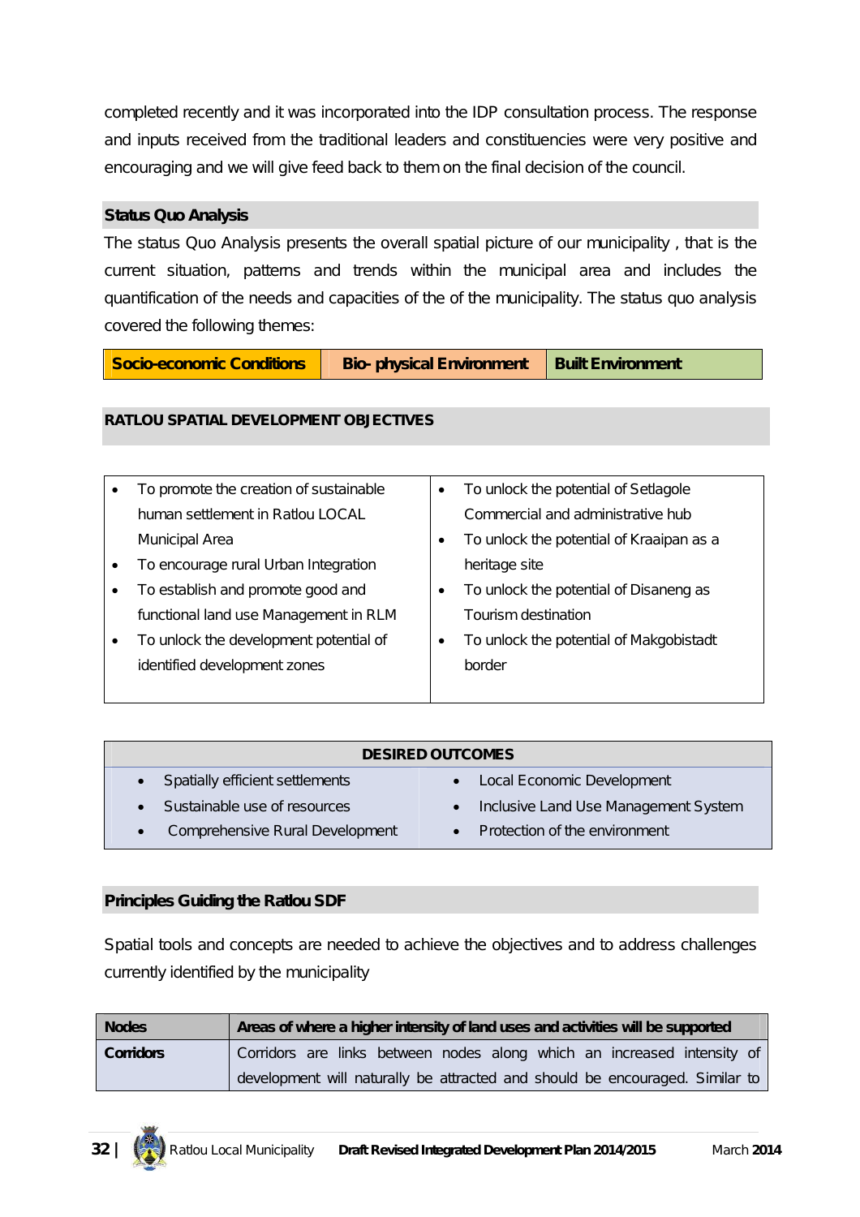completed recently and it was incorporated into the IDP consultation process. The response and inputs received from the traditional leaders and constituencies were very positive and encouraging and we will give feed back to them on the final decision of the council.

### Status Quo Analysis

The status Quo Analysis presents the overall spatial picture of our municipality , that is the current situation, patterns and trends within the municipal area and includes the quantification of the needs and capacities of the of the municipality. The status quo analysis covered the following themes:

| Socio-economic Conditions | Bio- physical Environment | Built Environment |
|---|---|---|

### RATLOU SPATIAL DEVELOPMENT OBJECTIVES

| | |
|---|---|
| • To promote the creation of sustainable human settlement in Ratlou LOCAL Municipal Area<br>• To encourage rural Urban Integration<br>• To establish and promote good and functional land use Management in RLM<br>• To unlock the development potential of identified development zones | • To unlock the potential of Setlagole Commercial and administrative hub<br>• To unlock the potential of Kraaipan as a heritage site<br>• To unlock the potential of Disaneng as Tourism destination<br>• To unlock the potential of Makgobistadt border |

| DESIRED OUTCOMES | |
|---|---|
| • Spatially efficient settlements | • Local Economic Development |
| • Sustainable use of resources | • Inclusive Land Use Management System |
| • Comprehensive Rural Development | • Protection of the environment |

### Principles Guiding the Ratlou SDF

Spatial tools and concepts are needed to achieve the objectives and to address challenges currently identified by the municipality

| Nodes | Areas of where a higher intensity of land uses and activities will be supported |
|---|---|
| Corridors | Corridors are links between nodes along which an increased intensity of development will naturally be attracted and should be encouraged. Similar to |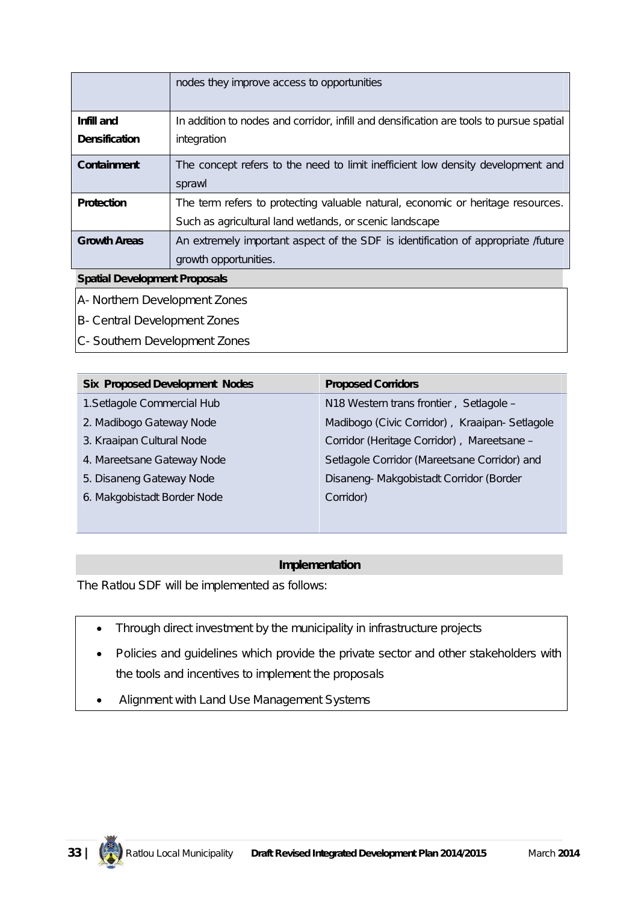| | |
|---|---|
| | nodes they improve access to opportunities |
| **Infill and Densification** | In addition to nodes and corridor, infill and densification are tools to pursue spatial integration |
| **Containment** | The concept refers to the need to limit inefficient low density development and sprawl |
| **Protection** | The term refers to protecting valuable natural, economic or heritage resources. Such as agricultural land wetlands, or scenic landscape |
| **Growth Areas** | An extremely important aspect of the SDF is identification of appropriate /future growth opportunities. |

**Spatial Development Proposals**

A- Northern Development Zones

B- Central Development Zones

C- Southern Development Zones

| Six Proposed Development Nodes | Proposed Corridors |
|---|---|
| 1.Setlagole Commercial Hub<br>2. Madibogo Gateway Node<br>3. Kraaipan Cultural Node<br>4. Mareetsane Gateway Node<br>5. Disaneng Gateway Node<br>6. Makgobistadt Border Node | N18 Western trans frontier , Setlagole – Madibogo (Civic Corridor) , Kraaipan- Setlagole Corridor (Heritage Corridor) , Mareetsane – Setlagole Corridor (Mareetsane Corridor) and Disaneng- Makgobistadt Corridor (Border Corridor) |

**Implementation**

The Ratlou SDF will be implemented as follows:

- Through direct investment by the municipality in infrastructure projects
- Policies and guidelines which provide the private sector and other stakeholders with the tools and incentives to implement the proposals
- Alignment with Land Use Management Systems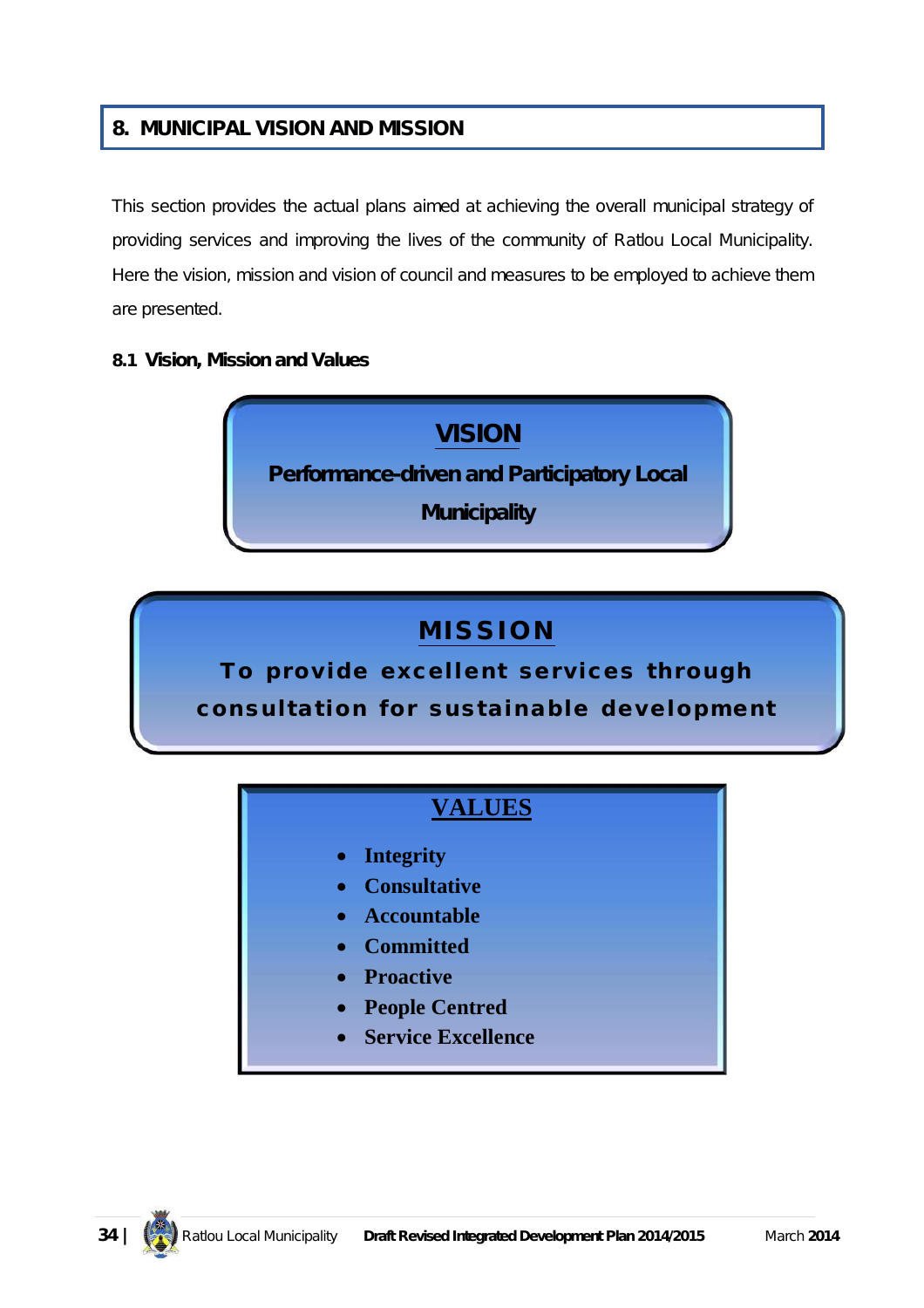## 8. MUNICIPAL VISION AND MISSION

This section provides the actual plans aimed at achieving the overall municipal strategy of providing services and improving the lives of the community of Ratlou Local Municipality. Here the vision, mission and vision of council and measures to be employed to achieve them are presented.

### 8.1 Vision, Mission and Values

**VISION**

**Performance-driven and Participatory Local Municipality**

**MISSION**

**To provide excellent services through consultation for sustainable development**

**VALUES**

- **Integrity**
- **Consultative**
- **Accountable**
- **Committed**
- **Proactive**
- **People Centred**
- **Service Excellence**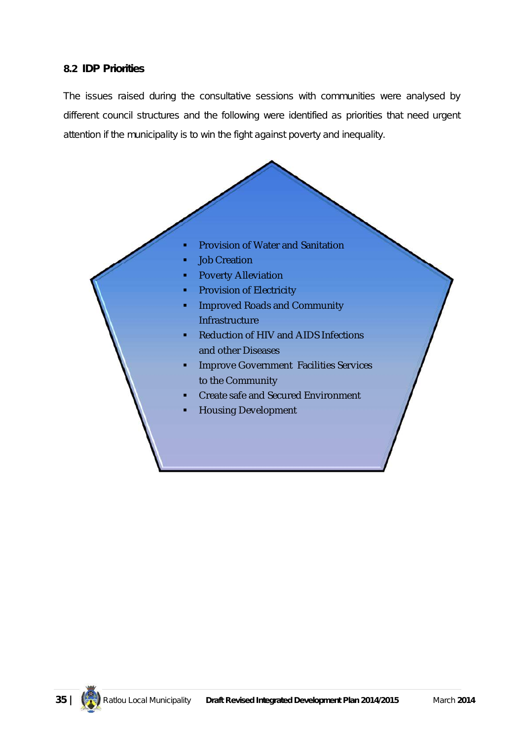## 8.2 IDP Priorities

The issues raised during the consultative sessions with communities were analysed by different council structures and the following were identified as priorities that need urgent attention if the municipality is to win the fight against poverty and inequality.

- Provision of Water and Sanitation
- Job Creation
- Poverty Alleviation
- Provision of Electricity
- Improved Roads and Community Infrastructure
- Reduction of HIV and AIDS Infections and other Diseases
- Improve Government Facilities Services to the Community
- Create safe and Secured Environment
- Housing Development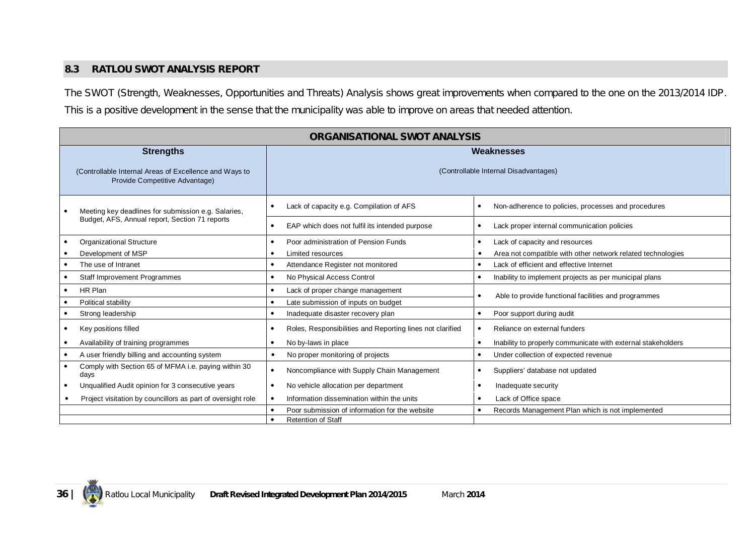## 8.3 RATLOU SWOT ANALYSIS REPORT

The SWOT (Strength, Weaknesses, Opportunities and Threats) Analysis shows great improvements when compared to the one on the 2013/2014 IDP. This is a positive development in the sense that the municipality was able to improve on areas that needed attention.

| ORGANISATIONAL SWOT ANALYSIS | | |
|---|---|---|
| **Strengths**<br><br>(Controllable Internal Areas of Excellence and Ways to Provide Competitive Advantage) | **Weaknesses**<br><br>(Controllable Internal Disadvantages) | |
| • Meeting key deadlines for submission e.g. Salaries, Budget, AFS, Annual report, Section 71 reports | • Lack of capacity e.g. Compilation of AFS | • Non-adherence to policies, processes and procedures |
| | • EAP which does not fulfil its intended purpose | • Lack proper internal communication policies |
| • Organizational Structure | • Poor administration of Pension Funds | • Lack of capacity and resources |
| • Development of MSP | • Limited resources | • Area not compatible with other network related technologies |
| • The use of Intranet | • Attendance Register not monitored | • Lack of efficient and effective Internet |
| • Staff Improvement Programmes | • No Physical Access Control | • Inability to implement projects as per municipal plans |
| • HR Plan | • Lack of proper change management | • Able to provide functional facilities and programmes |
| • Political stability | • Late submission of inputs on budget | |
| • Strong leadership | • Inadequate disaster recovery plan | • Poor support during audit |
| • Key positions filled | • Roles, Responsibilities and Reporting lines not clarified | • Reliance on external funders |
| • Availability of training programmes | • No by-laws in place | • Inability to properly communicate with external stakeholders |
| • A user friendly billing and accounting system | • No proper monitoring of projects | • Under collection of expected revenue |
| • Comply with Section 65 of MFMA i.e. paying within 30 days | • Noncompliance with Supply Chain Management | • Suppliers' database not updated |
| • Unqualified Audit opinion for 3 consecutive years | • No vehicle allocation per department | • Inadequate security |
| • Project visitation by councillors as part of oversight role | • Information dissemination within the units | • Lack of Office space |
| | • Poor submission of information for the website | • Records Management Plan which is not implemented |
| | • Retention of Staff | |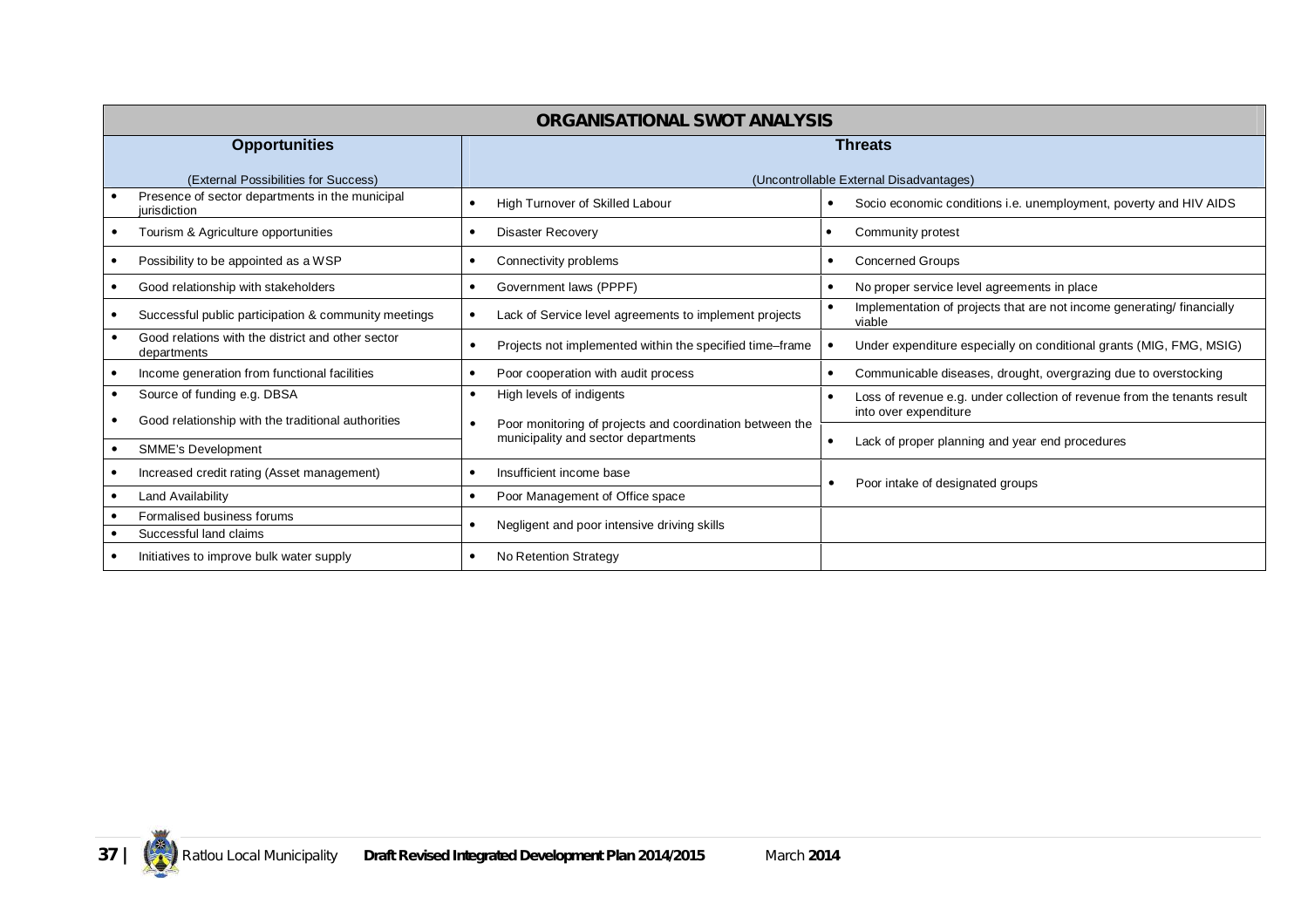| ORGANISATIONAL SWOT ANALYSIS | | |
|---|---|---|
| **Opportunities**<br><br>(External Possibilities for Success) | **Threats**<br><br>(Uncontrollable External Disadvantages) | |
| • Presence of sector departments in the municipal jurisdiction | • High Turnover of Skilled Labour | • Socio economic conditions i.e. unemployment, poverty and HIV AIDS |
| • Tourism & Agriculture opportunities | • Disaster Recovery | • Community protest |
| • Possibility to be appointed as a WSP | • Connectivity problems | • Concerned Groups |
| • Good relationship with stakeholders | • Government laws (PPPF) | • No proper service level agreements in place |
| • Successful public participation & community meetings | • Lack of Service level agreements to implement projects | • Implementation of projects that are not income generating/ financially viable |
| • Good relations with the district and other sector departments | • Projects not implemented within the specified time–frame | • Under expenditure especially on conditional grants (MIG, FMG, MSIG) |
| • Income generation from functional facilities | • Poor cooperation with audit process | • Communicable diseases, drought, overgrazing due to overstocking |
| • Source of funding e.g. DBSA<br>• Good relationship with the traditional authorities | • High levels of indigents<br>• Poor monitoring of projects and coordination between the municipality and sector departments | • Loss of revenue e.g. under collection of revenue from the tenants result into over expenditure |
| • SMME's Development | | • Lack of proper planning and year end procedures |
| • Increased credit rating (Asset management) | • Insufficient income base | • Poor intake of designated groups |
| • Land Availability | • Poor Management of Office space | |
| • Formalised business forums<br>• Successful land claims | • Negligent and poor intensive driving skills | |
| • Initiatives to improve bulk water supply | • No Retention Strategy | |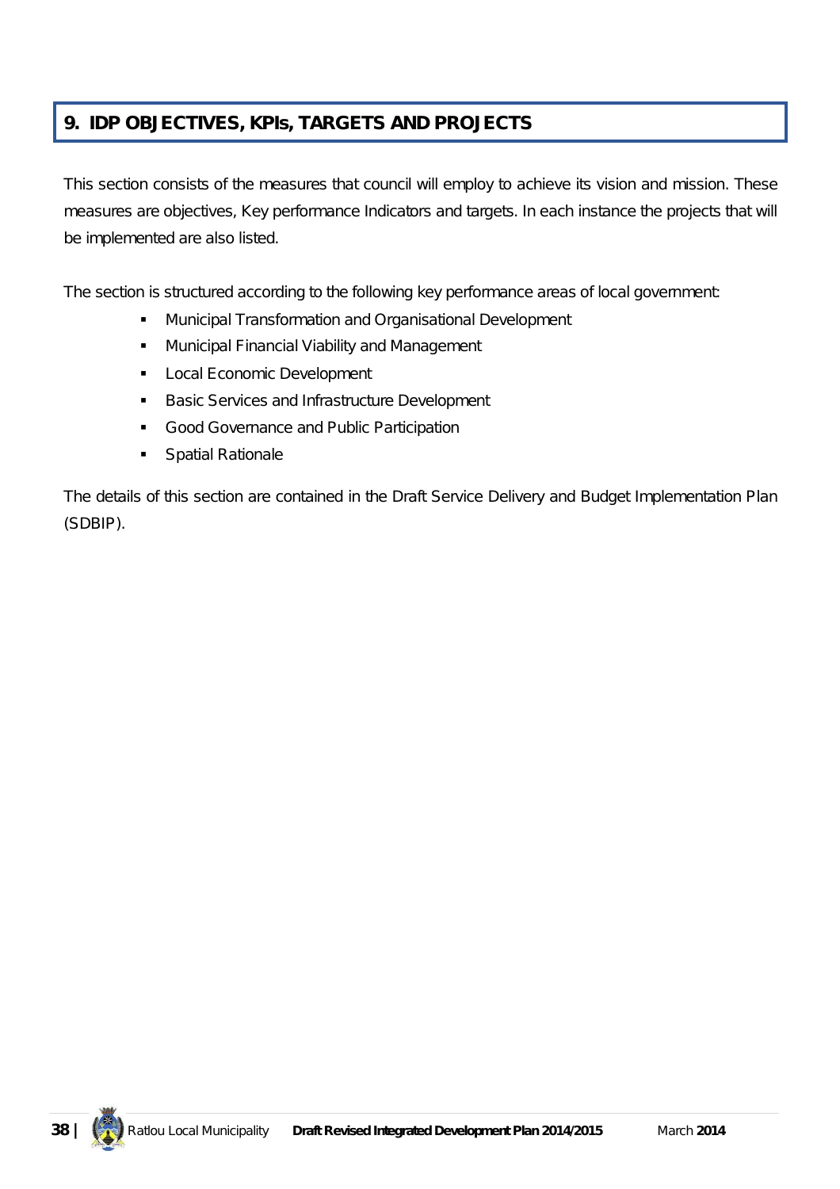# 9. IDP OBJECTIVES, KPIs, TARGETS AND PROJECTS

This section consists of the measures that council will employ to achieve its vision and mission. These measures are objectives, Key performance Indicators and targets. In each instance the projects that will be implemented are also listed.

The section is structured according to the following key performance areas of local government:

- Municipal Transformation and Organisational Development
- Municipal Financial Viability and Management
- Local Economic Development
- Basic Services and Infrastructure Development
- Good Governance and Public Participation
- Spatial Rationale

The details of this section are contained in the Draft Service Delivery and Budget Implementation Plan (SDBIP).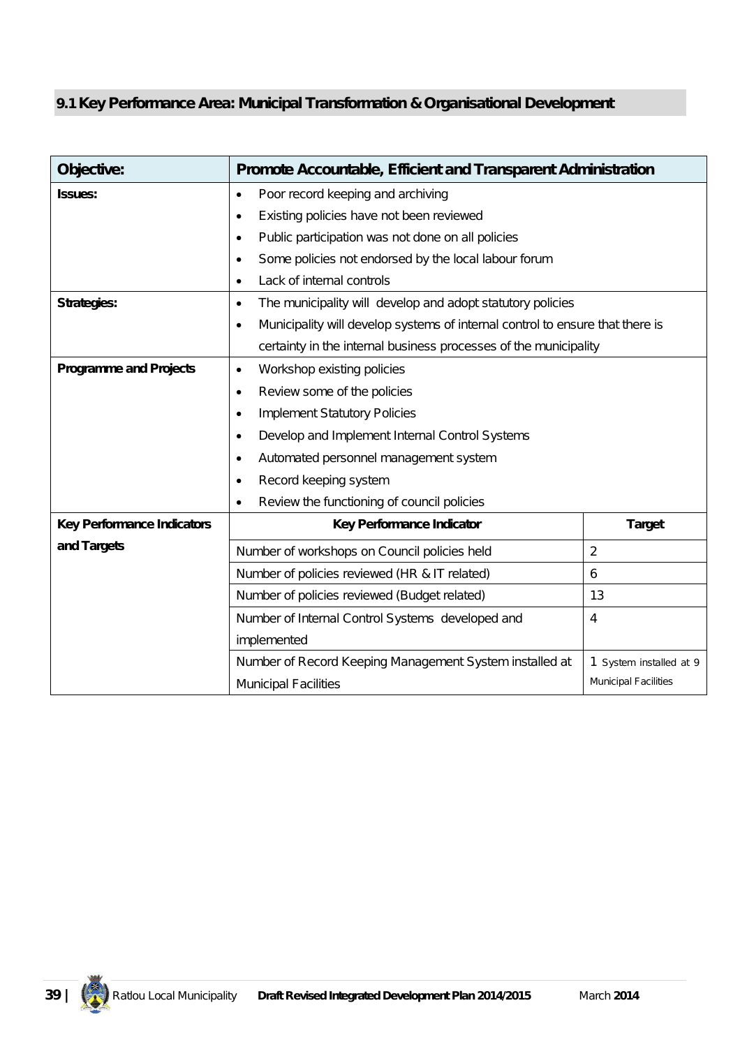## 9.1 Key Performance Area: Municipal Transformation & Organisational Development

| Objective: | Promote Accountable, Efficient and Transparent Administration | |
|---|---|---|
| **Issues:** | • Poor record keeping and archiving<br>• Existing policies have not been reviewed<br>• Public participation was not done on all policies<br>• Some policies not endorsed by the local labour forum<br>• Lack of internal controls | |
| **Strategies:** | • The municipality will develop and adopt statutory policies<br>• Municipality will develop systems of internal control to ensure that there is certainty in the internal business processes of the municipality | |
| **Programme and Projects** | • Workshop existing policies<br>• Review some of the policies<br>• Implement Statutory Policies<br>• Develop and Implement Internal Control Systems<br>• Automated personnel management system<br>• Record keeping system<br>• Review the functioning of council policies | |
| **Key Performance Indicators and Targets** | **Key Performance Indicator** | **Target** |
| | Number of workshops on Council policies held | 2 |
| | Number of policies reviewed (HR & IT related) | 6 |
| | Number of policies reviewed (Budget related) | 13 |
| | Number of Internal Control Systems developed and implemented | 4 |
| | Number of Record Keeping Management System installed at Municipal Facilities | 1 System installed at 9 Municipal Facilities |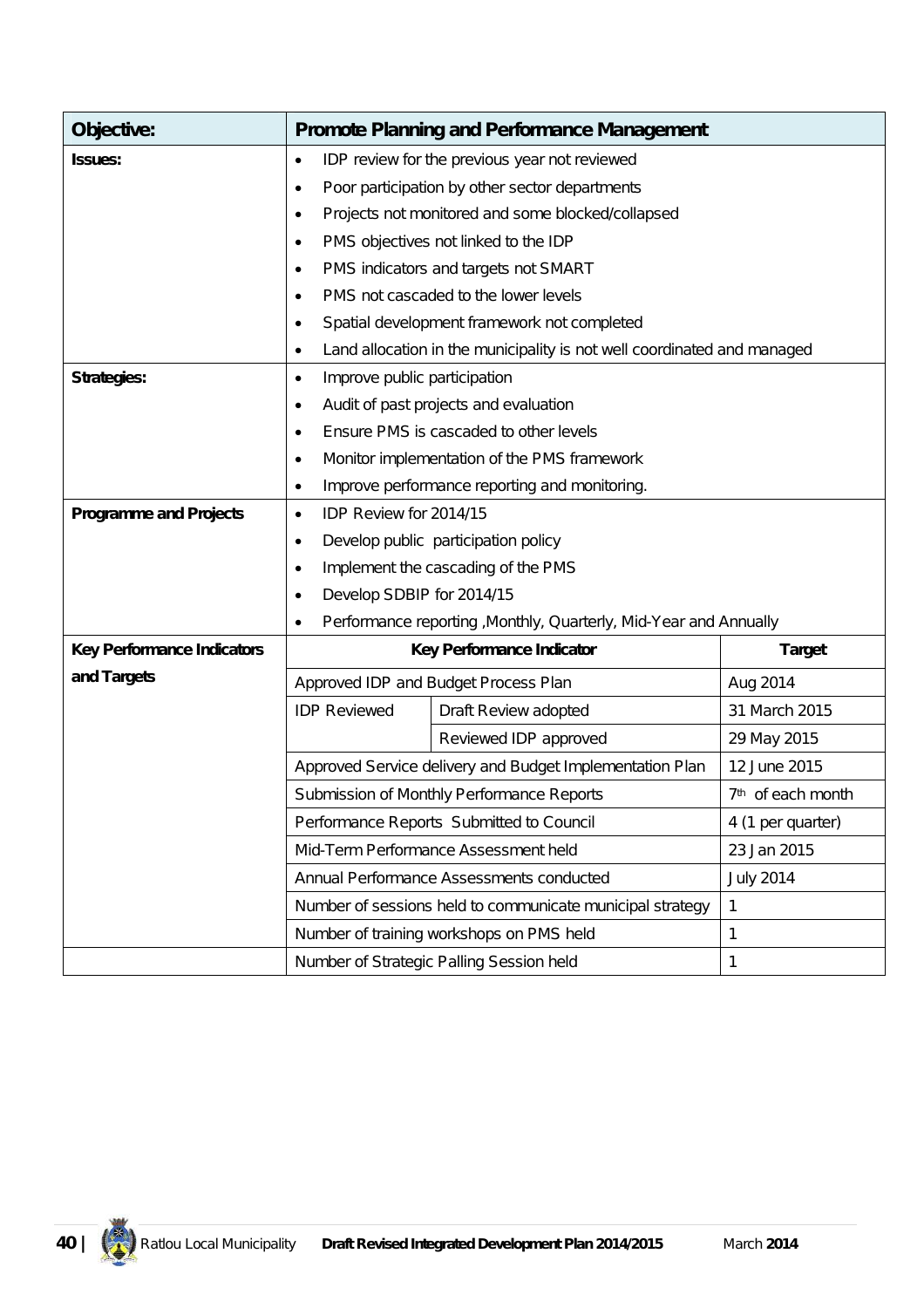| **Objective:** | **Promote Planning and Performance Management** | | |
|---|---|---|---|
| **Issues:** | • IDP review for the previous year not reviewed<br>• Poor participation by other sector departments<br>• Projects not monitored and some blocked/collapsed<br>• PMS objectives not linked to the IDP<br>• PMS indicators and targets not SMART<br>• PMS not cascaded to the lower levels<br>• Spatial development framework not completed<br>• Land allocation in the municipality is not well coordinated and managed | | |
| **Strategies:** | • Improve public participation<br>• Audit of past projects and evaluation<br>• Ensure PMS is cascaded to other levels<br>• Monitor implementation of the PMS framework<br>• Improve performance reporting and monitoring. | | |
| **Programme and Projects** | • IDP Review for 2014/15<br>• Develop public participation policy<br>• Implement the cascading of the PMS<br>• Develop SDBIP for 2014/15<br>• Performance reporting ,Monthly, Quarterly, Mid-Year and Annually | | |
| **Key Performance Indicators and Targets** | **Key Performance Indicator** | | **Target** |
| | Approved IDP and Budget Process Plan | | Aug 2014 |
| | IDP Reviewed | Draft Review adopted | 31 March 2015 |
| | | Reviewed IDP approved | 29 May 2015 |
| | Approved Service delivery and Budget Implementation Plan | | 12 June 2015 |
| | Submission of Monthly Performance Reports | | 7th of each month |
| | Performance Reports Submitted to Council | | 4 (1 per quarter) |
| | Mid-Term Performance Assessment held | | 23 Jan 2015 |
| | Annual Performance Assessments conducted | | July 2014 |
| | Number of sessions held to communicate municipal strategy | | 1 |
| | Number of training workshops on PMS held | | 1 |
| | Number of Strategic Palling Session held | | 1 |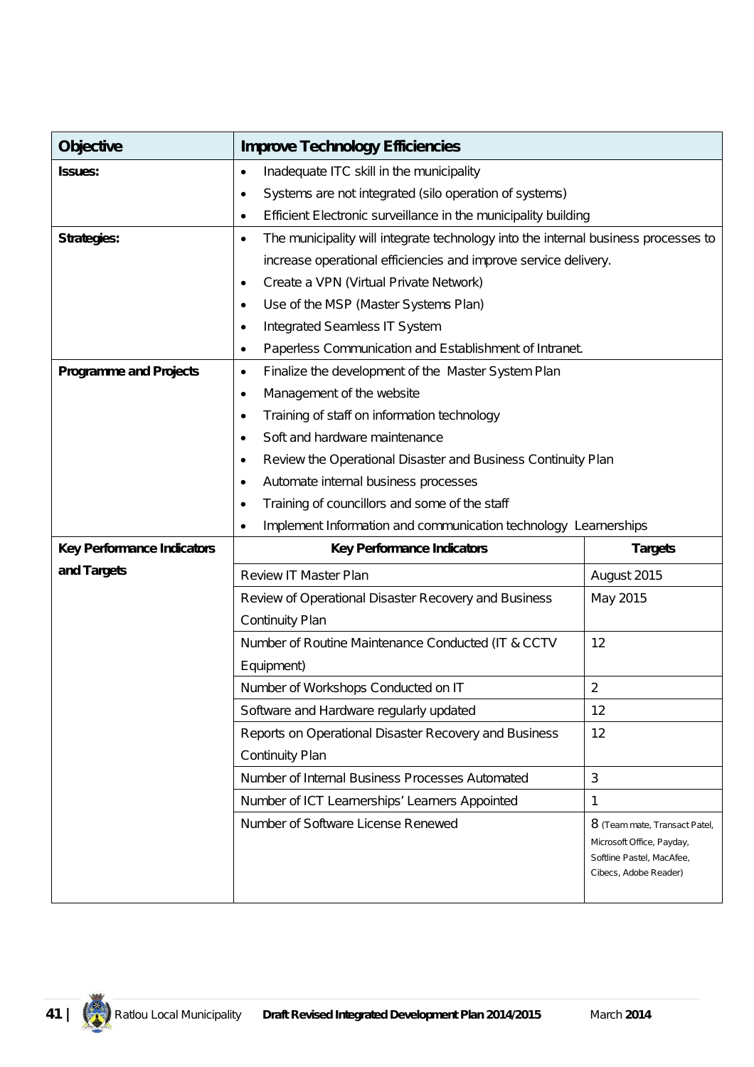| Objective | Improve Technology Efficiencies | |
|---|---|---|
| **Issues:** | • Inadequate ITC skill in the municipality<br>• Systems are not integrated (silo operation of systems)<br>• Efficient Electronic surveillance in the municipality building | |
| **Strategies:** | • The municipality will integrate technology into the internal business processes to increase operational efficiencies and improve service delivery.<br>• Create a VPN (Virtual Private Network)<br>• Use of the MSP (Master Systems Plan)<br>• Integrated Seamless IT System<br>• Paperless Communication and Establishment of Intranet. | |
| **Programme and Projects** | • Finalize the development of the Master System Plan<br>• Management of the website<br>• Training of staff on information technology<br>• Soft and hardware maintenance<br>• Review the Operational Disaster and Business Continuity Plan<br>• Automate internal business processes<br>• Training of councillors and some of the staff<br>• Implement Information and communication technology Learnerships | |
| **Key Performance Indicators and Targets** | **Key Performance Indicators** | **Targets** |
| | Review IT Master Plan | August 2015 |
| | Review of Operational Disaster Recovery and Business Continuity Plan | May 2015 |
| | Number of Routine Maintenance Conducted (IT & CCTV Equipment) | 12 |
| | Number of Workshops Conducted on IT | 2 |
| | Software and Hardware regularly updated | 12 |
| | Reports on Operational Disaster Recovery and Business Continuity Plan | 12 |
| | Number of Internal Business Processes Automated | 3 |
| | Number of ICT Learnerships' Learners Appointed | 1 |
| | Number of Software License Renewed | 8 (Team mate, Transact Patel, Microsoft Office, Payday, Softline Pastel, MacAfee, Cibecs, Adobe Reader) |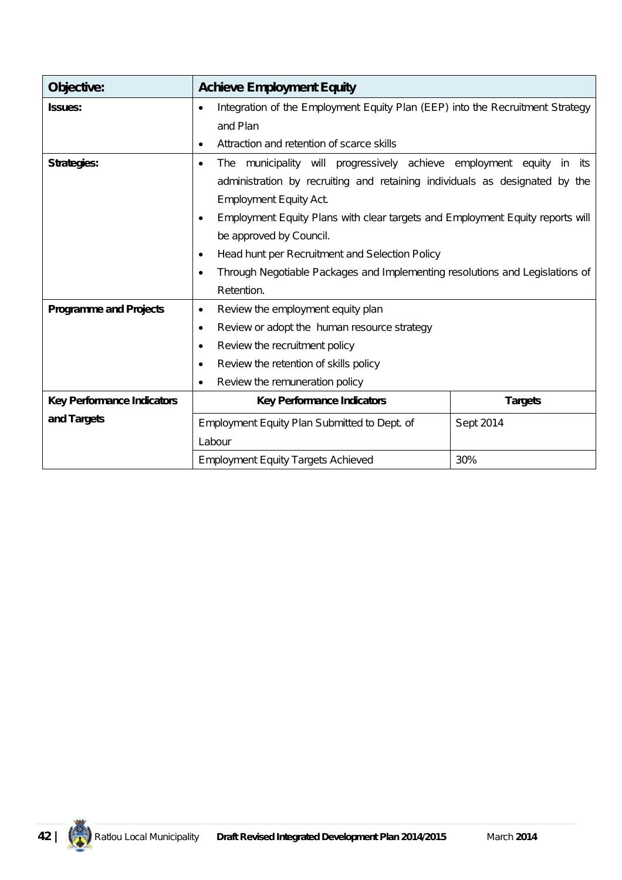| Objective: | Achieve Employment Equity | |
|---|---|---|
| Issues: | • Integration of the Employment Equity Plan (EEP) into the Recruitment Strategy and Plan<br>• Attraction and retention of scarce skills | |
| Strategies: | • The municipality will progressively achieve employment equity in its administration by recruiting and retaining individuals as designated by the Employment Equity Act.<br>• Employment Equity Plans with clear targets and Employment Equity reports will be approved by Council.<br>• Head hunt per Recruitment and Selection Policy<br>• Through Negotiable Packages and Implementing resolutions and Legislations of Retention. | |
| Programme and Projects | • Review the employment equity plan<br>• Review or adopt the human resource strategy<br>• Review the recruitment policy<br>• Review the retention of skills policy<br>• Review the remuneration policy | |
| Key Performance Indicators and Targets | **Key Performance Indicators** | **Targets** |
| | Employment Equity Plan Submitted to Dept. of Labour | Sept 2014 |
| | Employment Equity Targets Achieved | 30% |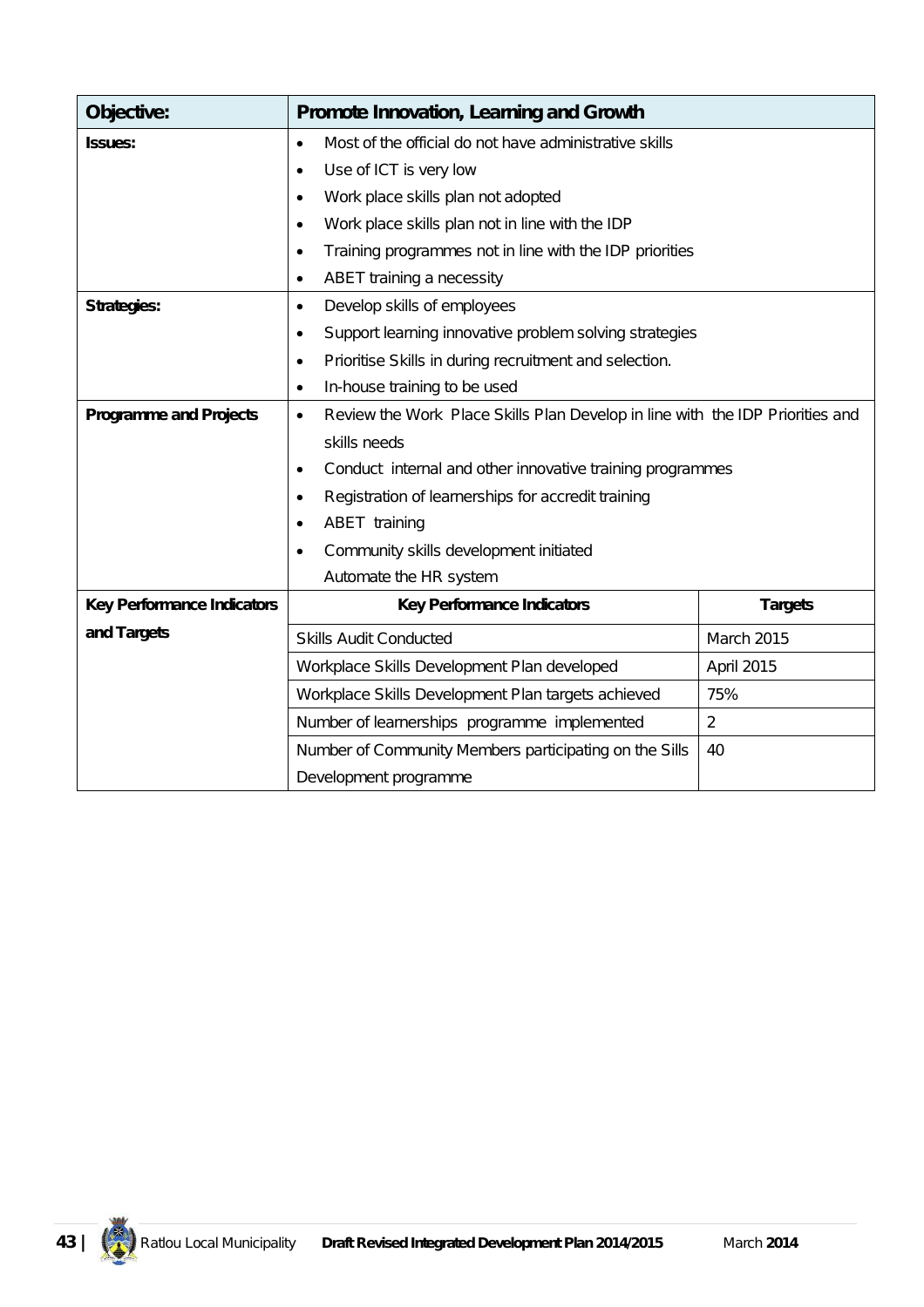| Objective: | Promote Innovation, Learning and Growth | |
|---|---|---|
| Issues: | • Most of the official do not have administrative skills<br>• Use of ICT is very low<br>• Work place skills plan not adopted<br>• Work place skills plan not in line with the IDP<br>• Training programmes not in line with the IDP priorities<br>• ABET training a necessity | |
| Strategies: | • Develop skills of employees<br>• Support learning innovative problem solving strategies<br>• Prioritise Skills in during recruitment and selection.<br>• In-house training to be used | |
| Programme and Projects | • Review the Work Place Skills Plan Develop in line with the IDP Priorities and skills needs<br>• Conduct internal and other innovative training programmes<br>• Registration of learnerships for accredit training<br>• ABET training<br>• Community skills development initiated<br>Automate the HR system | |
| Key Performance Indicators and Targets | **Key Performance Indicators** | **Targets** |
| | Skills Audit Conducted | March 2015 |
| | Workplace Skills Development Plan developed | April 2015 |
| | Workplace Skills Development Plan targets achieved | 75% |
| | Number of learnerships programme implemented | 2 |
| | Number of Community Members participating on the Sills Development programme | 40 |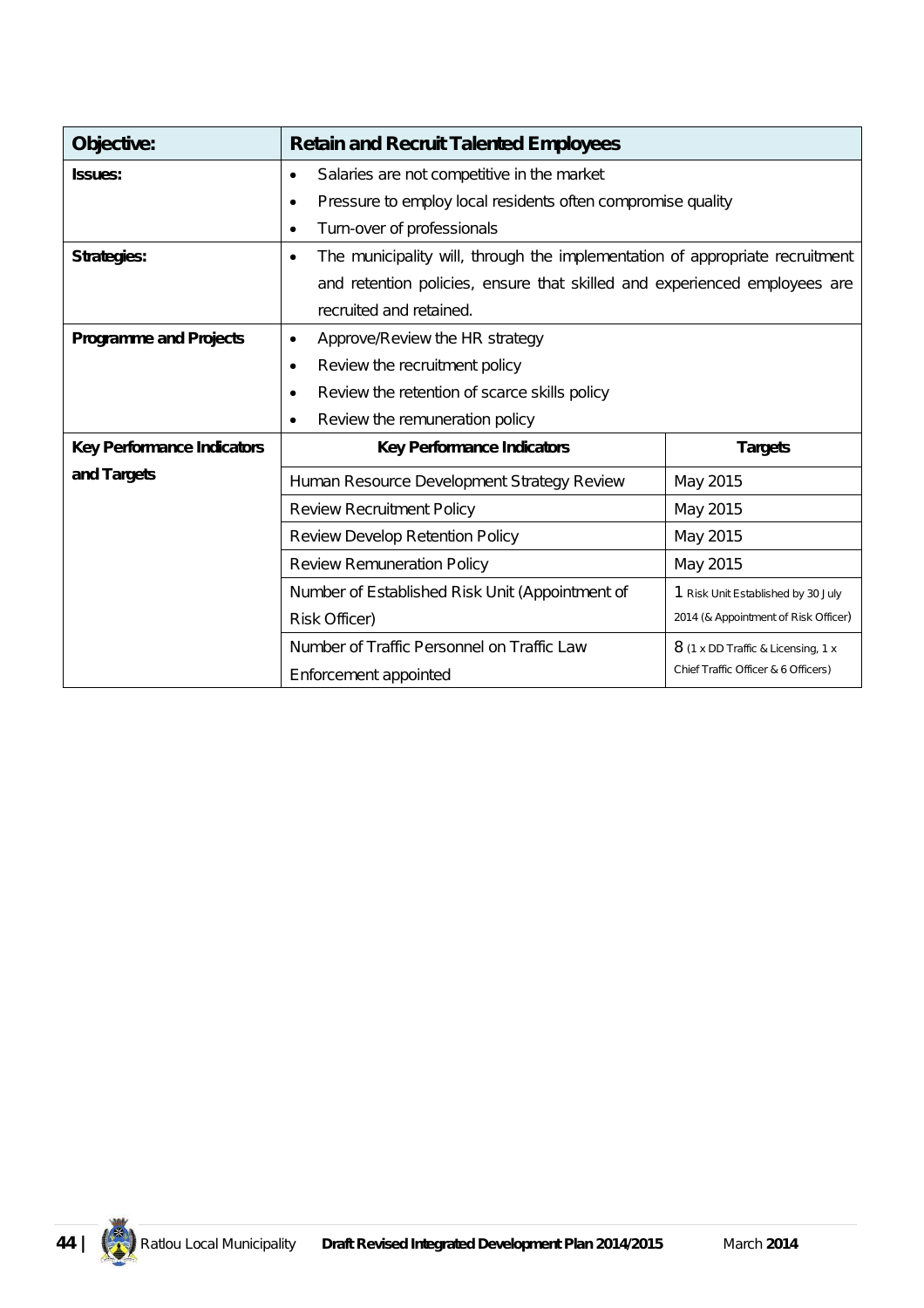| Objective: | Retain and Recruit Talented Employees | |
|---|---|---|
| Issues: | • Salaries are not competitive in the market<br>• Pressure to employ local residents often compromise quality<br>• Turn-over of professionals | |
| Strategies: | • The municipality will, through the implementation of appropriate recruitment and retention policies, ensure that skilled and experienced employees are recruited and retained. | |
| Programme and Projects | • Approve/Review the HR strategy<br>• Review the recruitment policy<br>• Review the retention of scarce skills policy<br>• Review the remuneration policy | |
| Key Performance Indicators and Targets | **Key Performance Indicators** | **Targets** |
| | Human Resource Development Strategy Review | May 2015 |
| | Review Recruitment Policy | May 2015 |
| | Review Develop Retention Policy | May 2015 |
| | Review Remuneration Policy | May 2015 |
| | Number of Established Risk Unit (Appointment of Risk Officer) | 1 Risk Unit Established by 30 July 2014 (& Appointment of Risk Officer) |
| | Number of Traffic Personnel on Traffic Law Enforcement appointed | 8 (1 x DD Traffic & Licensing, 1 x Chief Traffic Officer & 6 Officers) |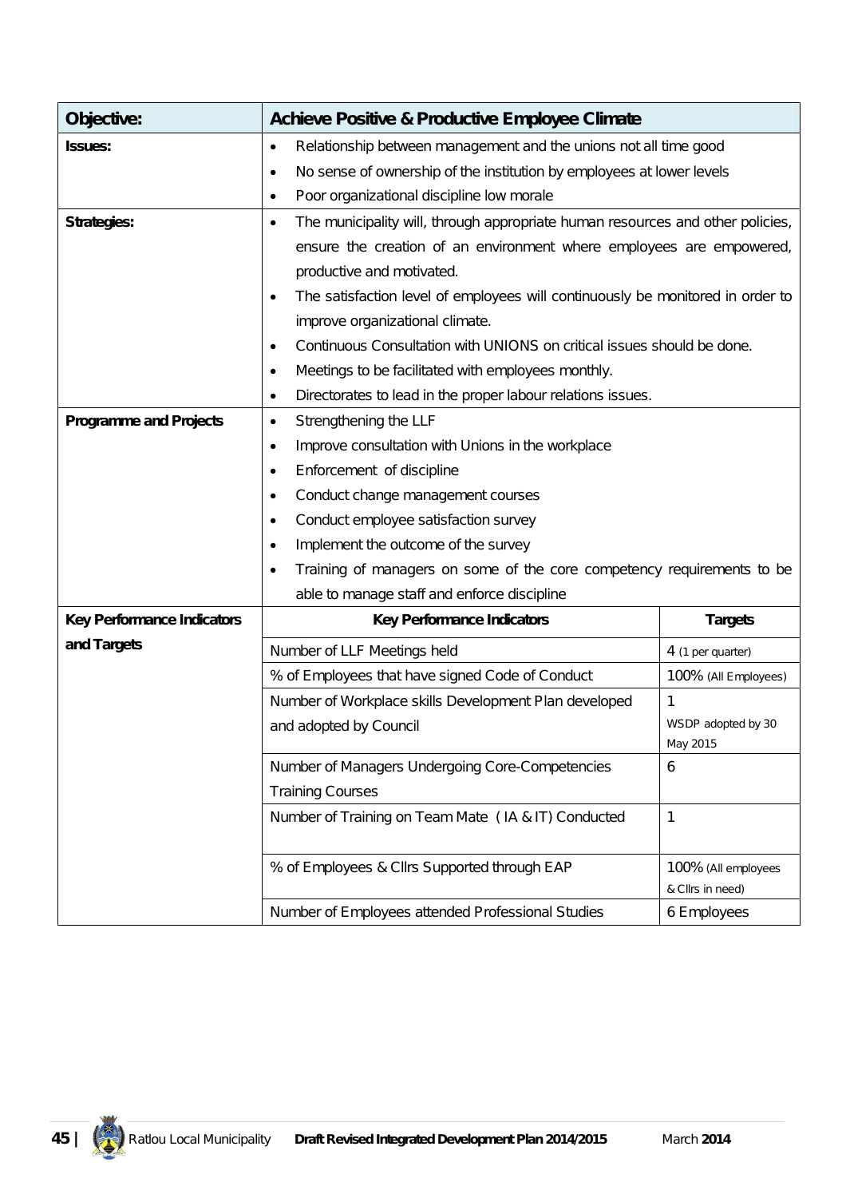| Objective: | Achieve Positive & Productive Employee Climate | |
|---|---|---|
| **Issues:** | • Relationship between management and the unions not all time good<br>• No sense of ownership of the institution by employees at lower levels<br>• Poor organizational discipline low morale | |
| **Strategies:** | • The municipality will, through appropriate human resources and other policies, ensure the creation of an environment where employees are empowered, productive and motivated.<br>• The satisfaction level of employees will continuously be monitored in order to improve organizational climate.<br>• Continuous Consultation with UNIONS on critical issues should be done.<br>• Meetings to be facilitated with employees monthly.<br>• Directorates to lead in the proper labour relations issues. | |
| **Programme and Projects** | • Strengthening the LLF<br>• Improve consultation with Unions in the workplace<br>• Enforcement of discipline<br>• Conduct change management courses<br>• Conduct employee satisfaction survey<br>• Implement the outcome of the survey<br>• Training of managers on some of the core competency requirements to be able to manage staff and enforce discipline | |
| **Key Performance Indicators and Targets** | **Key Performance Indicators** | **Targets** |
| | Number of LLF Meetings held | 4 (1 per quarter) |
| | % of Employees that have signed Code of Conduct | 100% (All Employees) |
| | Number of Workplace skills Development Plan developed and adopted by Council | 1<br>WSDP adopted by 30 May 2015 |
| | Number of Managers Undergoing Core-Competencies Training Courses | 6 |
| | Number of Training on Team Mate ( IA & IT) Conducted | 1 |
| | % of Employees & Cllrs Supported through EAP | 100% (All employees & Cllrs in need) |
| | Number of Employees attended Professional Studies | 6 Employees |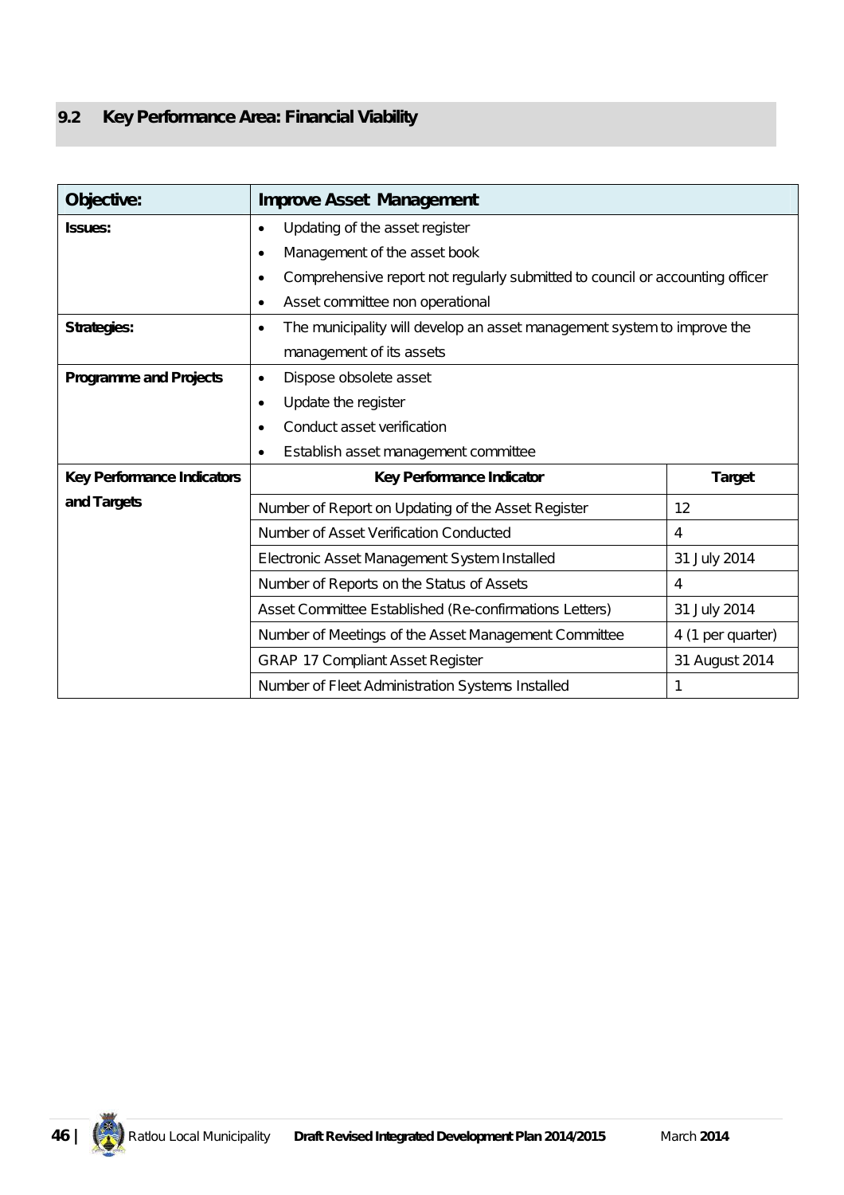## 9.2 Key Performance Area: Financial Viability

| Objective: | Improve Asset Management | |
|---|---|---|
| **Issues:** | • Updating of the asset register<br>• Management of the asset book<br>• Comprehensive report not regularly submitted to council or accounting officer<br>• Asset committee non operational | |
| **Strategies:** | • The municipality will develop an asset management system to improve the management of its assets | |
| **Programme and Projects** | • Dispose obsolete asset<br>• Update the register<br>• Conduct asset verification<br>• Establish asset management committee | |
| **Key Performance Indicators and Targets** | **Key Performance Indicator** | **Target** |
| | Number of Report on Updating of the Asset Register | 12 |
| | Number of Asset Verification Conducted | 4 |
| | Electronic Asset Management System Installed | 31 July 2014 |
| | Number of Reports on the Status of Assets | 4 |
| | Asset Committee Established (Re-confirmations Letters) | 31 July 2014 |
| | Number of Meetings of the Asset Management Committee | 4 (1 per quarter) |
| | GRAP 17 Compliant Asset Register | 31 August 2014 |
| | Number of Fleet Administration Systems Installed | 1 |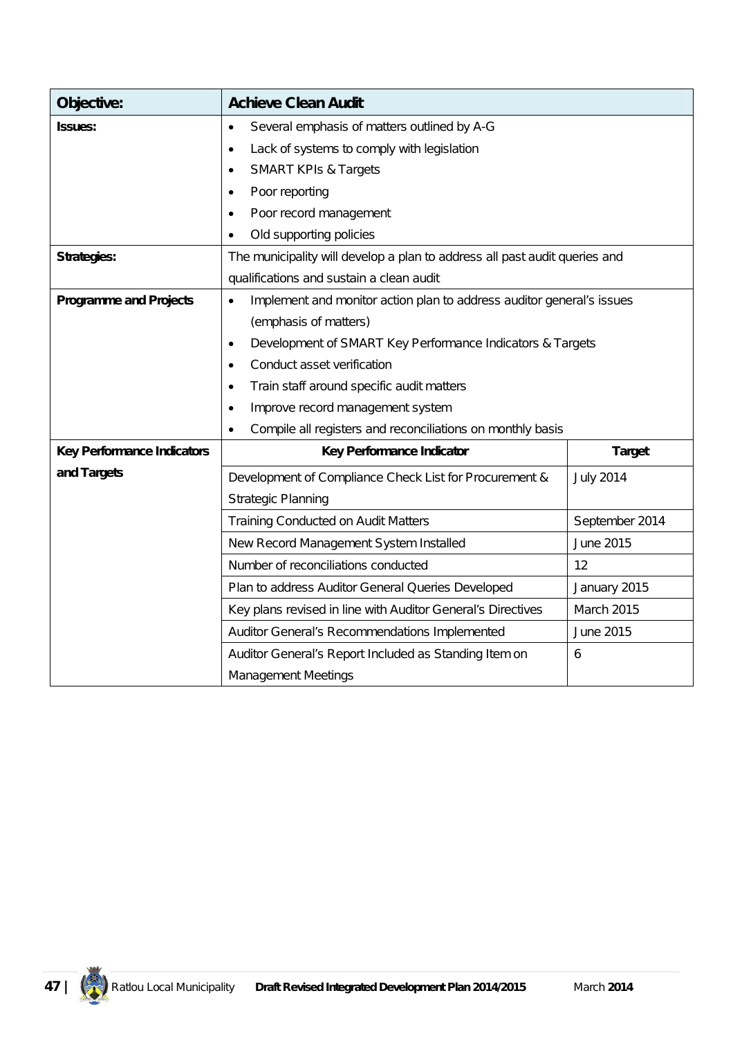| Objective: | Achieve Clean Audit | |
|---|---|---|
| **Issues:** | • Several emphasis of matters outlined by A-G<br>• Lack of systems to comply with legislation<br>• SMART KPIs & Targets<br>• Poor reporting<br>• Poor record management<br>• Old supporting policies | |
| **Strategies:** | The municipality will develop a plan to address all past audit queries and qualifications and sustain a clean audit | |
| **Programme and Projects** | • Implement and monitor action plan to address auditor general's issues (emphasis of matters)<br>• Development of SMART Key Performance Indicators & Targets<br>• Conduct asset verification<br>• Train staff around specific audit matters<br>• Improve record management system<br>• Compile all registers and reconciliations on monthly basis | |
| **Key Performance Indicators and Targets** | **Key Performance Indicator** | **Target** |
| | Development of Compliance Check List for Procurement & Strategic Planning | July 2014 |
| | Training Conducted on Audit Matters | September 2014 |
| | New Record Management System Installed | June 2015 |
| | Number of reconciliations conducted | 12 |
| | Plan to address Auditor General Queries Developed | January 2015 |
| | Key plans revised in line with Auditor General's Directives | March 2015 |
| | Auditor General's Recommendations Implemented | June 2015 |
| | Auditor General's Report Included as Standing Item on Management Meetings | 6 |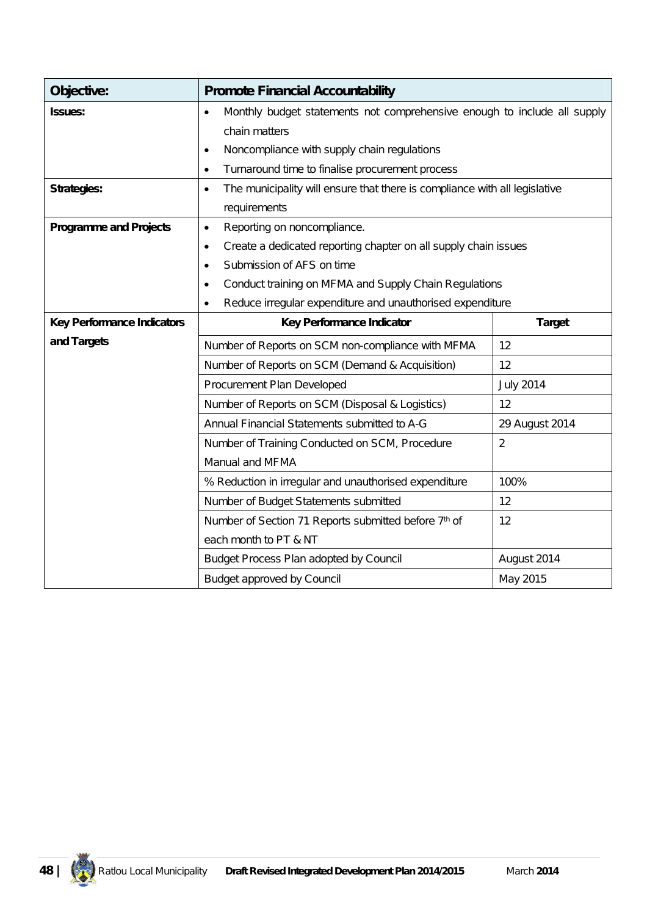| Objective: | Promote Financial Accountability | |
|---|---|---|
| **Issues:** | • Monthly budget statements not comprehensive enough to include all supply chain matters<br>• Noncompliance with supply chain regulations<br>• Turnaround time to finalise procurement process | |
| **Strategies:** | • The municipality will ensure that there is compliance with all legislative requirements | |
| **Programme and Projects** | • Reporting on noncompliance.<br>• Create a dedicated reporting chapter on all supply chain issues<br>• Submission of AFS on time<br>• Conduct training on MFMA and Supply Chain Regulations<br>• Reduce irregular expenditure and unauthorised expenditure | |
| **Key Performance Indicators and Targets** | **Key Performance Indicator** | **Target** |
| | Number of Reports on SCM non-compliance with MFMA | 12 |
| | Number of Reports on SCM (Demand & Acquisition) | 12 |
| | Procurement Plan Developed | July 2014 |
| | Number of Reports on SCM (Disposal & Logistics) | 12 |
| | Annual Financial Statements submitted to A-G | 29 August 2014 |
| | Number of Training Conducted on SCM, Procedure Manual and MFMA | 2 |
| | % Reduction in irregular and unauthorised expenditure | 100% |
| | Number of Budget Statements submitted | 12 |
| | Number of Section 71 Reports submitted before 7th of each month to PT & NT | 12 |
| | Budget Process Plan adopted by Council | August 2014 |
| | Budget approved by Council | May 2015 |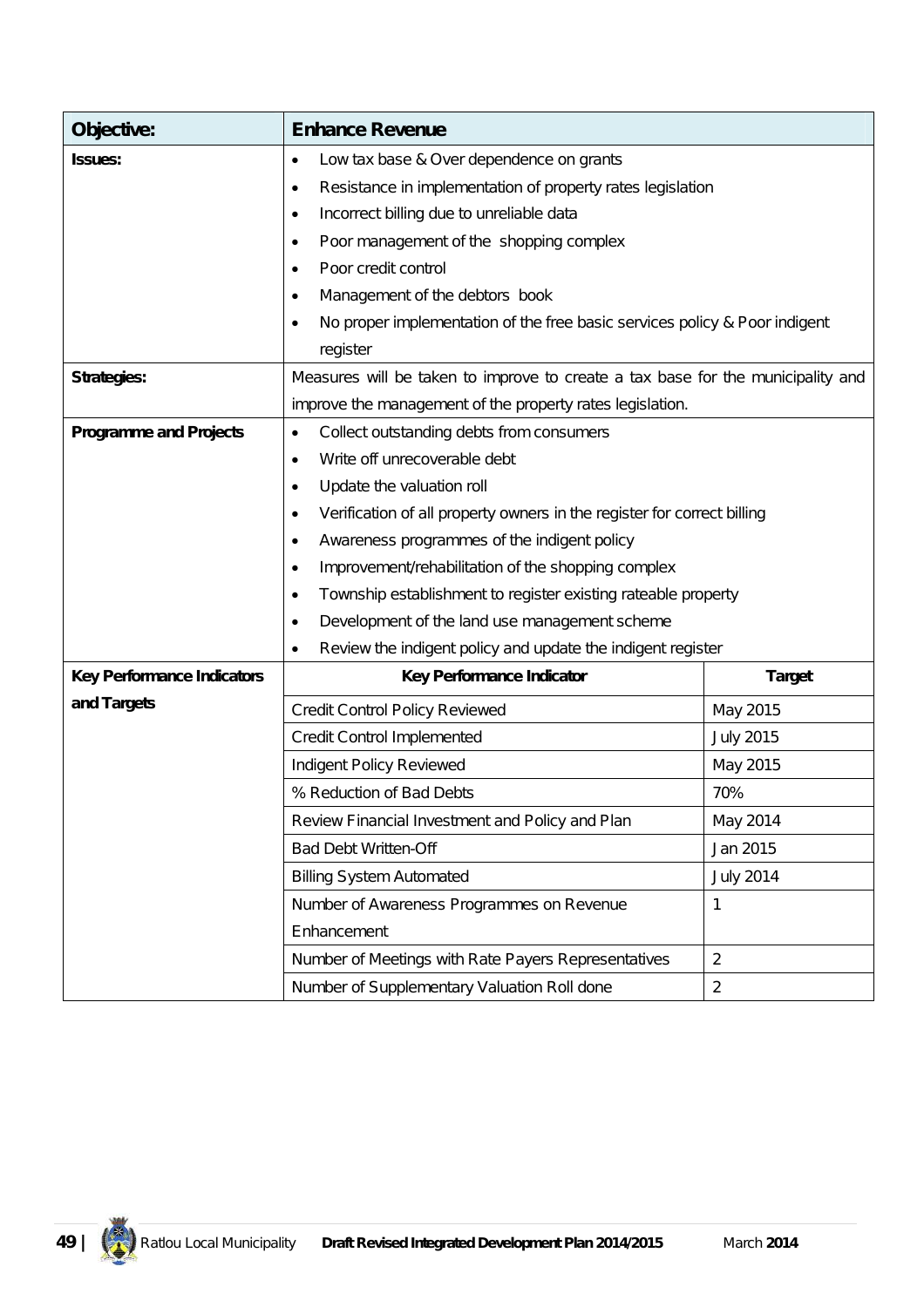| Objective: | Enhance Revenue | |
|---|---|---|
| Issues: | • Low tax base & Over dependence on grants<br>• Resistance in implementation of property rates legislation<br>• Incorrect billing due to unreliable data<br>• Poor management of the shopping complex<br>• Poor credit control<br>• Management of the debtors book<br>• No proper implementation of the free basic services policy & Poor indigent register | |
| Strategies: | Measures will be taken to improve to create a tax base for the municipality and improve the management of the property rates legislation. | |
| Programme and Projects | • Collect outstanding debts from consumers<br>• Write off unrecoverable debt<br>• Update the valuation roll<br>• Verification of all property owners in the register for correct billing<br>• Awareness programmes of the indigent policy<br>• Improvement/rehabilitation of the shopping complex<br>• Township establishment to register existing rateable property<br>• Development of the land use management scheme<br>• Review the indigent policy and update the indigent register | |
| Key Performance Indicators and Targets | **Key Performance Indicator** | **Target** |
| | Credit Control Policy Reviewed | May 2015 |
| | Credit Control Implemented | July 2015 |
| | Indigent Policy Reviewed | May 2015 |
| | % Reduction of Bad Debts | 70% |
| | Review Financial Investment and Policy and Plan | May 2014 |
| | Bad Debt Written-Off | Jan 2015 |
| | Billing System Automated | July 2014 |
| | Number of Awareness Programmes on Revenue Enhancement | 1 |
| | Number of Meetings with Rate Payers Representatives | 2 |
| | Number of Supplementary Valuation Roll done | 2 |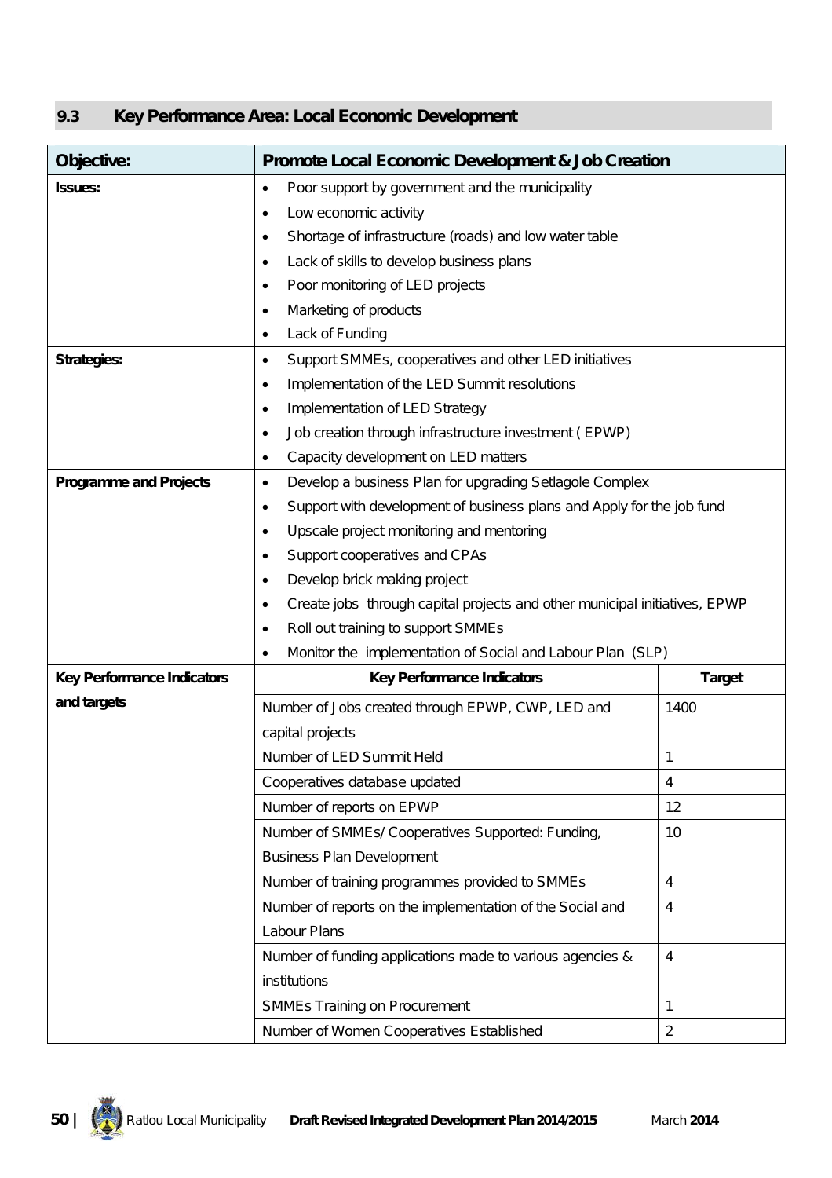## 9.3 Key Performance Area: Local Economic Development

| Objective: | Promote Local Economic Development & Job Creation | |
|---|---|---|
| **Issues:** | • Poor support by government and the municipality<br>• Low economic activity<br>• Shortage of infrastructure (roads) and low water table<br>• Lack of skills to develop business plans<br>• Poor monitoring of LED projects<br>• Marketing of products<br>• Lack of Funding | |
| **Strategies:** | • Support SMMEs, cooperatives and other LED initiatives<br>• Implementation of the LED Summit resolutions<br>• Implementation of LED Strategy<br>• Job creation through infrastructure investment ( EPWP)<br>• Capacity development on LED matters | |
| **Programme and Projects** | • Develop a business Plan for upgrading Setlagole Complex<br>• Support with development of business plans and Apply for the job fund<br>• Upscale project monitoring and mentoring<br>• Support cooperatives and CPAs<br>• Develop brick making project<br>• Create jobs through capital projects and other municipal initiatives, EPWP<br>• Roll out training to support SMMEs<br>• Monitor the implementation of Social and Labour Plan (SLP) | |
| **Key Performance Indicators and targets** | **Key Performance Indicators** | **Target** |
| | Number of Jobs created through EPWP, CWP, LED and capital projects | 1400 |
| | Number of LED Summit Held | 1 |
| | Cooperatives database updated | 4 |
| | Number of reports on EPWP | 12 |
| | Number of SMMEs/ Cooperatives Supported: Funding, Business Plan Development | 10 |
| | Number of training programmes provided to SMMEs | 4 |
| | Number of reports on the implementation of the Social and Labour Plans | 4 |
| | Number of funding applications made to various agencies & institutions | 4 |
| | SMMEs Training on Procurement | 1 |
| | Number of Women Cooperatives Established | 2 |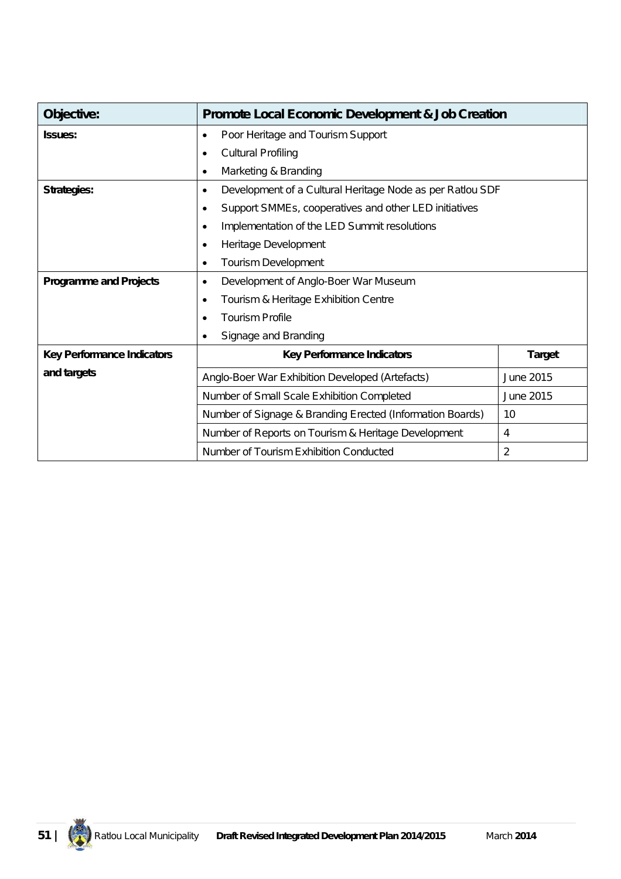| Objective: | Promote Local Economic Development & Job Creation | |
|---|---|---|
| **Issues:** | • Poor Heritage and Tourism Support<br>• Cultural Profiling<br>• Marketing & Branding | |
| **Strategies:** | • Development of a Cultural Heritage Node as per Ratlou SDF<br>• Support SMMEs, cooperatives and other LED initiatives<br>• Implementation of the LED Summit resolutions<br>• Heritage Development<br>• Tourism Development | |
| **Programme and Projects** | • Development of Anglo-Boer War Museum<br>• Tourism & Heritage Exhibition Centre<br>• Tourism Profile<br>• Signage and Branding | |
| **Key Performance Indicators and targets** | **Key Performance Indicators** | **Target** |
| | Anglo-Boer War Exhibition Developed (Artefacts) | June 2015 |
| | Number of Small Scale Exhibition Completed | June 2015 |
| | Number of Signage & Branding Erected (Information Boards) | 10 |
| | Number of Reports on Tourism & Heritage Development | 4 |
| | Number of Tourism Exhibition Conducted | 2 |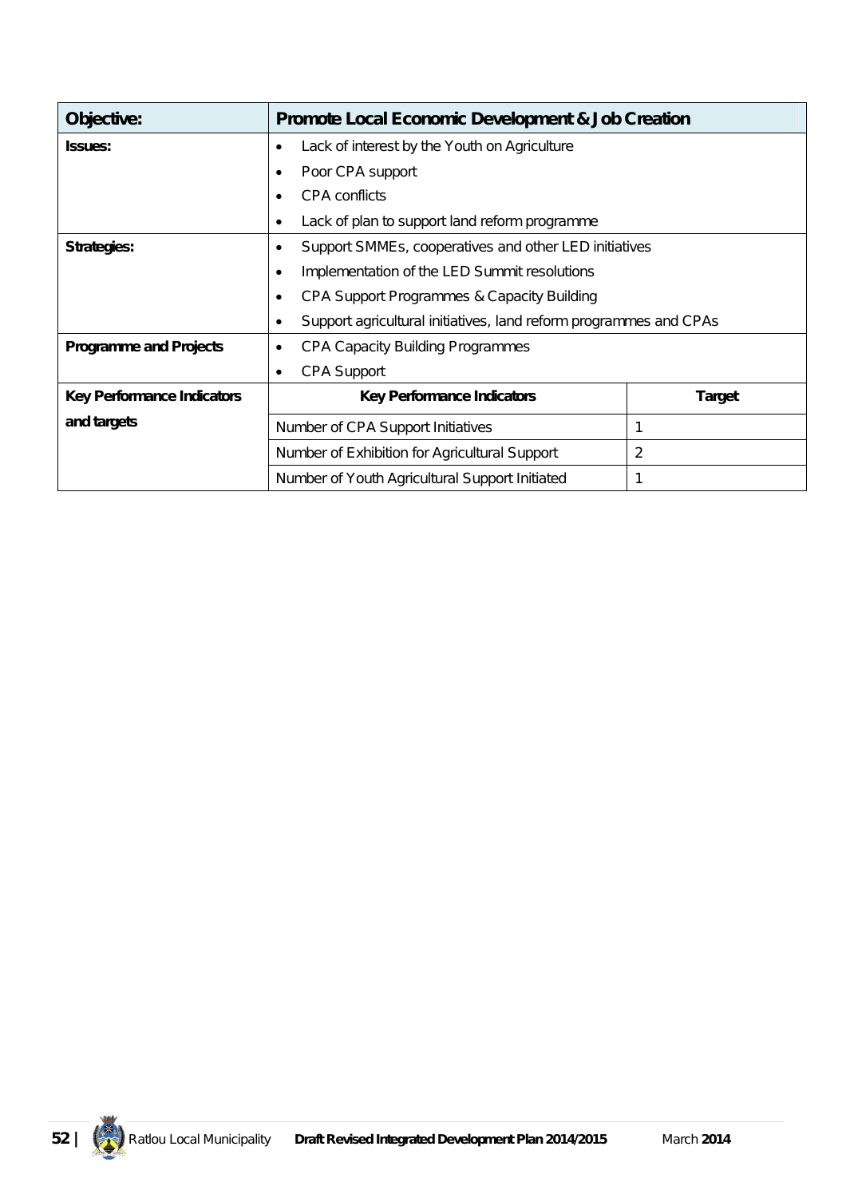| **Objective:** | **Promote Local Economic Development & Job Creation** | |
|---|---|---|
| **Issues:** | • Lack of interest by the Youth on Agriculture<br>• Poor CPA support<br>• CPA conflicts<br>• Lack of plan to support land reform programme | |
| **Strategies:** | • Support SMMEs, cooperatives and other LED initiatives<br>• Implementation of the LED Summit resolutions<br>• CPA Support Programmes & Capacity Building<br>• Support agricultural initiatives, land reform programmes and CPAs | |
| **Programme and Projects** | • CPA Capacity Building Programmes<br>• CPA Support | |
| **Key Performance Indicators and targets** | **Key Performance Indicators** | **Target** |
| | Number of CPA Support Initiatives | 1 |
| | Number of Exhibition for Agricultural Support | 2 |
| | Number of Youth Agricultural Support Initiated | 1 |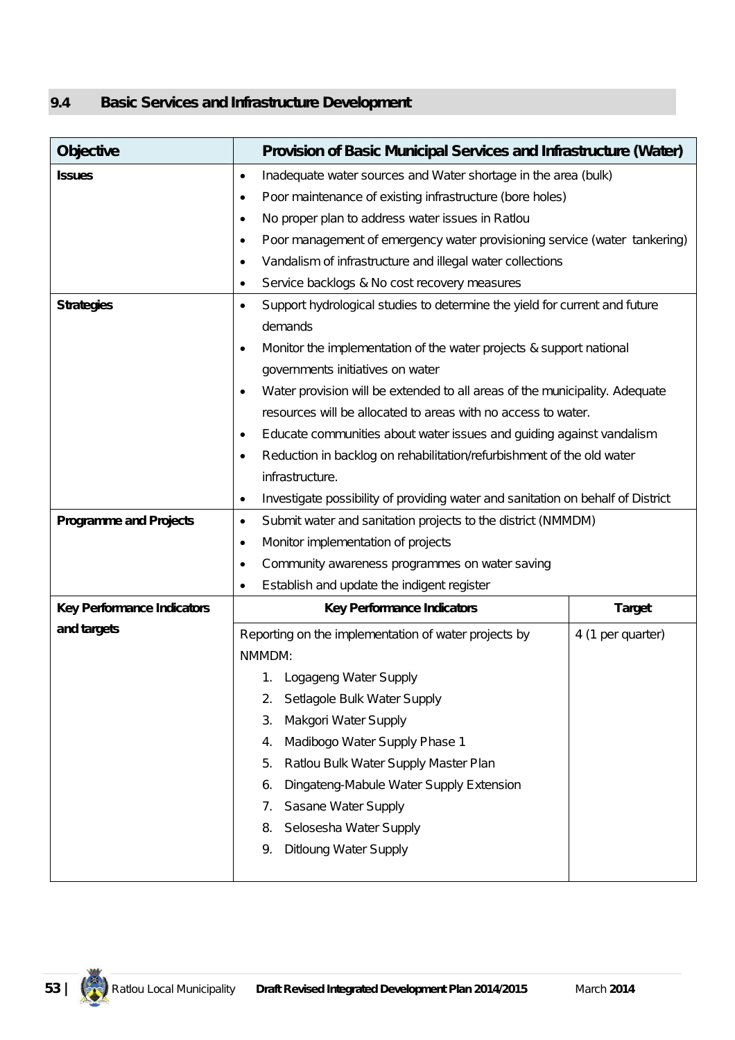## 9.4 Basic Services and Infrastructure Development

| Objective | Provision of Basic Municipal Services and Infrastructure (Water) | |
|---|---|---|
| **Issues** | • Inadequate water sources and Water shortage in the area (bulk)<br>• Poor maintenance of existing infrastructure (bore holes)<br>• No proper plan to address water issues in Ratlou<br>• Poor management of emergency water provisioning service (water tankering)<br>• Vandalism of infrastructure and illegal water collections<br>• Service backlogs & No cost recovery measures | |
| **Strategies** | • Support hydrological studies to determine the yield for current and future demands<br>• Monitor the implementation of the water projects & support national governments initiatives on water<br>• Water provision will be extended to all areas of the municipality. Adequate resources will be allocated to areas with no access to water.<br>• Educate communities about water issues and guiding against vandalism<br>• Reduction in backlog on rehabilitation/refurbishment of the old water infrastructure.<br>• Investigate possibility of providing water and sanitation on behalf of District | |
| **Programme and Projects** | • Submit water and sanitation projects to the district (NMMDM)<br>• Monitor implementation of projects<br>• Community awareness programmes on water saving<br>• Establish and update the indigent register | |
| **Key Performance Indicators and targets** | **Key Performance Indicators** | **Target** |
| | Reporting on the implementation of water projects by NMMDM:<br>1. Logageng Water Supply<br>2. Setlagole Bulk Water Supply<br>3. Makgori Water Supply<br>4. Madibogo Water Supply Phase 1<br>5. Ratlou Bulk Water Supply Master Plan<br>6. Dingateng-Mabule Water Supply Extension<br>7. Sasane Water Supply<br>8. Selosesha Water Supply<br>9. Ditloung Water Supply | 4 (1 per quarter) |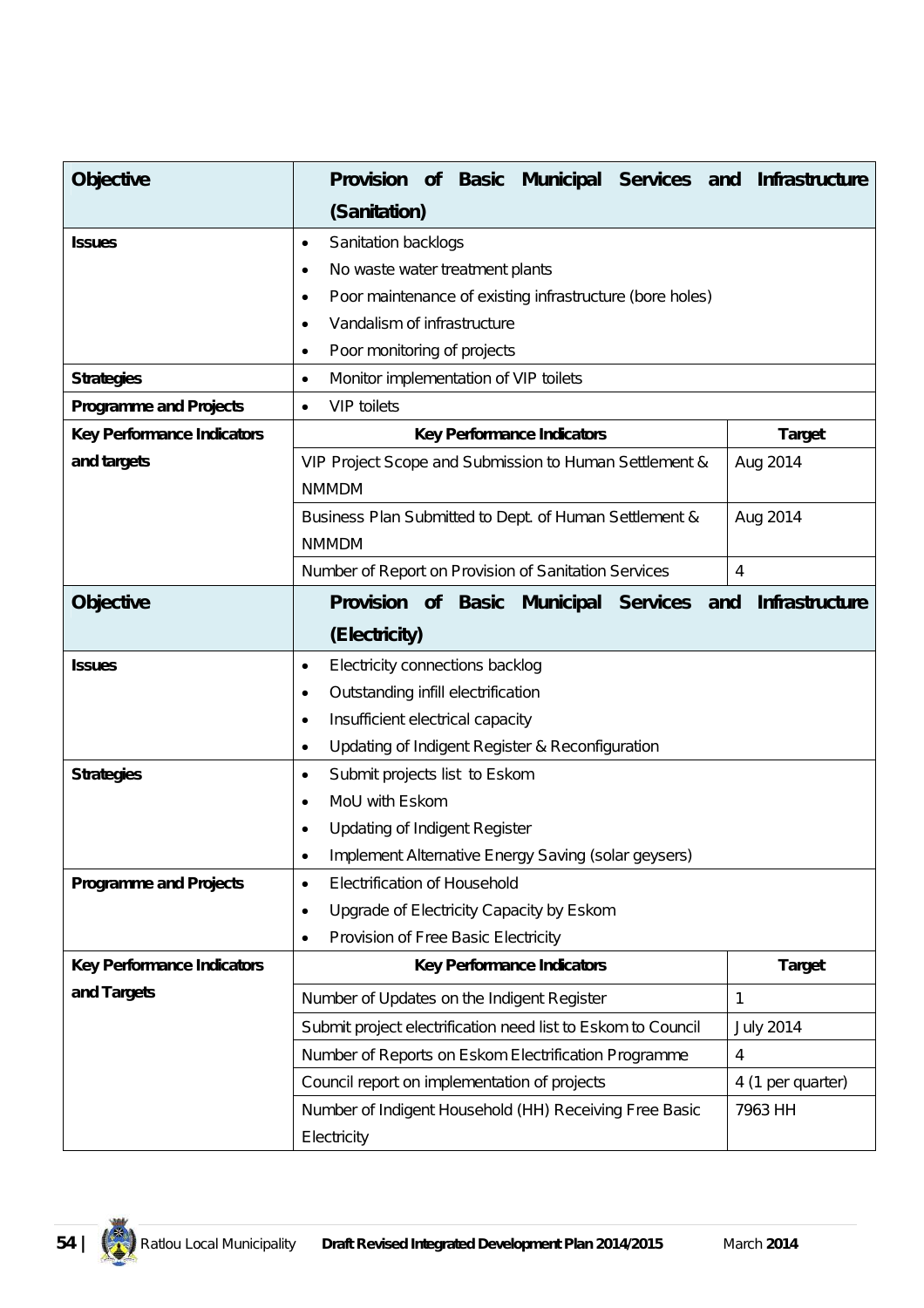| Objective | Provision of Basic Municipal Services and Infrastructure (Sanitation) | |
|---|---|---|
| Issues | • Sanitation backlogs<br>• No waste water treatment plants<br>• Poor maintenance of existing infrastructure (bore holes)<br>• Vandalism of infrastructure<br>• Poor monitoring of projects | |
| Strategies | • Monitor implementation of VIP toilets | |
| Programme and Projects | • VIP toilets | |
| Key Performance Indicators and targets | **Key Performance Indicators** | **Target** |
| | VIP Project Scope and Submission to Human Settlement & NMMDM | Aug 2014 |
| | Business Plan Submitted to Dept. of Human Settlement & NMMDM | Aug 2014 |
| | Number of Report on Provision of Sanitation Services | 4 |
| **Objective** | **Provision of Basic Municipal Services and Infrastructure (Electricity)** | |
| Issues | • Electricity connections backlog<br>• Outstanding infill electrification<br>• Insufficient electrical capacity<br>• Updating of Indigent Register & Reconfiguration | |
| Strategies | • Submit projects list to Eskom<br>• MoU with Eskom<br>• Updating of Indigent Register<br>• Implement Alternative Energy Saving (solar geysers) | |
| Programme and Projects | • Electrification of Household<br>• Upgrade of Electricity Capacity by Eskom<br>• Provision of Free Basic Electricity | |
| Key Performance Indicators and Targets | **Key Performance Indicators** | **Target** |
| | Number of Updates on the Indigent Register | 1 |
| | Submit project electrification need list to Eskom to Council | July 2014 |
| | Number of Reports on Eskom Electrification Programme | 4 |
| | Council report on implementation of projects | 4 (1 per quarter) |
| | Number of Indigent Household (HH) Receiving Free Basic Electricity | 7963 HH |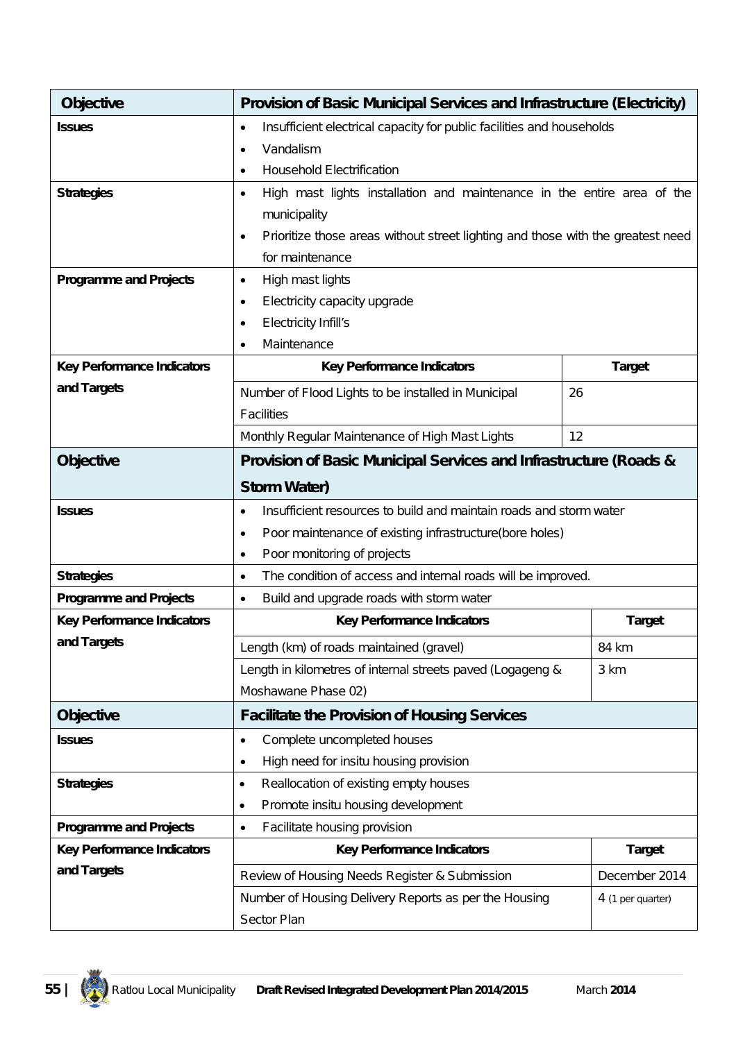| Objective | Provision of Basic Municipal Services and Infrastructure (Electricity) | |
|---|---|---|
| **Issues** | • Insufficient electrical capacity for public facilities and households<br>• Vandalism<br>• Household Electrification | |
| **Strategies** | • High mast lights installation and maintenance in the entire area of the municipality<br>• Prioritize those areas without street lighting and those with the greatest need for maintenance | |
| **Programme and Projects** | • High mast lights<br>• Electricity capacity upgrade<br>• Electricity Infill's<br>• Maintenance | |
| **Key Performance Indicators and Targets** | **Key Performance Indicators** | **Target** |
| | Number of Flood Lights to be installed in Municipal Facilities | 26 |
| | Monthly Regular Maintenance of High Mast Lights | 12 |

| Objective | Provision of Basic Municipal Services and Infrastructure (Roads & Storm Water) | |
|---|---|---|
| **Issues** | • Insufficient resources to build and maintain roads and storm water<br>• Poor maintenance of existing infrastructure(bore holes)<br>• Poor monitoring of projects | |
| **Strategies** | • The condition of access and internal roads will be improved. | |
| **Programme and Projects** | • Build and upgrade roads with storm water | |
| **Key Performance Indicators and Targets** | **Key Performance Indicators** | **Target** |
| | Length (km) of roads maintained (gravel) | 84 km |
| | Length in kilometres of internal streets paved (Logageng & Moshawane Phase 02) | 3 km |

| Objective | Facilitate the Provision of Housing Services | |
|---|---|---|
| **Issues** | • Complete uncompleted houses<br>• High need for insitu housing provision | |
| **Strategies** | • Reallocation of existing empty houses<br>• Promote insitu housing development | |
| **Programme and Projects** | • Facilitate housing provision | |
| **Key Performance Indicators and Targets** | **Key Performance Indicators** | **Target** |
| | Review of Housing Needs Register & Submission | December 2014 |
| | Number of Housing Delivery Reports as per the Housing Sector Plan | 4 (1 per quarter) |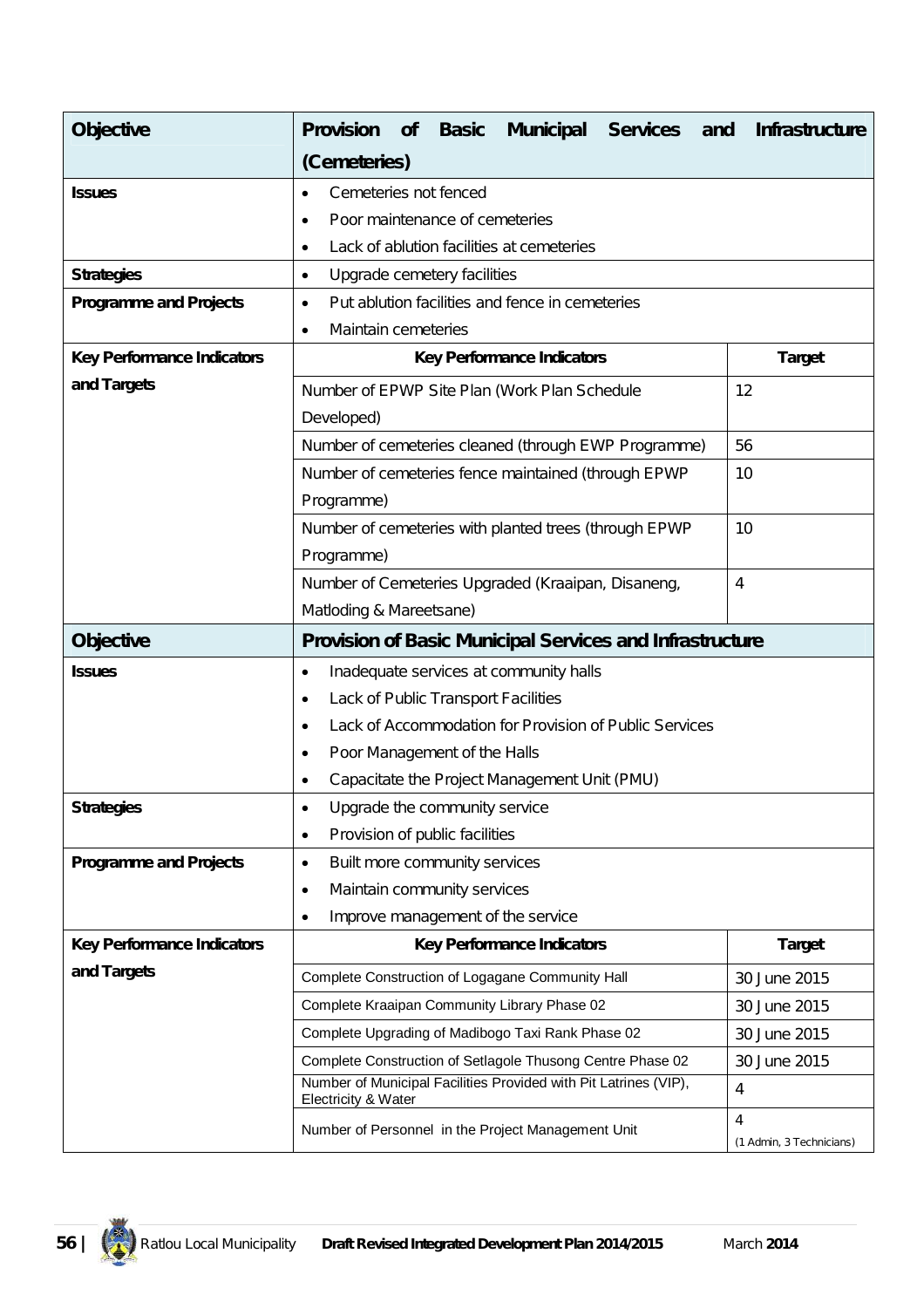| Objective | Provision of Basic Municipal Services and Infrastructure (Cemeteries) | |
|---|---|---|
| Issues | • Cemeteries not fenced<br>• Poor maintenance of cemeteries<br>• Lack of ablution facilities at cemeteries | |
| Strategies | • Upgrade cemetery facilities | |
| Programme and Projects | • Put ablution facilities and fence in cemeteries<br>• Maintain cemeteries | |
| Key Performance Indicators and Targets | **Key Performance Indicators** | **Target** |
| | Number of EPWP Site Plan (Work Plan Schedule Developed) | 12 |
| | Number of cemeteries cleaned (through EWP Programme) | 56 |
| | Number of cemeteries fence maintained (through EPWP Programme) | 10 |
| | Number of cemeteries with planted trees (through EPWP Programme) | 10 |
| | Number of Cemeteries Upgraded (Kraaipan, Disaneng, Matloding & Mareetsane) | 4 |

| Objective | Provision of Basic Municipal Services and Infrastructure | |
|---|---|---|
| Issues | • Inadequate services at community halls<br>• Lack of Public Transport Facilities<br>• Lack of Accommodation for Provision of Public Services<br>• Poor Management of the Halls<br>• Capacitate the Project Management Unit (PMU) | |
| Strategies | • Upgrade the community service<br>• Provision of public facilities | |
| Programme and Projects | • Built more community services<br>• Maintain community services<br>• Improve management of the service | |
| Key Performance Indicators and Targets | **Key Performance Indicators** | **Target** |
| | Complete Construction of Logagane Community Hall | 30 June 2015 |
| | Complete Kraaipan Community Library Phase 02 | 30 June 2015 |
| | Complete Upgrading of Madibogo Taxi Rank Phase 02 | 30 June 2015 |
| | Complete Construction of Setlagole Thusong Centre Phase 02 | 30 June 2015 |
| | Number of Municipal Facilities Provided with Pit Latrines (VIP), Electricity & Water | 4 |
| | Number of Personnel in the Project Management Unit | 4 (1 Admin, 3 Technicians) |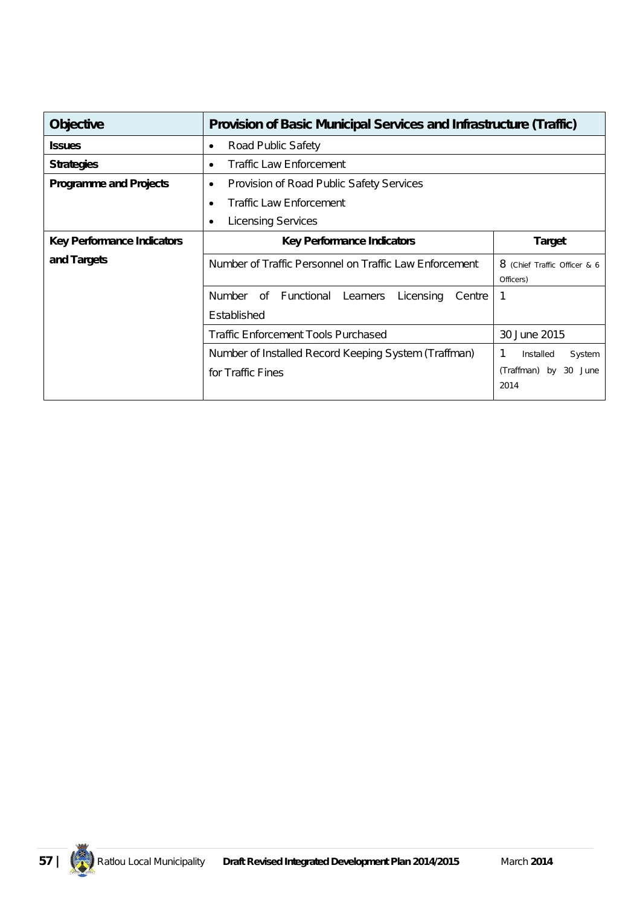| Objective | Provision of Basic Municipal Services and Infrastructure (Traffic) | |
|---|---|---|
| **Issues** | • Road Public Safety | |
| **Strategies** | • Traffic Law Enforcement | |
| **Programme and Projects** | • Provision of Road Public Safety Services<br>• Traffic Law Enforcement<br>• Licensing Services | |
| **Key Performance Indicators and Targets** | **Key Performance Indicators** | **Target** |
| | Number of Traffic Personnel on Traffic Law Enforcement | 8 (Chief Traffic Officer & 6 Officers) |
| | Number of Functional Learners Licensing Centre Established | 1 |
| | Traffic Enforcement Tools Purchased | 30 June 2015 |
| | Number of Installed Record Keeping System (Traffman) for Traffic Fines | 1 Installed System (Traffman) by 30 June 2014 |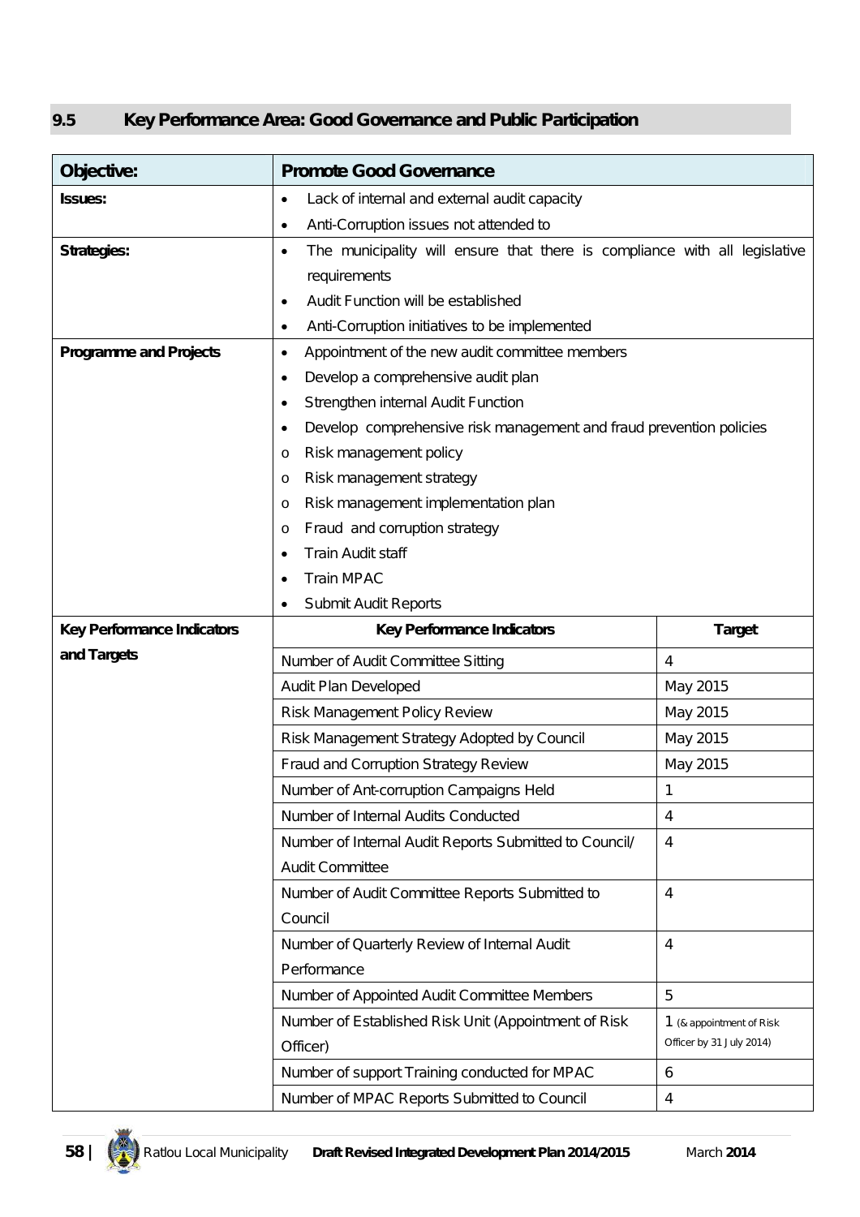## 9.5 Key Performance Area: Good Governance and Public Participation

| Objective: | Promote Good Governance | |
|---|---|---|
| **Issues:** | • Lack of internal and external audit capacity<br>• Anti-Corruption issues not attended to | |
| **Strategies:** | • The municipality will ensure that there is compliance with all legislative requirements<br>• Audit Function will be established<br>• Anti-Corruption initiatives to be implemented | |
| **Programme and Projects** | • Appointment of the new audit committee members<br>• Develop a comprehensive audit plan<br>• Strengthen internal Audit Function<br>• Develop comprehensive risk management and fraud prevention policies<br>o Risk management policy<br>o Risk management strategy<br>o Risk management implementation plan<br>o Fraud and corruption strategy<br>• Train Audit staff<br>• Train MPAC<br>• Submit Audit Reports | |
| **Key Performance Indicators and Targets** | **Key Performance Indicators** | **Target** |
| | Number of Audit Committee Sitting | 4 |
| | Audit Plan Developed | May 2015 |
| | Risk Management Policy Review | May 2015 |
| | Risk Management Strategy Adopted by Council | May 2015 |
| | Fraud and Corruption Strategy Review | May 2015 |
| | Number of Ant-corruption Campaigns Held | 1 |
| | Number of Internal Audits Conducted | 4 |
| | Number of Internal Audit Reports Submitted to Council/ Audit Committee | 4 |
| | Number of Audit Committee Reports Submitted to Council | 4 |
| | Number of Quarterly Review of Internal Audit Performance | 4 |
| | Number of Appointed Audit Committee Members | 5 |
| | Number of Established Risk Unit (Appointment of Risk Officer) | 1 (& appointment of Risk Officer by 31 July 2014) |
| | Number of support Training conducted for MPAC | 6 |
| | Number of MPAC Reports Submitted to Council | 4 |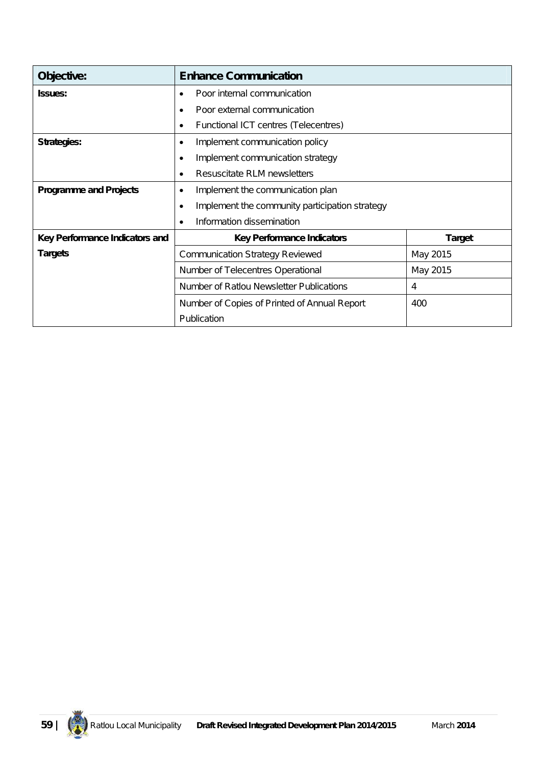| Objective: | Enhance Communication | |
|---|---|---|
| **Issues:** | • Poor internal communication<br>• Poor external communication<br>• Functional ICT centres (Telecentres) | |
| **Strategies:** | • Implement communication policy<br>• Implement communication strategy<br>• Resuscitate RLM newsletters | |
| **Programme and Projects** | • Implement the communication plan<br>• Implement the community participation strategy<br>• Information dissemination | |
| **Key Performance Indicators and Targets** | **Key Performance Indicators** | **Target** |
| | Communication Strategy Reviewed | May 2015 |
| | Number of Telecentres Operational | May 2015 |
| | Number of Ratlou Newsletter Publications | 4 |
| | Number of Copies of Printed of Annual Report Publication | 400 |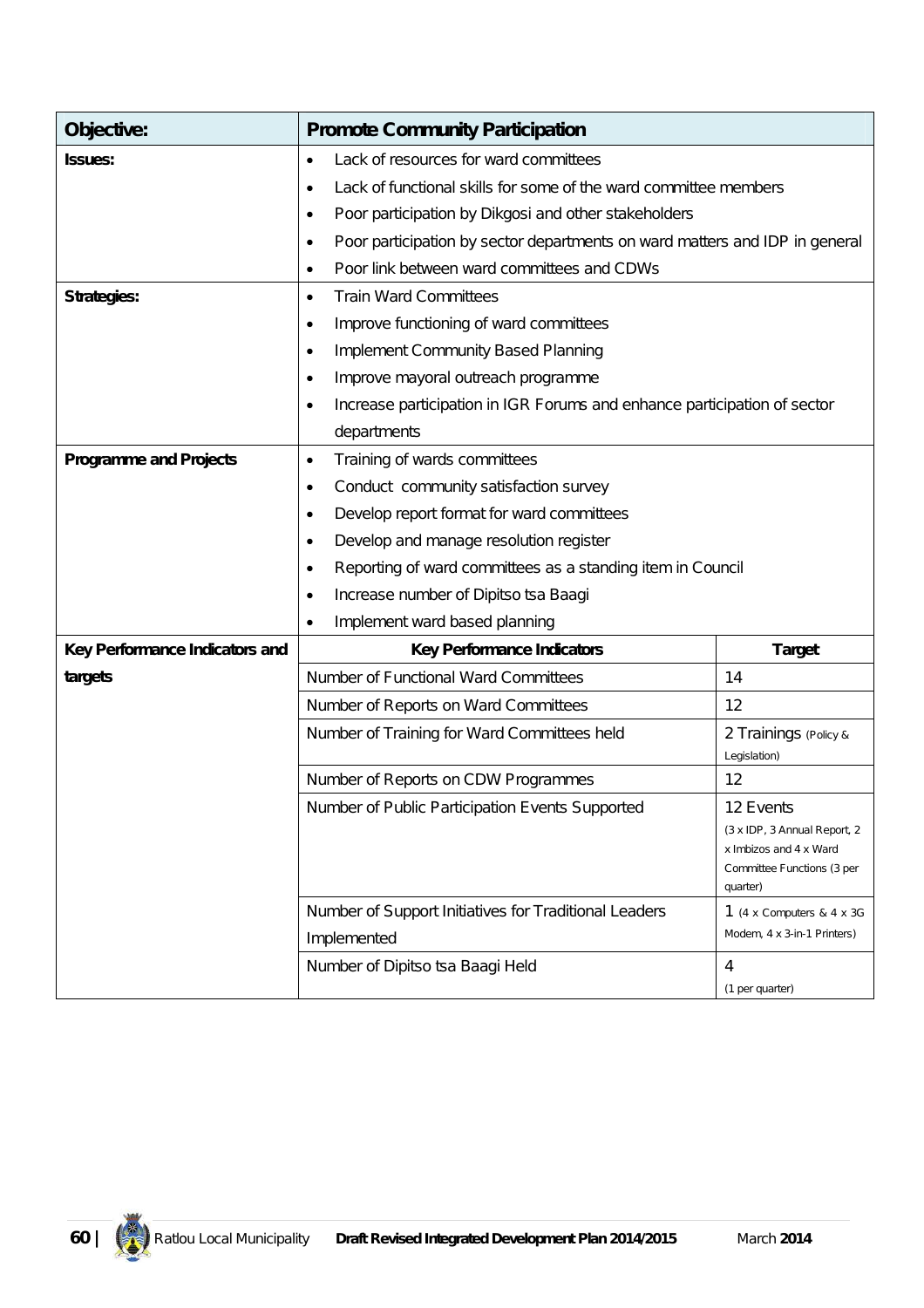| Objective: | Promote Community Participation | |
|---|---|---|
| Issues: | • Lack of resources for ward committees<br>• Lack of functional skills for some of the ward committee members<br>• Poor participation by Dikgosi and other stakeholders<br>• Poor participation by sector departments on ward matters and IDP in general<br>• Poor link between ward committees and CDWs | |
| Strategies: | • Train Ward Committees<br>• Improve functioning of ward committees<br>• Implement Community Based Planning<br>• Improve mayoral outreach programme<br>• Increase participation in IGR Forums and enhance participation of sector departments | |
| Programme and Projects | • Training of wards committees<br>• Conduct community satisfaction survey<br>• Develop report format for ward committees<br>• Develop and manage resolution register<br>• Reporting of ward committees as a standing item in Council<br>• Increase number of Dipitso tsa Baagi<br>• Implement ward based planning | |
| Key Performance Indicators and targets | **Key Performance Indicators** | **Target** |
| | Number of Functional Ward Committees | 14 |
| | Number of Reports on Ward Committees | 12 |
| | Number of Training for Ward Committees held | 2 Trainings (Policy & Legislation) |
| | Number of Reports on CDW Programmes | 12 |
| | Number of Public Participation Events Supported | 12 Events (3 x IDP, 3 Annual Report, 2 x Imbizos and 4 x Ward Committee Functions (3 per quarter) |
| | Number of Support Initiatives for Traditional Leaders Implemented | 1 (4 x Computers & 4 x 3G Modem, 4 x 3-in-1 Printers) |
| | Number of Dipitso tsa Baagi Held | 4 (1 per quarter) |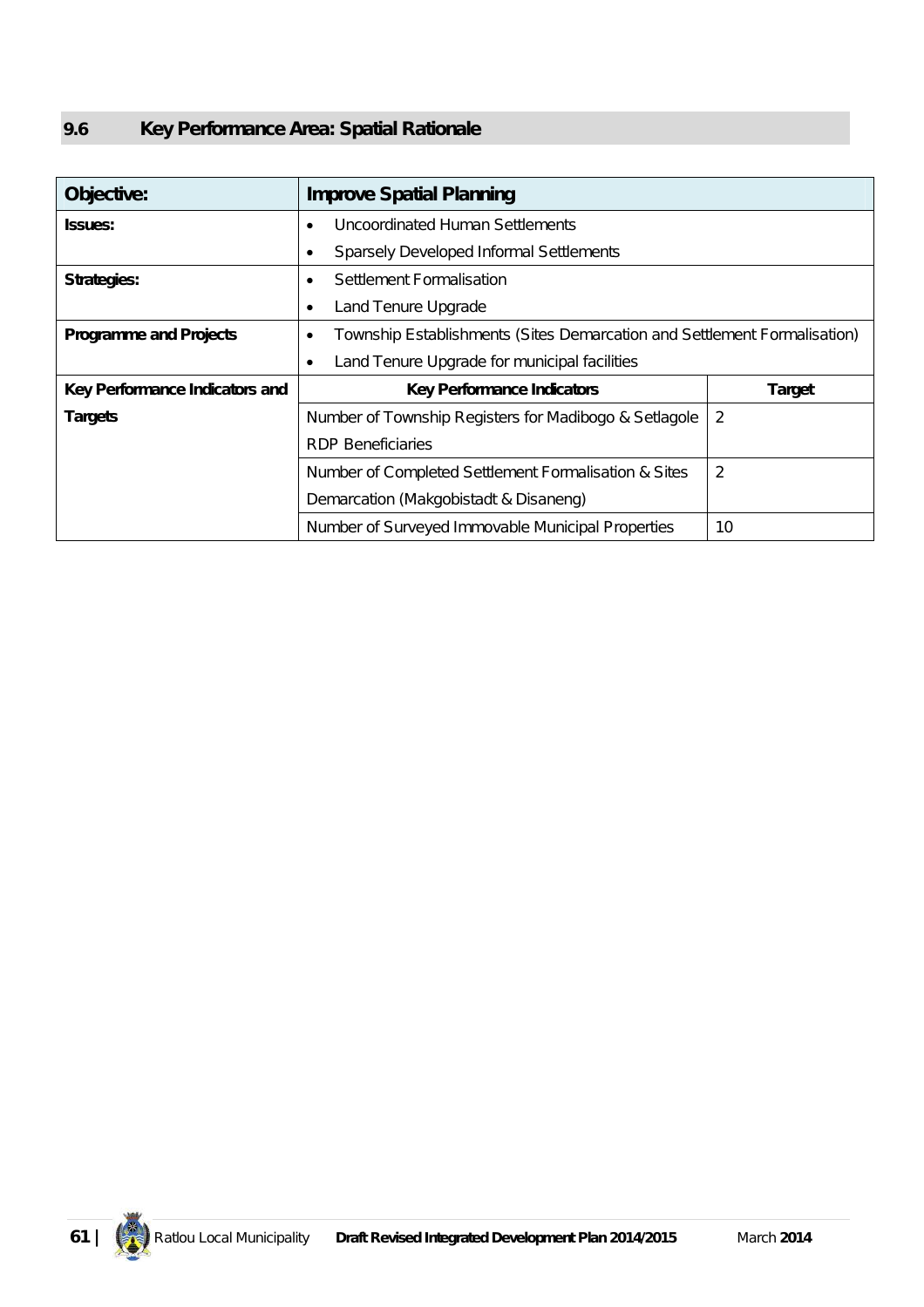## 9.6 Key Performance Area: Spatial Rationale

| **Objective:** | **Improve Spatial Planning** | |
|---|---|---|
| **Issues:** | • Uncoordinated Human Settlements<br>• Sparsely Developed Informal Settlements | |
| **Strategies:** | • Settlement Formalisation<br>• Land Tenure Upgrade | |
| **Programme and Projects** | • Township Establishments (Sites Demarcation and Settlement Formalisation)<br>• Land Tenure Upgrade for municipal facilities | |
| **Key Performance Indicators and Targets** | **Key Performance Indicators** | **Target** |
| | Number of Township Registers for Madibogo & Setlagole RDP Beneficiaries | 2 |
| | Number of Completed Settlement Formalisation & Sites Demarcation (Makgobistadt & Disaneng) | 2 |
| | Number of Surveyed Immovable Municipal Properties | 10 |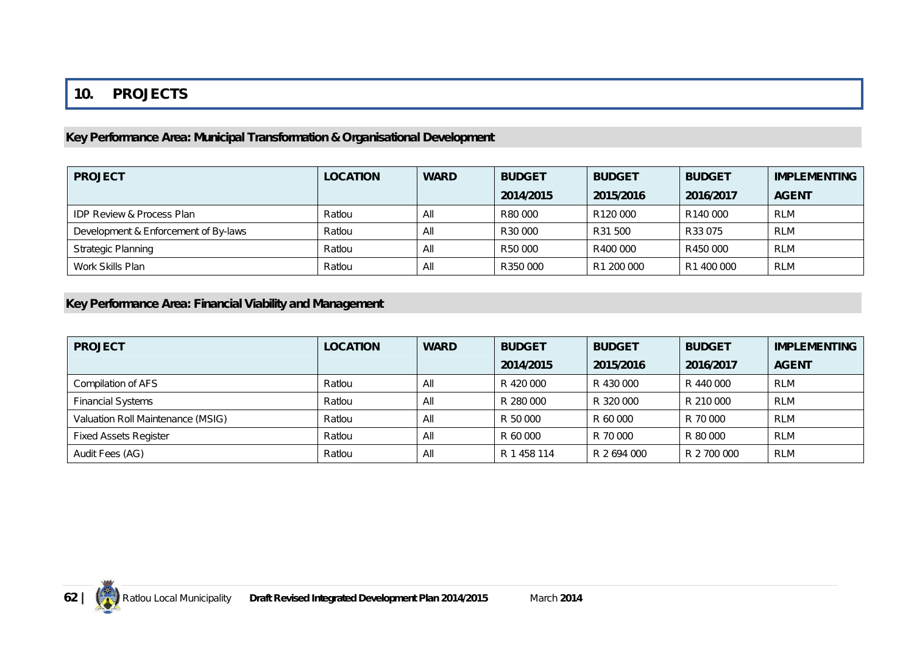# 10. PROJECTS

## Key Performance Area: Municipal Transformation & Organisational Development

| PROJECT | LOCATION | WARD | BUDGET 2014/2015 | BUDGET 2015/2016 | BUDGET 2016/2017 | IMPLEMENTING AGENT |
|---|---|---|---|---|---|---|
| IDP Review & Process Plan | Ratlou | All | R80 000 | R120 000 | R140 000 | RLM |
| Development & Enforcement of By-laws | Ratlou | All | R30 000 | R31 500 | R33 075 | RLM |
| Strategic Planning | Ratlou | All | R50 000 | R400 000 | R450 000 | RLM |
| Work Skills Plan | Ratlou | All | R350 000 | R1 200 000 | R1 400 000 | RLM |

## Key Performance Area: Financial Viability and Management

| PROJECT | LOCATION | WARD | BUDGET 2014/2015 | BUDGET 2015/2016 | BUDGET 2016/2017 | IMPLEMENTING AGENT |
|---|---|---|---|---|---|---|
| Compilation of AFS | Ratlou | All | R 420 000 | R 430 000 | R 440 000 | RLM |
| Financial Systems | Ratlou | All | R 280 000 | R 320 000 | R 210 000 | RLM |
| Valuation Roll Maintenance (MSIG) | Ratlou | All | R 50 000 | R 60 000 | R 70 000 | RLM |
| Fixed Assets Register | Ratlou | All | R 60 000 | R 70 000 | R 80 000 | RLM |
| Audit Fees (AG) | Ratlou | All | R 1 458 114 | R 2 694 000 | R 2 700 000 | RLM |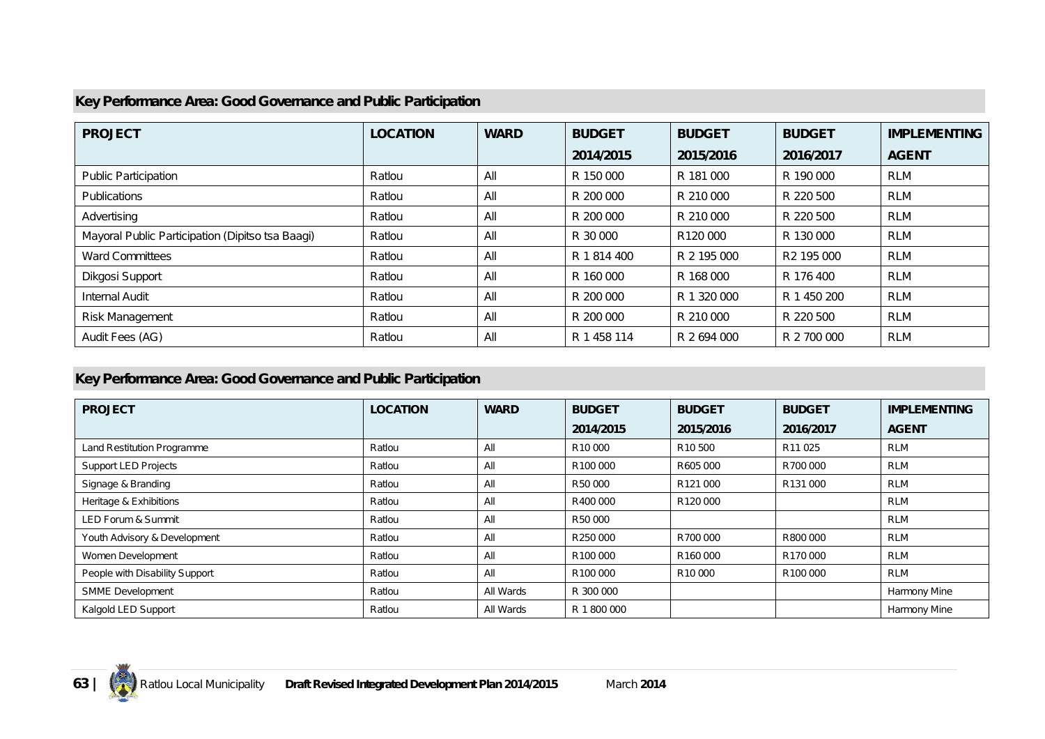## Key Performance Area: Good Governance and Public Participation

| PROJECT | LOCATION | WARD | BUDGET 2014/2015 | BUDGET 2015/2016 | BUDGET 2016/2017 | IMPLEMENTING AGENT |
|---|---|---|---|---|---|---|
| Public Participation | Ratlou | All | R 150 000 | R 181 000 | R 190 000 | RLM |
| Publications | Ratlou | All | R 200 000 | R 210 000 | R 220 500 | RLM |
| Advertising | Ratlou | All | R 200 000 | R 210 000 | R 220 500 | RLM |
| Mayoral Public Participation (Dipitso tsa Baagi) | Ratlou | All | R 30 000 | R120 000 | R 130 000 | RLM |
| Ward Committees | Ratlou | All | R 1 814 400 | R 2 195 000 | R2 195 000 | RLM |
| Dikgosi Support | Ratlou | All | R 160 000 | R 168 000 | R 176 400 | RLM |
| Internal Audit | Ratlou | All | R 200 000 | R 1 320 000 | R 1 450 200 | RLM |
| Risk Management | Ratlou | All | R 200 000 | R 210 000 | R 220 500 | RLM |
| Audit Fees (AG) | Ratlou | All | R 1 458 114 | R 2 694 000 | R 2 700 000 | RLM |

## Key Performance Area: Good Governance and Public Participation

| PROJECT | LOCATION | WARD | BUDGET 2014/2015 | BUDGET 2015/2016 | BUDGET 2016/2017 | IMPLEMENTING AGENT |
|---|---|---|---|---|---|---|
| Land Restitution Programme | Ratlou | All | R10 000 | R10 500 | R11 025 | RLM |
| Support LED Projects | Ratlou | All | R100 000 | R605 000 | R700 000 | RLM |
| Signage & Branding | Ratlou | All | R50 000 | R121 000 | R131 000 | RLM |
| Heritage & Exhibitions | Ratlou | All | R400 000 | R120 000 | | RLM |
| LED Forum & Summit | Ratlou | All | R50 000 | | | RLM |
| Youth Advisory & Development | Ratlou | All | R250 000 | R700 000 | R800 000 | RLM |
| Women Development | Ratlou | All | R100 000 | R160 000 | R170 000 | RLM |
| People with Disability Support | Ratlou | All | R100 000 | R10 000 | R100 000 | RLM |
| SMME Development | Ratlou | All Wards | R 300 000 | | | Harmony Mine |
| Kalgold LED Support | Ratlou | All Wards | R 1 800 000 | | | Harmony Mine |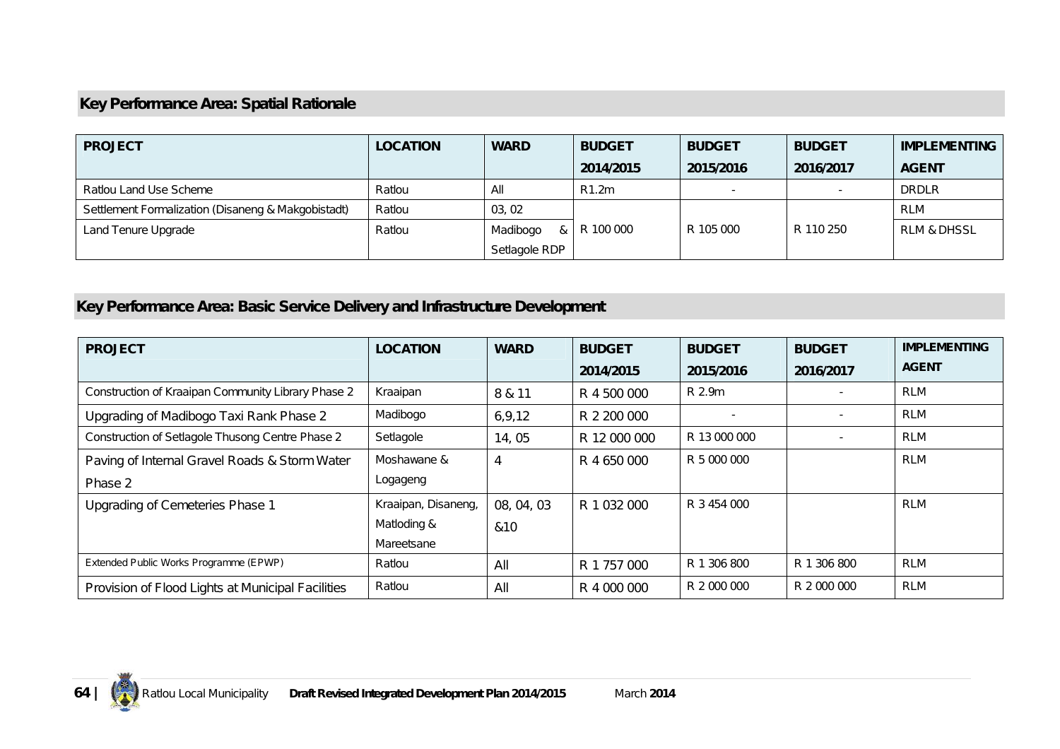## Key Performance Area: Spatial Rationale

| PROJECT | LOCATION | WARD | BUDGET 2014/2015 | BUDGET 2015/2016 | BUDGET 2016/2017 | IMPLEMENTING AGENT |
|---|---|---|---|---|---|---|
| Ratlou Land Use Scheme | Ratlou | All | R1.2m | - | - | DRDLR |
| Settlement Formalization (Disaneng & Makgobistadt) | Ratlou | 03, 02 | R 100 000 | R 105 000 | R 110 250 | RLM |
| Land Tenure Upgrade | Ratlou | Madibogo & Setlagole RDP | | | | RLM & DHSSL |

## Key Performance Area: Basic Service Delivery and Infrastructure Development

| PROJECT | LOCATION | WARD | BUDGET 2014/2015 | BUDGET 2015/2016 | BUDGET 2016/2017 | IMPLEMENTING AGENT |
|---|---|---|---|---|---|---|
| Construction of Kraaipan Community Library Phase 2 | Kraaipan | 8 & 11 | R 4 500 000 | R 2.9m | - | RLM |
| Upgrading of Madibogo Taxi Rank Phase 2 | Madibogo | 6,9,12 | R 2 200 000 | - | - | RLM |
| Construction of Setlagole Thusong Centre Phase 2 | Setlagole | 14, 05 | R 12 000 000 | R 13 000 000 | - | RLM |
| Paving of Internal Gravel Roads & Storm Water Phase 2 | Moshawane & Logageng | 4 | R 4 650 000 | R 5 000 000 | | RLM |
| Upgrading of Cemeteries Phase 1 | Kraaipan, Disaneng, Matloding & Mareetsane | 08, 04, 03 &10 | R 1 032 000 | R 3 454 000 | | RLM |
| Extended Public Works Programme (EPWP) | Ratlou | All | R 1 757 000 | R 1 306 800 | R 1 306 800 | RLM |
| Provision of Flood Lights at Municipal Facilities | Ratlou | All | R 4 000 000 | R 2 000 000 | R 2 000 000 | RLM |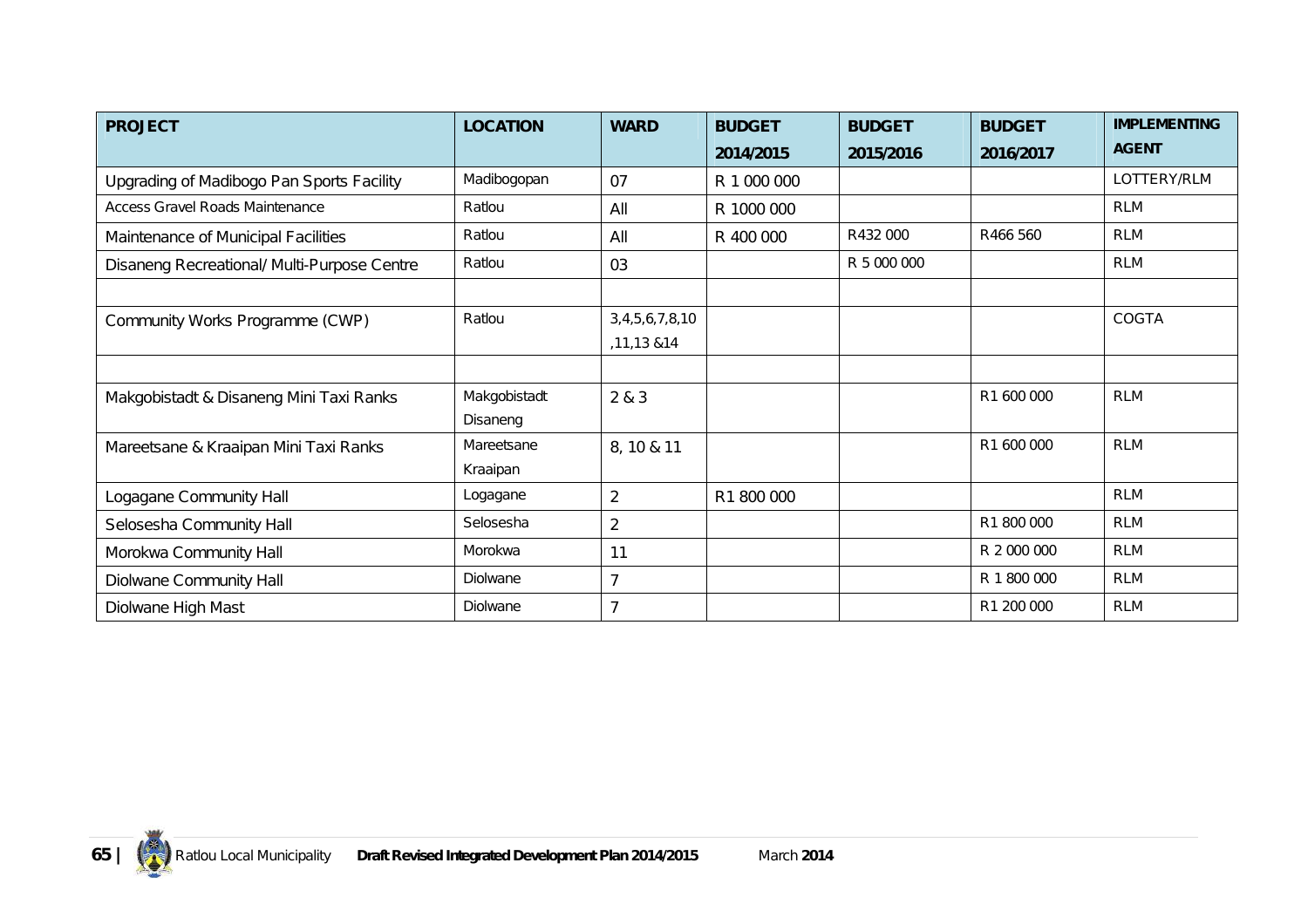| PROJECT | LOCATION | WARD | BUDGET 2014/2015 | BUDGET 2015/2016 | BUDGET 2016/2017 | IMPLEMENTING AGENT |
|---|---|---|---|---|---|---|
| Upgrading of Madibogo Pan Sports Facility | Madibogopan | 07 | R 1 000 000 | | | LOTTERY/RLM |
| Access Gravel Roads Maintenance | Ratlou | All | R 1000 000 | | | RLM |
| Maintenance of Municipal Facilities | Ratlou | All | R 400 000 | R432 000 | R466 560 | RLM |
| Disaneng Recreational/ Multi-Purpose Centre | Ratlou | 03 | | R 5 000 000 | | RLM |
| | | | | | | |
| Community Works Programme (CWP) | Ratlou | 3,4,5,6,7,8,10 ,11,13 &14 | | | | COGTA |
| | | | | | | |
| Makgobistadt & Disaneng Mini Taxi Ranks | Makgobistadt Disaneng | 2 & 3 | | | R1 600 000 | RLM |
| Mareetsane & Kraaipan Mini Taxi Ranks | Mareetsane Kraaipan | 8, 10 & 11 | | | R1 600 000 | RLM |
| Logagane Community Hall | Logagane | 2 | R1 800 000 | | | RLM |
| Selosesha Community Hall | Selosesha | 2 | | | R1 800 000 | RLM |
| Morokwa Community Hall | Morokwa | 11 | | | R 2 000 000 | RLM |
| Diolwane Community Hall | Diolwane | 7 | | | R 1 800 000 | RLM |
| Diolwane High Mast | Diolwane | 7 | | | R1 200 000 | RLM |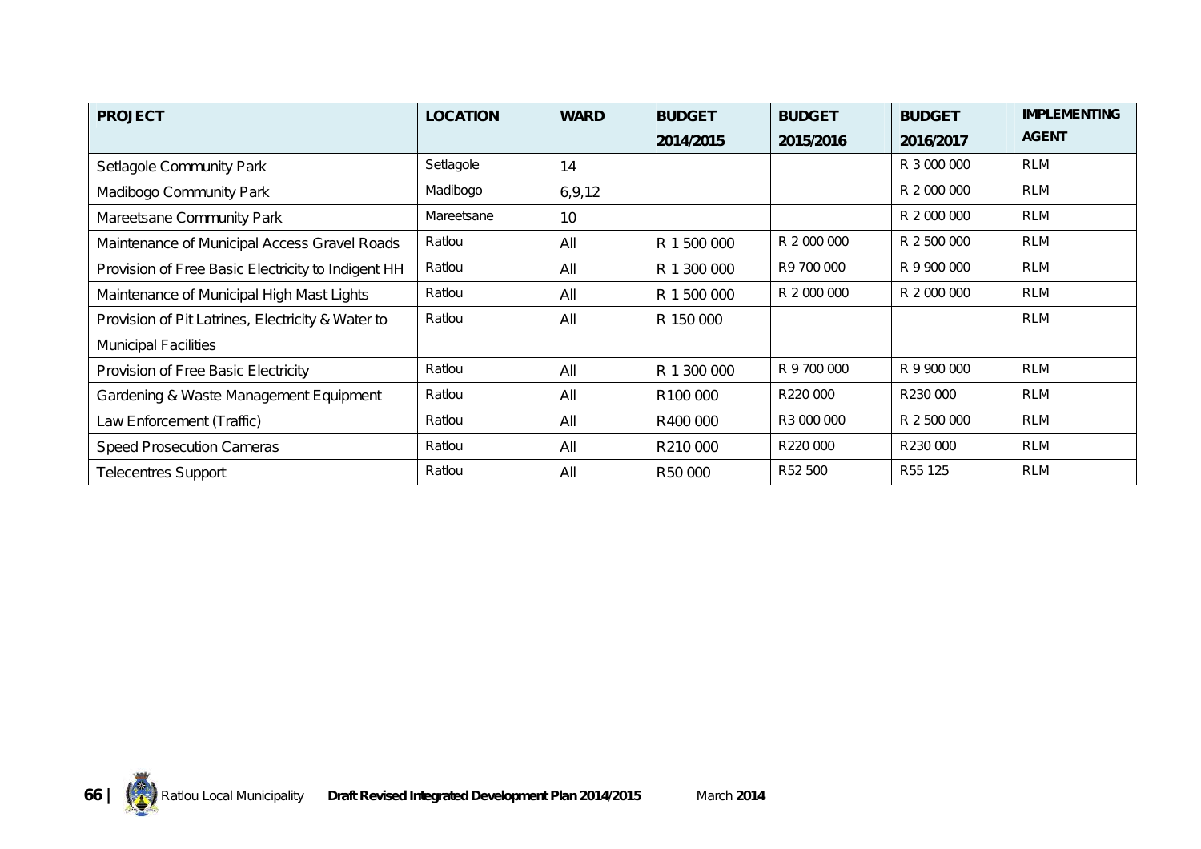| PROJECT | LOCATION | WARD | BUDGET 2014/2015 | BUDGET 2015/2016 | BUDGET 2016/2017 | IMPLEMENTING AGENT |
|---|---|---|---|---|---|---|
| Setlagole Community Park | Setlagole | 14 | | | R 3 000 000 | RLM |
| Madibogo Community Park | Madibogo | 6,9,12 | | | R 2 000 000 | RLM |
| Mareetsane Community Park | Mareetsane | 10 | | | R 2 000 000 | RLM |
| Maintenance of Municipal Access Gravel Roads | Ratlou | All | R 1 500 000 | R 2 000 000 | R 2 500 000 | RLM |
| Provision of Free Basic Electricity to Indigent HH | Ratlou | All | R 1 300 000 | R9 700 000 | R 9 900 000 | RLM |
| Maintenance of Municipal High Mast Lights | Ratlou | All | R 1 500 000 | R 2 000 000 | R 2 000 000 | RLM |
| Provision of Pit Latrines, Electricity & Water to Municipal Facilities | Ratlou | All | R 150 000 | | | RLM |
| Provision of Free Basic Electricity | Ratlou | All | R 1 300 000 | R 9 700 000 | R 9 900 000 | RLM |
| Gardening & Waste Management Equipment | Ratlou | All | R100 000 | R220 000 | R230 000 | RLM |
| Law Enforcement (Traffic) | Ratlou | All | R400 000 | R3 000 000 | R 2 500 000 | RLM |
| Speed Prosecution Cameras | Ratlou | All | R210 000 | R220 000 | R230 000 | RLM |
| Telecentres Support | Ratlou | All | R50 000 | R52 500 | R55 125 | RLM |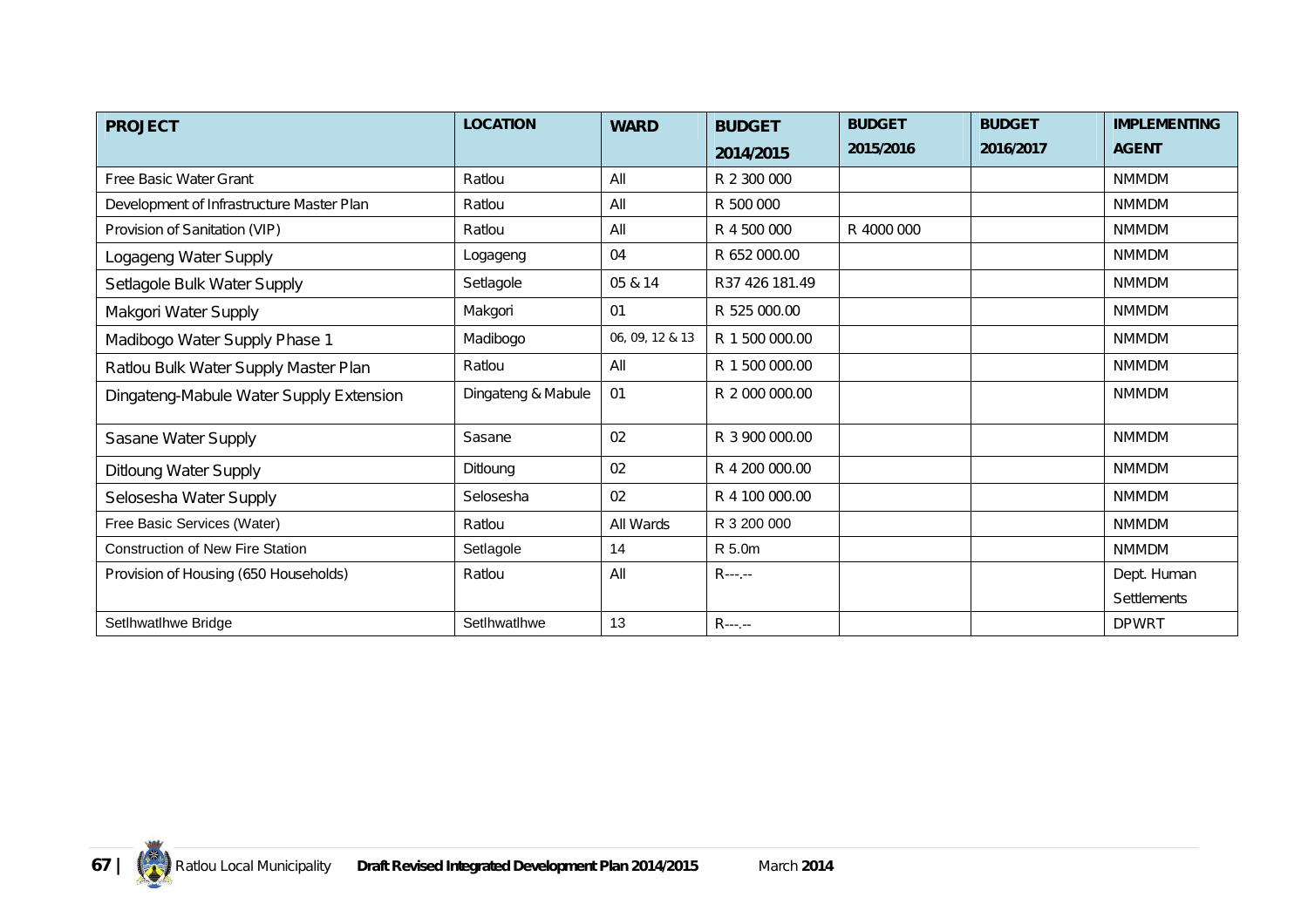| PROJECT | LOCATION | WARD | BUDGET 2014/2015 | BUDGET 2015/2016 | BUDGET 2016/2017 | IMPLEMENTING AGENT |
|---|---|---|---|---|---|---|
| Free Basic Water Grant | Ratlou | All | R 2 300 000 | | | NMMDM |
| Development of Infrastructure Master Plan | Ratlou | All | R 500 000 | | | NMMDM |
| Provision of Sanitation (VIP) | Ratlou | All | R 4 500 000 | R 4000 000 | | NMMDM |
| Logageng Water Supply | Logageng | 04 | R 652 000.00 | | | NMMDM |
| Setlagole Bulk Water Supply | Setlagole | 05 & 14 | R37 426 181.49 | | | NMMDM |
| Makgori Water Supply | Makgori | 01 | R 525 000.00 | | | NMMDM |
| Madibogo Water Supply Phase 1 | Madibogo | 06, 09, 12 & 13 | R 1 500 000.00 | | | NMMDM |
| Ratlou Bulk Water Supply Master Plan | Ratlou | All | R 1 500 000.00 | | | NMMDM |
| Dingateng-Mabule Water Supply Extension | Dingateng & Mabule | 01 | R 2 000 000.00 | | | NMMDM |
| Sasane Water Supply | Sasane | 02 | R 3 900 000.00 | | | NMMDM |
| Ditloung Water Supply | Ditloung | 02 | R 4 200 000.00 | | | NMMDM |
| Selosesha Water Supply | Selosesha | 02 | R 4 100 000.00 | | | NMMDM |
| Free Basic Services (Water) | Ratlou | All Wards | R 3 200 000 | | | NMMDM |
| Construction of New Fire Station | Setlagole | 14 | R 5.0m | | | NMMDM |
| Provision of Housing (650 Households) | Ratlou | All | R---.-- | | | Dept. Human Settlements |
| Setlhwatlhwe Bridge | Setlhwatlhwe | 13 | R---.-- | | | DPWRT |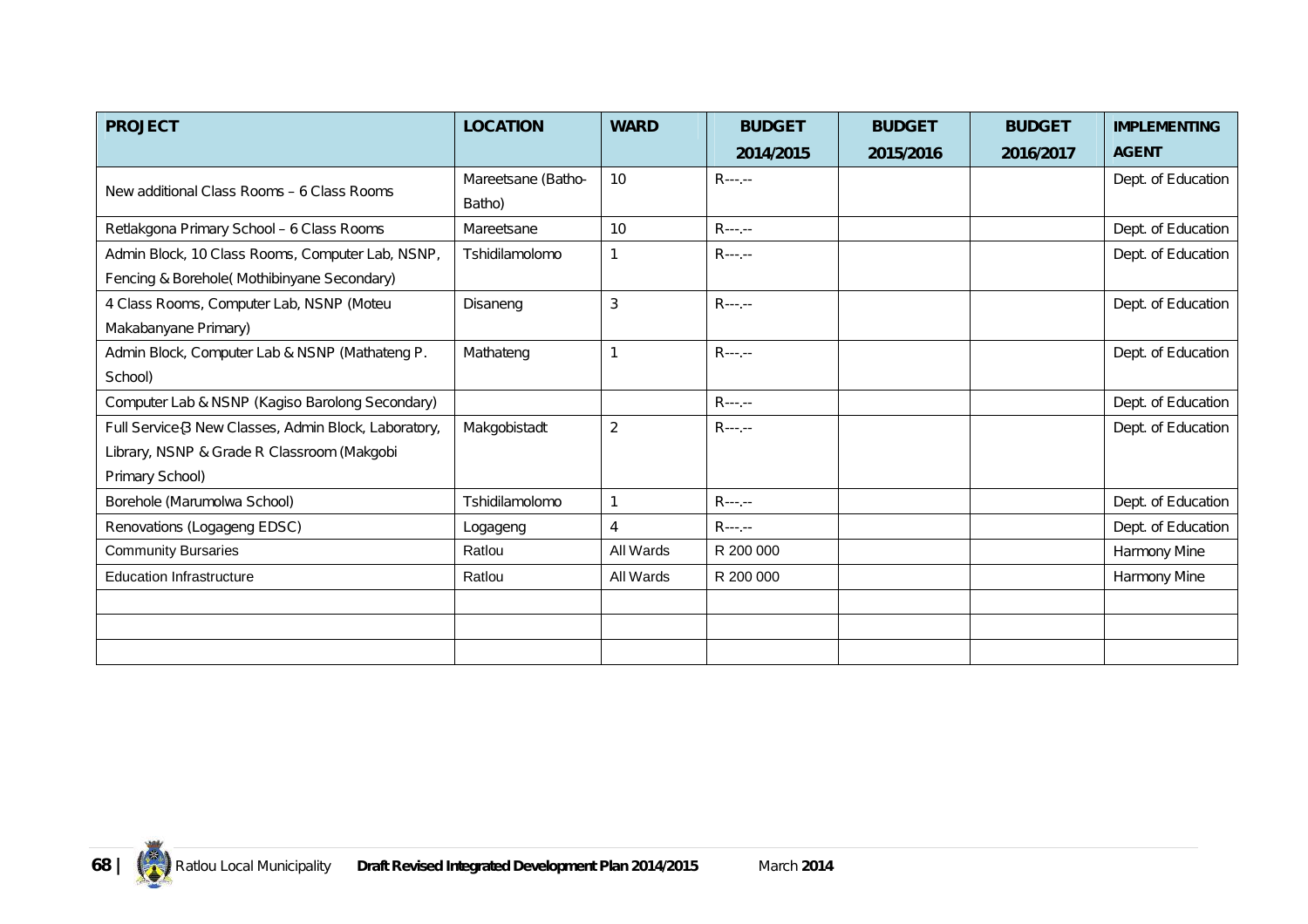| PROJECT | LOCATION | WARD | BUDGET 2014/2015 | BUDGET 2015/2016 | BUDGET 2016/2017 | IMPLEMENTING AGENT |
|---|---|---|---|---|---|---|
| New additional Class Rooms – 6 Class Rooms | Mareetsane (Batho-Batho) | 10 | R---.-- | | | Dept. of Education |
| Retlakgona Primary School – 6 Class Rooms | Mareetsane | 10 | R---.-- | | | Dept. of Education |
| Admin Block, 10 Class Rooms, Computer Lab, NSNP, Fencing & Borehole( Mothibinyane Secondary) | Tshidilamolomo | 1 | R---.-- | | | Dept. of Education |
| 4 Class Rooms, Computer Lab, NSNP (Moteu Makabanyane Primary) | Disaneng | 3 | R---.-- | | | Dept. of Education |
| Admin Block, Computer Lab & NSNP (Mathateng P. School) | Mathateng | 1 | R---.-- | | | Dept. of Education |
| Computer Lab & NSNP (Kagiso Barolong Secondary) | | | R---.-- | | | Dept. of Education |
| Full Service{3 New Classes, Admin Block, Laboratory, Library, NSNP & Grade R Classroom (Makgobi Primary School) | Makgobistadt | 2 | R---.-- | | | Dept. of Education |
| Borehole (Marumolwa School) | Tshidilamolomo | 1 | R---.-- | | | Dept. of Education |
| Renovations (Logageng EDSC) | Logageng | 4 | R---.-- | | | Dept. of Education |
| Community Bursaries | Ratlou | All Wards | R 200 000 | | | Harmony Mine |
| Education Infrastructure | Ratlou | All Wards | R 200 000 | | | Harmony Mine |
| | | | | | | |
| | | | | | | |
| | | | | | | |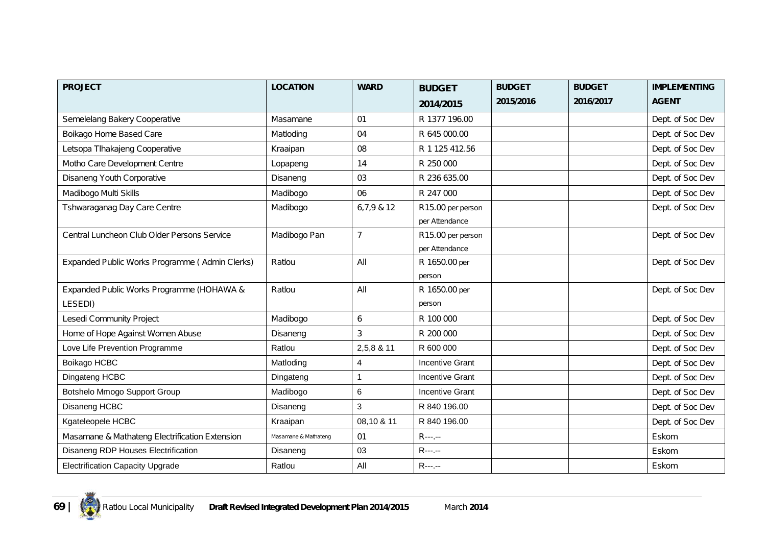| PROJECT | LOCATION | WARD | BUDGET 2014/2015 | BUDGET 2015/2016 | BUDGET 2016/2017 | IMPLEMENTING AGENT |
|---|---|---|---|---|---|---|
| Semelelang Bakery Cooperative | Masamane | 01 | R 1377 196.00 | | | Dept. of Soc Dev |
| Boikago Home Based Care | Matloding | 04 | R 645 000.00 | | | Dept. of Soc Dev |
| Letsopa Tlhakajeng Cooperative | Kraaipan | 08 | R 1 125 412.56 | | | Dept. of Soc Dev |
| Motho Care Development Centre | Lopapeng | 14 | R 250 000 | | | Dept. of Soc Dev |
| Disaneng Youth Corporative | Disaneng | 03 | R 236 635.00 | | | Dept. of Soc Dev |
| Madibogo Multi Skills | Madibogo | 06 | R 247 000 | | | Dept. of Soc Dev |
| Tshwaraganag Day Care Centre | Madibogo | 6,7,9 & 12 | R15.00 per person per Attendance | | | Dept. of Soc Dev |
| Central Luncheon Club Older Persons Service | Madibogo Pan | 7 | R15.00 per person per Attendance | | | Dept. of Soc Dev |
| Expanded Public Works Programme ( Admin Clerks) | Ratlou | All | R 1650.00 per person | | | Dept. of Soc Dev |
| Expanded Public Works Programme (HOHAWA & LESEDI) | Ratlou | All | R 1650.00 per person | | | Dept. of Soc Dev |
| Lesedi Community Project | Madibogo | 6 | R 100 000 | | | Dept. of Soc Dev |
| Home of Hope Against Women Abuse | Disaneng | 3 | R 200 000 | | | Dept. of Soc Dev |
| Love Life Prevention Programme | Ratlou | 2,5,8 & 11 | R 600 000 | | | Dept. of Soc Dev |
| Boikago HCBC | Matloding | 4 | Incentive Grant | | | Dept. of Soc Dev |
| Dingateng HCBC | Dingateng | 1 | Incentive Grant | | | Dept. of Soc Dev |
| Botshelo Mmogo Support Group | Madibogo | 6 | Incentive Grant | | | Dept. of Soc Dev |
| Disaneng HCBC | Disaneng | 3 | R 840 196.00 | | | Dept. of Soc Dev |
| Kgateleopele HCBC | Kraaipan | 08,10 & 11 | R 840 196.00 | | | Dept. of Soc Dev |
| Masamane & Mathateng Electrification Extension | Masamane & Mathateng | 01 | R---.-- | | | Eskom |
| Disaneng RDP Houses Electrification | Disaneng | 03 | R---.-- | | | Eskom |
| Electrification Capacity Upgrade | Ratlou | All | R---.-- | | | Eskom |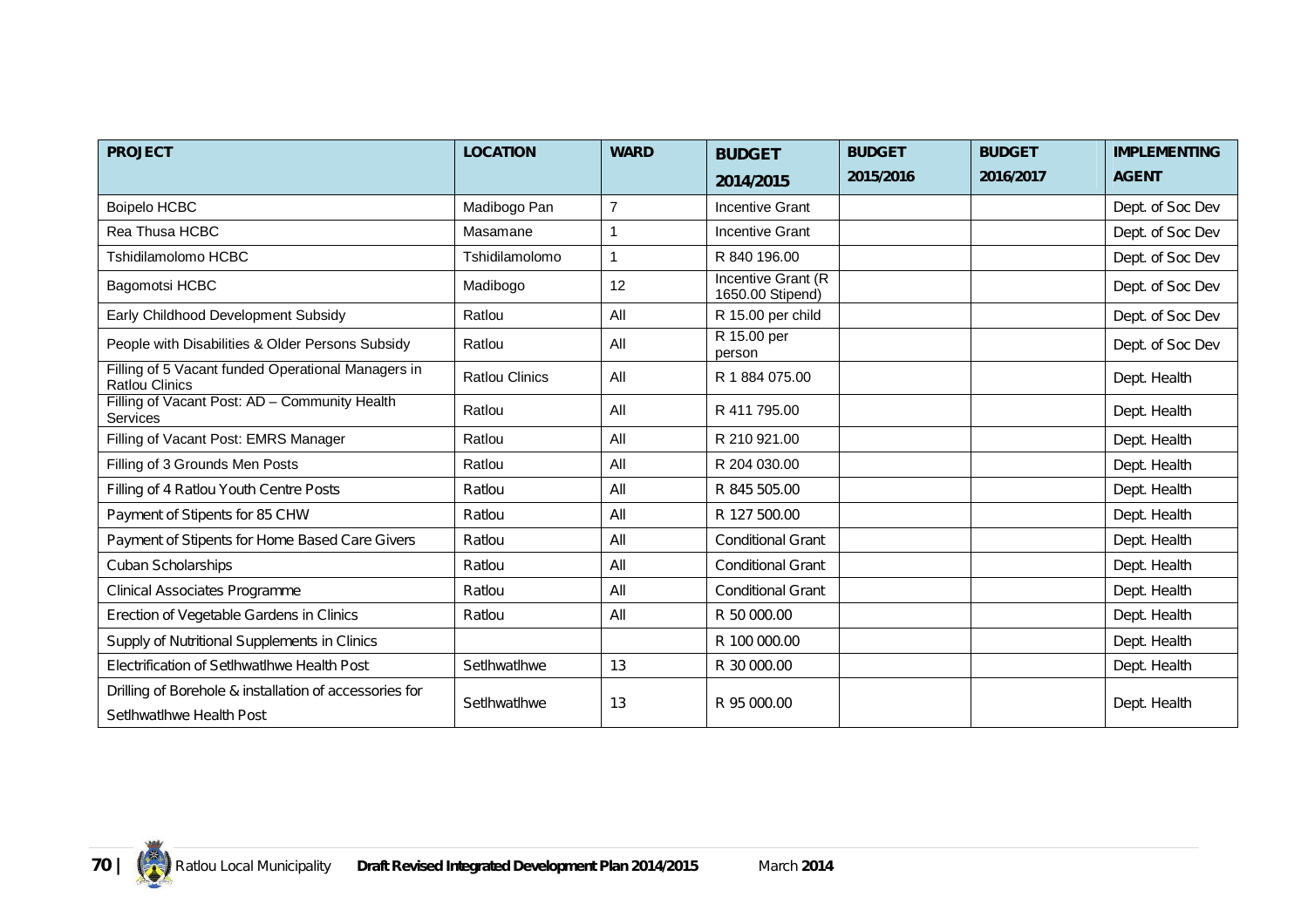| PROJECT | LOCATION | WARD | BUDGET 2014/2015 | BUDGET 2015/2016 | BUDGET 2016/2017 | IMPLEMENTING AGENT |
|---|---|---|---|---|---|---|
| Boipelo HCBC | Madibogo Pan | 7 | Incentive Grant | | | Dept. of Soc Dev |
| Rea Thusa HCBC | Masamane | 1 | Incentive Grant | | | Dept. of Soc Dev |
| Tshidilamolomo HCBC | Tshidilamolomo | 1 | R 840 196.00 | | | Dept. of Soc Dev |
| Bagomotsi HCBC | Madibogo | 12 | Incentive Grant (R 1650.00 Stipend) | | | Dept. of Soc Dev |
| Early Childhood Development Subsidy | Ratlou | All | R 15.00 per child | | | Dept. of Soc Dev |
| People with Disabilities & Older Persons Subsidy | Ratlou | All | R 15.00 per person | | | Dept. of Soc Dev |
| Filling of 5 Vacant funded Operational Managers in Ratlou Clinics | Ratlou Clinics | All | R 1 884 075.00 | | | Dept. Health |
| Filling of Vacant Post: AD – Community Health Services | Ratlou | All | R 411 795.00 | | | Dept. Health |
| Filling of Vacant Post: EMRS Manager | Ratlou | All | R 210 921.00 | | | Dept. Health |
| Filling of 3 Grounds Men Posts | Ratlou | All | R 204 030.00 | | | Dept. Health |
| Filling of 4 Ratlou Youth Centre Posts | Ratlou | All | R 845 505.00 | | | Dept. Health |
| Payment of Stipents for 85 CHW | Ratlou | All | R 127 500.00 | | | Dept. Health |
| Payment of Stipents for Home Based Care Givers | Ratlou | All | Conditional Grant | | | Dept. Health |
| Cuban Scholarships | Ratlou | All | Conditional Grant | | | Dept. Health |
| Clinical Associates Programme | Ratlou | All | Conditional Grant | | | Dept. Health |
| Erection of Vegetable Gardens in Clinics | Ratlou | All | R 50 000.00 | | | Dept. Health |
| Supply of Nutritional Supplements in Clinics | | | R 100 000.00 | | | Dept. Health |
| Electrification of Setlhwatlhwe Health Post | Setlhwatlhwe | 13 | R 30 000.00 | | | Dept. Health |
| Drilling of Borehole & installation of accessories for Setlhwatlhwe Health Post | Setlhwatlhwe | 13 | R 95 000.00 | | | Dept. Health |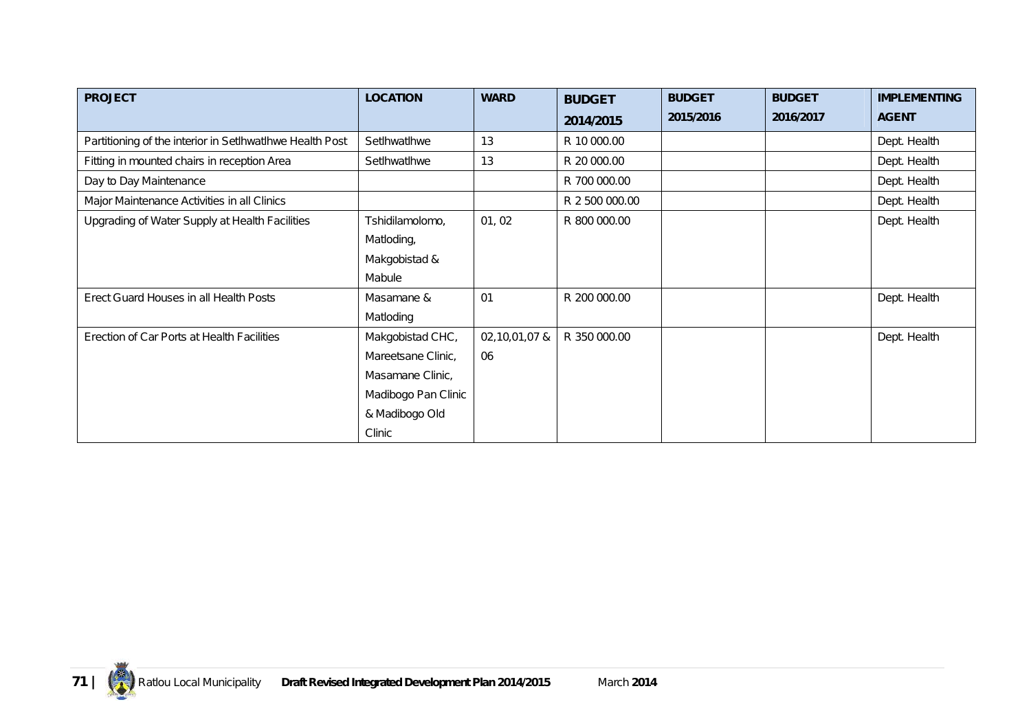| PROJECT | LOCATION | WARD | BUDGET 2014/2015 | BUDGET 2015/2016 | BUDGET 2016/2017 | IMPLEMENTING AGENT |
|---|---|---|---|---|---|---|
| Partitioning of the interior in Setlhwatlhwe Health Post | Setlhwatlhwe | 13 | R 10 000.00 | | | Dept. Health |
| Fitting in mounted chairs in reception Area | Setlhwatlhwe | 13 | R 20 000.00 | | | Dept. Health |
| Day to Day Maintenance | | | R 700 000.00 | | | Dept. Health |
| Major Maintenance Activities in all Clinics | | | R 2 500 000.00 | | | Dept. Health |
| Upgrading of Water Supply at Health Facilities | Tshidilamolomo, Matloding, Makgobistad & Mabule | 01, 02 | R 800 000.00 | | | Dept. Health |
| Erect Guard Houses in all Health Posts | Masamane & Matloding | 01 | R 200 000.00 | | | Dept. Health |
| Erection of Car Ports at Health Facilities | Makgobistad CHC, Mareetsane Clinic, Masamane Clinic, Madibogo Pan Clinic & Madibogo Old Clinic | 02,10,01,07 & 06 | R 350 000.00 | | | Dept. Health |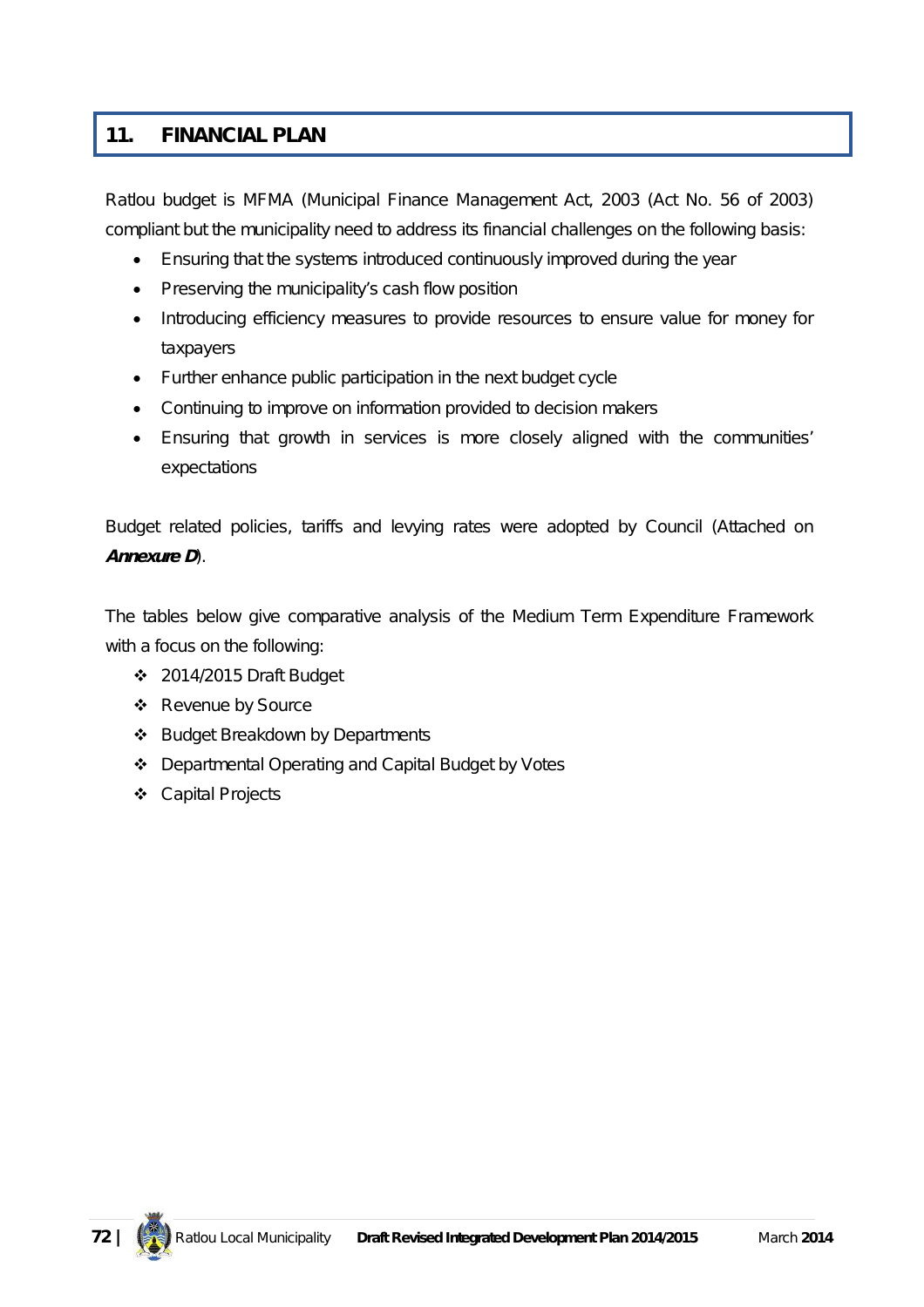# 11. FINANCIAL PLAN

Ratlou budget is MFMA (Municipal Finance Management Act, 2003 (Act No. 56 of 2003) compliant but the municipality need to address its financial challenges on the following basis:

- Ensuring that the systems introduced continuously improved during the year
- Preserving the municipality's cash flow position
- Introducing efficiency measures to provide resources to ensure value for money for taxpayers
- Further enhance public participation in the next budget cycle
- Continuing to improve on information provided to decision makers
- Ensuring that growth in services is more closely aligned with the communities' expectations

Budget related policies, tariffs and levying rates were adopted by Council (Attached on ***Annexure D***).

The tables below give comparative analysis of the Medium Term Expenditure Framework with a focus on the following:

- 2014/2015 Draft Budget
- Revenue by Source
- Budget Breakdown by Departments
- Departmental Operating and Capital Budget by Votes
- Capital Projects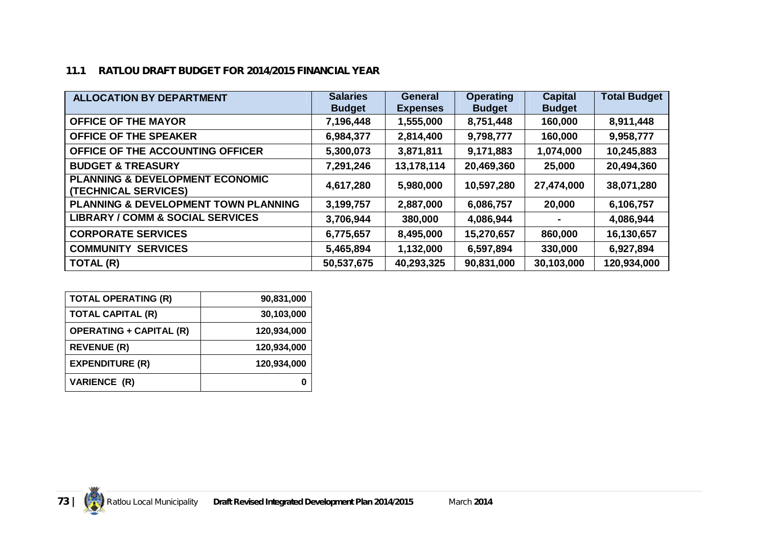### 11.1 RATLOU DRAFT BUDGET FOR 2014/2015 FINANCIAL YEAR

| ALLOCATION BY DEPARTMENT | Salaries Budget | General Expenses | Operating Budget | Capital Budget | Total Budget |
|---|---|---|---|---|---|
| OFFICE OF THE MAYOR | 7,196,448 | 1,555,000 | 8,751,448 | 160,000 | 8,911,448 |
| OFFICE OF THE SPEAKER | 6,984,377 | 2,814,400 | 9,798,777 | 160,000 | 9,958,777 |
| OFFICE OF THE ACCOUNTING OFFICER | 5,300,073 | 3,871,811 | 9,171,883 | 1,074,000 | 10,245,883 |
| BUDGET & TREASURY | 7,291,246 | 13,178,114 | 20,469,360 | 25,000 | 20,494,360 |
| PLANNING & DEVELOPMENT ECONOMIC (TECHNICAL SERVICES) | 4,617,280 | 5,980,000 | 10,597,280 | 27,474,000 | 38,071,280 |
| PLANNING & DEVELOPMENT TOWN PLANNING | 3,199,757 | 2,887,000 | 6,086,757 | 20,000 | 6,106,757 |
| LIBRARY / COMM & SOCIAL SERVICES | 3,706,944 | 380,000 | 4,086,944 | - | 4,086,944 |
| CORPORATE SERVICES | 6,775,657 | 8,495,000 | 15,270,657 | 860,000 | 16,130,657 |
| COMMUNITY SERVICES | 5,465,894 | 1,132,000 | 6,597,894 | 330,000 | 6,927,894 |
| TOTAL (R) | 50,537,675 | 40,293,325 | 90,831,000 | 30,103,000 | 120,934,000 |

| TOTAL OPERATING (R) | 90,831,000 |
|---|---|
| TOTAL CAPITAL (R) | 30,103,000 |
| OPERATING + CAPITAL (R) | 120,934,000 |
| REVENUE (R) | 120,934,000 |
| EXPENDITURE (R) | 120,934,000 |
| VARIENCE (R) | 0 |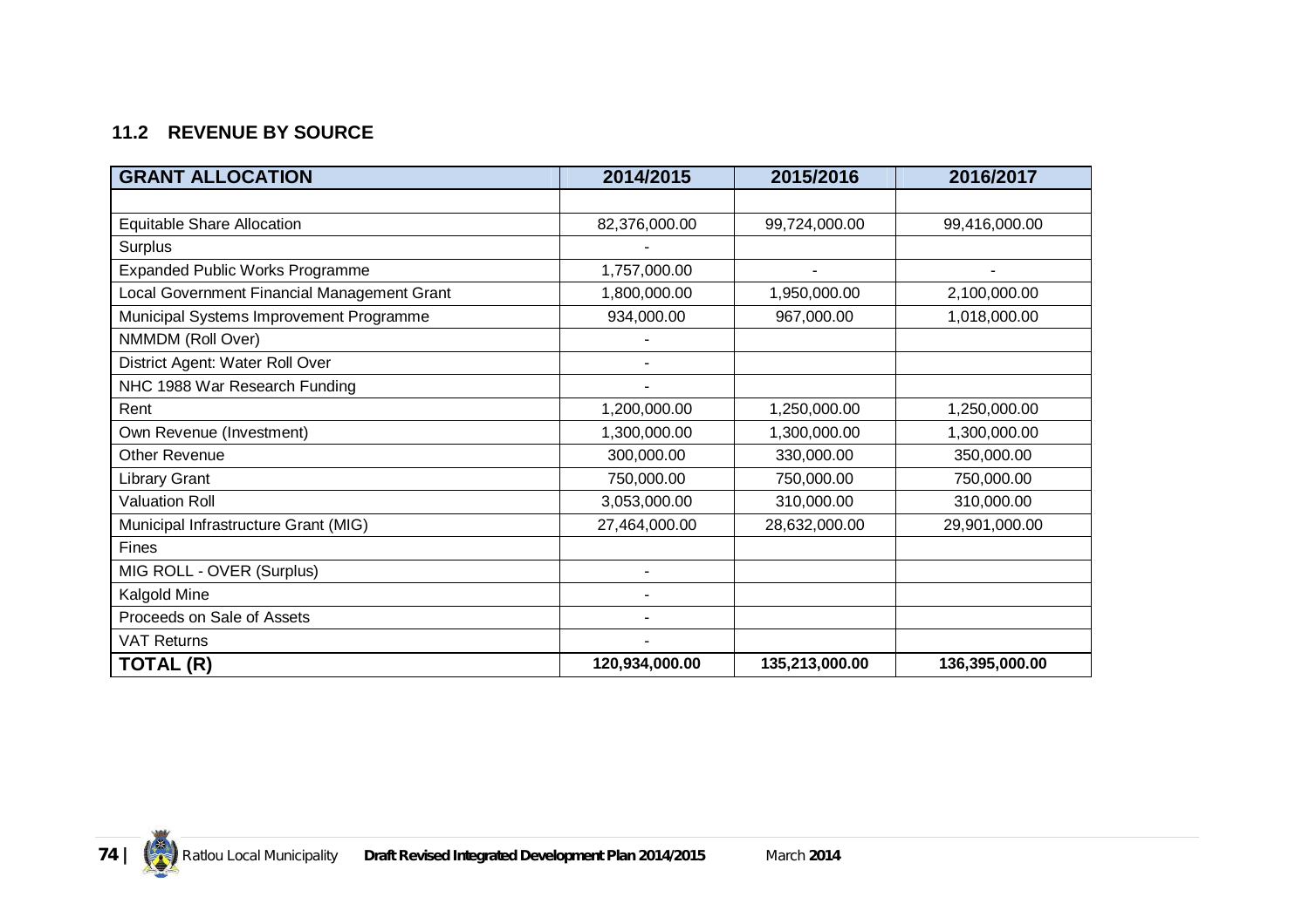## 11.2 REVENUE BY SOURCE

| GRANT ALLOCATION | 2014/2015 | 2015/2016 | 2016/2017 |
|---|---|---|---|
| | | | |
| Equitable Share Allocation | 82,376,000.00 | 99,724,000.00 | 99,416,000.00 |
| Surplus | - | | |
| Expanded Public Works Programme | 1,757,000.00 | - | - |
| Local Government Financial Management Grant | 1,800,000.00 | 1,950,000.00 | 2,100,000.00 |
| Municipal Systems Improvement Programme | 934,000.00 | 967,000.00 | 1,018,000.00 |
| NMMDM (Roll Over) | - | | |
| District Agent: Water Roll Over | - | | |
| NHC 1988 War Research Funding | - | | |
| Rent | 1,200,000.00 | 1,250,000.00 | 1,250,000.00 |
| Own Revenue (Investment) | 1,300,000.00 | 1,300,000.00 | 1,300,000.00 |
| Other Revenue | 300,000.00 | 330,000.00 | 350,000.00 |
| Library Grant | 750,000.00 | 750,000.00 | 750,000.00 |
| Valuation Roll | 3,053,000.00 | 310,000.00 | 310,000.00 |
| Municipal Infrastructure Grant (MIG) | 27,464,000.00 | 28,632,000.00 | 29,901,000.00 |
| Fines | | | |
| MIG ROLL - OVER (Surplus) | - | | |
| Kalgold Mine | - | | |
| Proceeds on Sale of Assets | - | | |
| VAT Returns | - | | |
| **TOTAL (R)** | **120,934,000.00** | **135,213,000.00** | **136,395,000.00** |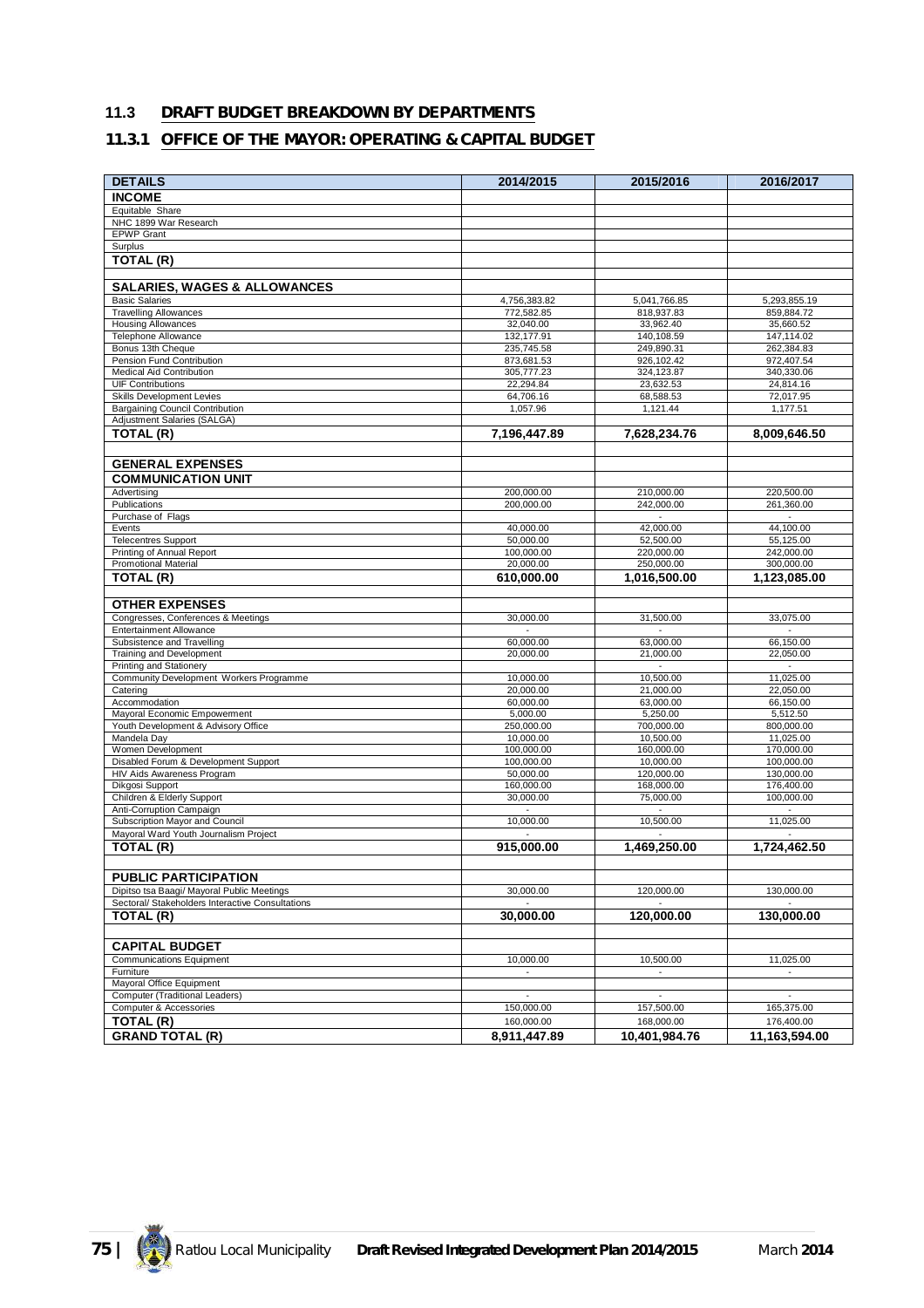## 11.3 DRAFT BUDGET BREAKDOWN BY DEPARTMENTS

### 11.3.1 OFFICE OF THE MAYOR: OPERATING & CAPITAL BUDGET

| DETAILS | 2014/2015 | 2015/2016 | 2016/2017 |
|---|---|---|---|
| **INCOME** | | | |
| Equitable Share | | | |
| NHC 1899 War Research | | | |
| EPWP Grant | | | |
| Surplus | | | |
| **TOTAL (R)** | | | |
| | | | |
| **SALARIES, WAGES & ALLOWANCES** | | | |
| Basic Salaries | 4,756,383.82 | 5,041,766.85 | 5,293,855.19 |
| Travelling Allowances | 772,582.85 | 818,937.83 | 859,884.72 |
| Housing Allowances | 32,040.00 | 33,962.40 | 35,660.52 |
| Telephone Allowance | 132,177.91 | 140,108.59 | 147,114.02 |
| Bonus 13th Cheque | 235,745.58 | 249,890.31 | 262,384.83 |
| Pension Fund Contribution | 873,681.53 | 926,102.42 | 972,407.54 |
| Medical Aid Contribution | 305,777.23 | 324,123.87 | 340,330.06 |
| UIF Contributions | 22,294.84 | 23,632.53 | 24,814.16 |
| Skills Development Levies | 64,706.16 | 68,588.53 | 72,017.95 |
| Bargaining Council Contribution | 1,057.96 | 1,121.44 | 1,177.51 |
| Adjustment Salaries (SALGA) | | | |
| **TOTAL (R)** | **7,196,447.89** | **7,628,234.76** | **8,009,646.50** |
| | | | |
| **GENERAL EXPENSES** | | | |
| **COMMUNICATION UNIT** | | | |
| Advertising | 200,000.00 | 210,000.00 | 220,500.00 |
| Publications | 200,000.00 | 242,000.00 | 261,360.00 |
| Purchase of Flags | | - | - |
| Events | 40,000.00 | 42,000.00 | 44,100.00 |
| Telecentres Support | 50,000.00 | 52,500.00 | 55,125.00 |
| Printing of Annual Report | 100,000.00 | 220,000.00 | 242,000.00 |
| Promotional Material | 20,000.00 | 250,000.00 | 300,000.00 |
| **TOTAL (R)** | **610,000.00** | **1,016,500.00** | **1,123,085.00** |
| | | | |
| **OTHER EXPENSES** | | | |
| Congresses, Conferences & Meetings | 30,000.00 | 31,500.00 | 33,075.00 |
| Entertainment Allowance | - | - | - |
| Subsistence and Travelling | 60,000.00 | 63,000.00 | 66,150.00 |
| Training and Development | 20,000.00 | 21,000.00 | 22,050.00 |
| Printing and Stationery | | - | - |
| Community Development Workers Programme | 10,000.00 | 10,500.00 | 11,025.00 |
| Catering | 20,000.00 | 21,000.00 | 22,050.00 |
| Accommodation | 60,000.00 | 63,000.00 | 66,150.00 |
| Mayoral Economic Empowerment | 5,000.00 | 5,250.00 | 5,512.50 |
| Youth Development & Advisory Office | 250,000.00 | 700,000.00 | 800,000.00 |
| Mandela Day | 10,000.00 | 10,500.00 | 11,025.00 |
| Women Development | 100,000.00 | 160,000.00 | 170,000.00 |
| Disabled Forum & Development Support | 100,000.00 | 10,000.00 | 100,000.00 |
| HIV Aids Awareness Program | 50,000.00 | 120,000.00 | 130,000.00 |
| Dikgosi Support | 160,000.00 | 168,000.00 | 176,400.00 |
| Children & Elderly Support | 30,000.00 | 75,000.00 | 100,000.00 |
| Anti-Corruption Campaign | - | - | - |
| Subscription Mayor and Council | 10,000.00 | 10,500.00 | 11,025.00 |
| Mayoral Ward Youth Journalism Project | - | - | - |
| **TOTAL (R)** | **915,000.00** | **1,469,250.00** | **1,724,462.50** |
| | | | |
| **PUBLIC PARTICIPATION** | | | |
| Dipitso tsa Baagi/ Mayoral Public Meetings | 30,000.00 | 120,000.00 | 130,000.00 |
| Sectoral/ Stakeholders Interactive Consultations | - | - | - |
| **TOTAL (R)** | **30,000.00** | **120,000.00** | **130,000.00** |
| | | | |
| **CAPITAL BUDGET** | | | |
| Communications Equipment | 10,000.00 | 10,500.00 | 11,025.00 |
| Furniture | - | - | - |
| Mayoral Office Equipment | | | |
| Computer (Traditional Leaders) | - | - | - |
| Computer & Accessories | 150,000.00 | 157,500.00 | 165,375.00 |
| **TOTAL (R)** | 160,000.00 | 168,000.00 | 176,400.00 |
| **GRAND TOTAL (R)** | **8,911,447.89** | **10,401,984.76** | **11,163,594.00** |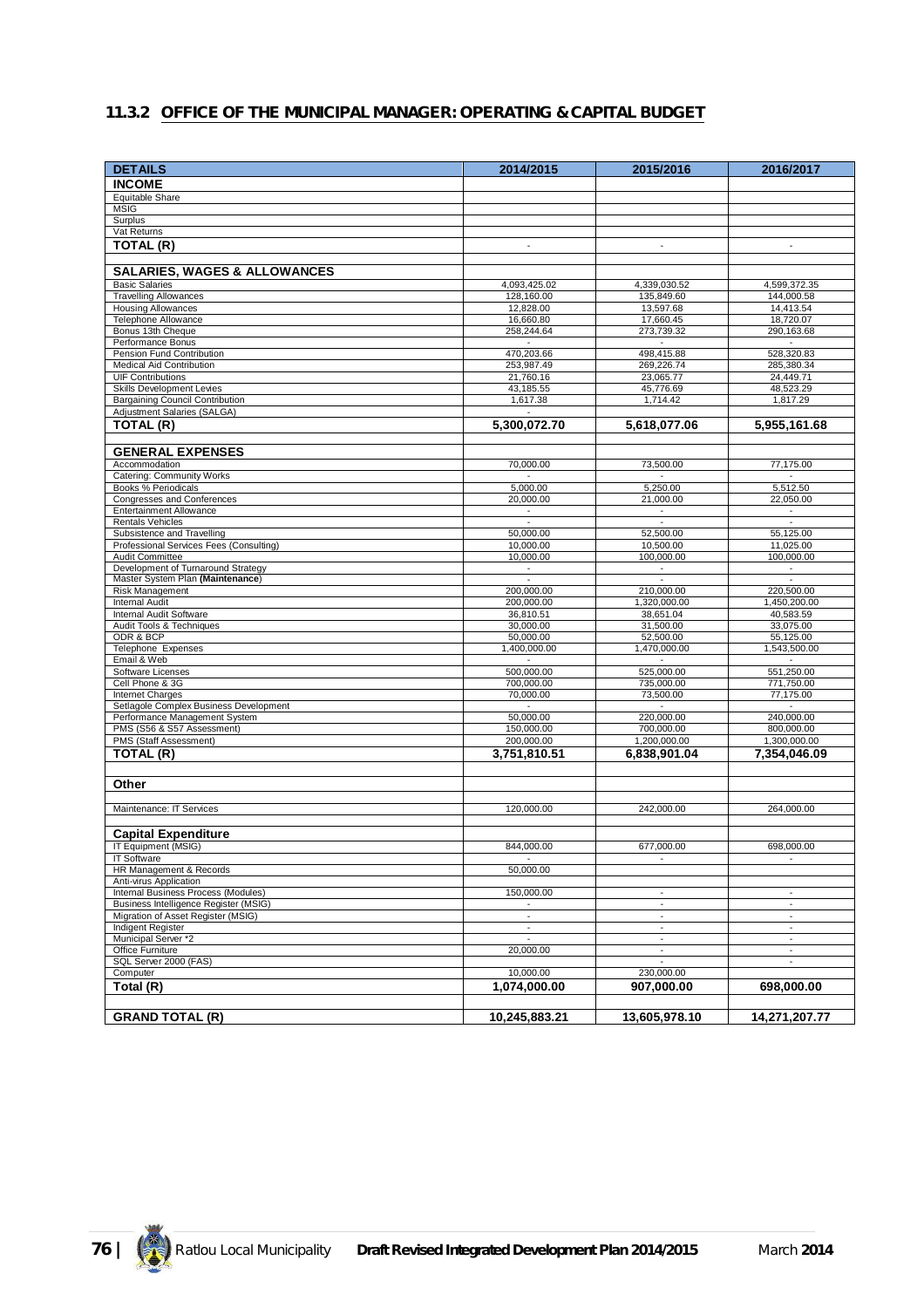## 11.3.2 OFFICE OF THE MUNICIPAL MANAGER: OPERATING & CAPITAL BUDGET

| DETAILS | 2014/2015 | 2015/2016 | 2016/2017 |
|---|---|---|---|
| **INCOME** | | | |
| Equitable Share | | | |
| MSIG | | | |
| Surplus | | | |
| Vat Returns | | | |
| **TOTAL (R)** | - | - | - |
| | | | |
| **SALARIES, WAGES & ALLOWANCES** | | | |
| Basic Salaries | 4,093,425.02 | 4,339,030.52 | 4,599,372.35 |
| Travelling Allowances | 128,160.00 | 135,849.60 | 144,000.58 |
| Housing Allowances | 12,828.00 | 13,597.68 | 14,413.54 |
| Telephone Allowance | 16,660.80 | 17,660.45 | 18,720.07 |
| Bonus 13th Cheque | 258,244.64 | 273,739.32 | 290,163.68 |
| Performance Bonus | - | - | - |
| Pension Fund Contribution | 470,203.66 | 498,415.88 | 528,320.83 |
| Medical Aid Contribution | 253,987.49 | 269,226.74 | 285,380.34 |
| UIF Contributions | 21,760.16 | 23,065.77 | 24,449.71 |
| Skills Development Levies | 43,185.55 | 45,776.69 | 48,523.29 |
| Bargaining Council Contribution | 1,617.38 | 1,714.42 | 1,817.29 |
| Adjustment Salaries (SALGA) | - | | |
| **TOTAL (R)** | **5,300,072.70** | **5,618,077.06** | **5,955,161.68** |
| | | | |
| **GENERAL EXPENSES** | | | |
| Accommodation | 70,000.00 | 73,500.00 | 77,175.00 |
| Catering: Community Works | - | - | - |
| Books % Periodicals | 5,000.00 | 5,250.00 | 5,512.50 |
| Congresses and Conferences | 20,000.00 | 21,000.00 | 22,050.00 |
| Entertainment Allowance | - | - | - |
| Rentals Vehicles | - | - | - |
| Subsistence and Travelling | 50,000.00 | 52,500.00 | 55,125.00 |
| Professional Services Fees (Consulting) | 10,000.00 | 10,500.00 | 11,025.00 |
| Audit Committee | 10,000.00 | 100,000.00 | 100,000.00 |
| Development of Turnaround Strategy | - | - | - |
| Master System Plan **(Maintenance)** | - | - | - |
| Risk Management | 200,000.00 | 210,000.00 | 220,500.00 |
| Internal Audit | 200,000.00 | 1,320,000.00 | 1,450,200.00 |
| Internal Audit Software | 36,810.51 | 38,651.04 | 40,583.59 |
| Audit Tools & Techniques | 30,000.00 | 31,500.00 | 33,075.00 |
| ODR & BCP | 50,000.00 | 52,500.00 | 55,125.00 |
| Telephone Expenses | 1,400,000.00 | 1,470,000.00 | 1,543,500.00 |
| Email & Web | - | - | - |
| Software Licenses | 500,000.00 | 525,000.00 | 551,250.00 |
| Cell Phone & 3G | 700,000.00 | 735,000.00 | 771,750.00 |
| Internet Charges | 70,000.00 | 73,500.00 | 77,175.00 |
| Setlagole Complex Business Development | - | - | - |
| Performance Management System | 50,000.00 | 220,000.00 | 240,000.00 |
| PMS (S56 & S57 Assessment) | 150,000.00 | 700,000.00 | 800,000.00 |
| PMS (Staff Assessment) | 200,000.00 | 1,200,000.00 | 1,300,000.00 |
| **TOTAL (R)** | **3,751,810.51** | **6,838,901.04** | **7,354,046.09** |
| | | | |
| **Other** | | | |
| | | | |
| Maintenance: IT Services | 120,000.00 | 242,000.00 | 264,000.00 |
| | | | |
| **Capital Expenditure** | | | |
| IT Equipment (MSIG) | 844,000.00 | 677,000.00 | 698,000.00 |
| IT Software | - | - | - |
| HR Management & Records | 50,000.00 | | |
| Anti-virus Application | | | |
| Internal Business Process (Modules) | 150,000.00 | - | - |
| Business Intelligence Register (MSIG) | - | - | - |
| Migration of Asset Register (MSIG) | - | - | - |
| Indigent Register | - | - | - |
| Municipal Server *2 | - | - | - |
| Office Furniture | 20,000.00 | - | - |
| SQL Server 2000 (FAS) | | - | - |
| Computer | 10,000.00 | 230,000.00 | |
| **Total (R)** | **1,074,000.00** | **907,000.00** | **698,000.00** |
| | | | |
| **GRAND TOTAL (R)** | **10,245,883.21** | **13,605,978.10** | **14,271,207.77** |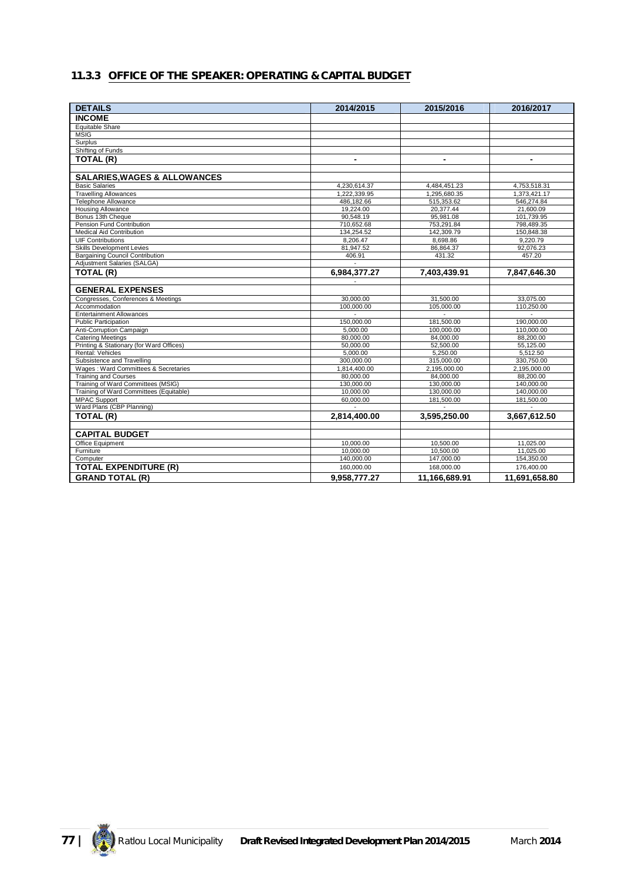### 11.3.3 OFFICE OF THE SPEAKER: OPERATING & CAPITAL BUDGET

| DETAILS | 2014/2015 | 2015/2016 | 2016/2017 |
|---|---|---|---|
| **INCOME** | | | |
| Equitable Share | | | |
| MSIG | | | |
| Surplus | | | |
| Shifting of Funds | | | |
| **TOTAL (R)** | - | - | - |
| | | | |
| **SALARIES,WAGES & ALLOWANCES** | | | |
| Basic Salaries | 4,230,614.37 | 4,484,451.23 | 4,753,518.31 |
| Travelling Allowances | 1,222,339.95 | 1,295,680.35 | 1,373,421.17 |
| Telephone Allowance | 486,182.66 | 515,353.62 | 546,274.84 |
| Housing Allowance | 19,224.00 | 20,377.44 | 21,600.09 |
| Bonus 13th Cheque | 90,548.19 | 95,981.08 | 101,739.95 |
| Pension Fund Contribution | 710,652.68 | 753,291.84 | 798,489.35 |
| Medical Aid Contribution | 134,254.52 | 142,309.79 | 150,848.38 |
| UIF Contributions | 8,206.47 | 8,698.86 | 9,220.79 |
| Skills Development Levies | 81,947.52 | 86,864.37 | 92,076.23 |
| Bargaining Council Contribution | 406.91 | 431.32 | 457.20 |
| Adjustment Salaries (SALGA) | - | | |
| **TOTAL (R)** | **6,984,377.27** | **7,403,439.91** | **7,847,646.30** |
| | - | | |
| **GENERAL EXPENSES** | | | |
| Congresses, Conferences & Meetings | 30,000.00 | 31,500.00 | 33,075.00 |
| Accommodation | 100,000.00 | 105,000.00 | 110,250.00 |
| Entertainment Allowances | - | - | - |
| Public Participation | 150,000.00 | 181,500.00 | 190,000.00 |
| Anti-Corruption Campaign | 5,000.00 | 100,000.00 | 110,000.00 |
| Catering Meetings | 80,000.00 | 84,000.00 | 88,200.00 |
| Printing & Stationary (for Ward Offices) | 50,000.00 | 52,500.00 | 55,125.00 |
| Rental: Vehicles | 5,000.00 | 5,250.00 | 5,512.50 |
| Subsistence and Travelling | 300,000.00 | 315,000.00 | 330,750.00 |
| Wages : Ward Committees & Secretaries | 1,814,400.00 | 2,195,000.00 | 2,195,000.00 |
| Training and Courses | 80,000.00 | 84,000.00 | 88,200.00 |
| Training of Ward Committees (MSIG) | 130,000.00 | 130,000.00 | 140,000.00 |
| Training of Ward Committees (Equitable) | 10,000.00 | 130,000.00 | 140,000.00 |
| MPAC Support | 60,000.00 | 181,500.00 | 181,500.00 |
| Ward Plans (CBP Planning) | - | - | - |
| **TOTAL (R)** | **2,814,400.00** | **3,595,250.00** | **3,667,612.50** |
| | | | |
| **CAPITAL BUDGET** | | | |
| Office Equipment | 10,000.00 | 10,500.00 | 11,025.00 |
| Furniture | 10,000.00 | 10,500.00 | 11,025.00 |
| Computer | 140,000.00 | 147,000.00 | 154,350.00 |
| **TOTAL EXPENDITURE (R)** | 160,000.00 | 168,000.00 | 176,400.00 |
| **GRAND TOTAL (R)** | **9,958,777.27** | **11,166,689.91** | **11,691,658.80** |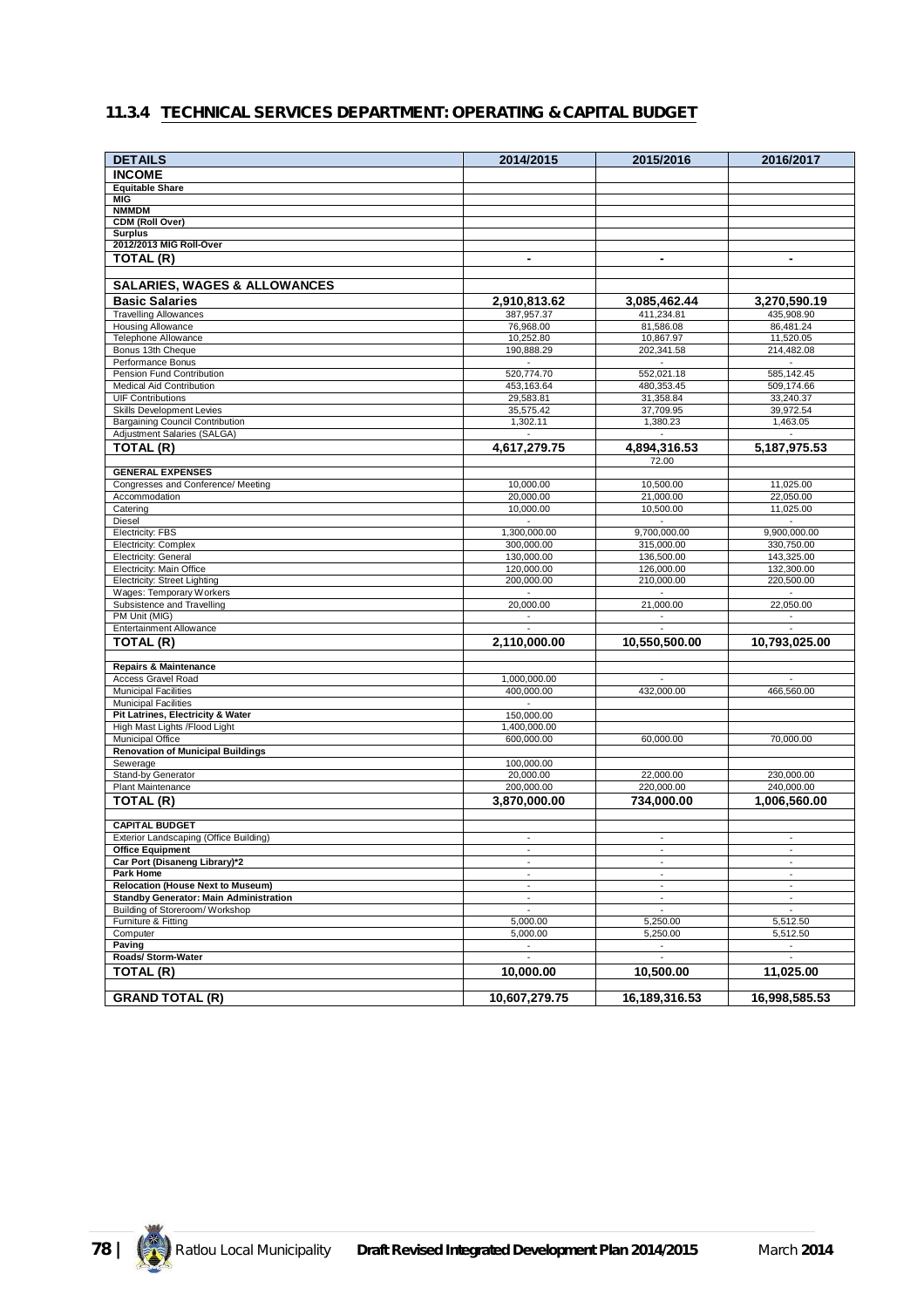### 11.3.4 TECHNICAL SERVICES DEPARTMENT: OPERATING & CAPITAL BUDGET

| DETAILS | 2014/2015 | 2015/2016 | 2016/2017 |
|---|---|---|---|
| **INCOME** | | | |
| **Equitable Share** | | | |
| **MIG** | | | |
| **NMMDM** | | | |
| **CDM (Roll Over)** | | | |
| **Surplus** | | | |
| **2012/2013 MIG Roll-Over** | | | |
| **TOTAL (R)** | **-** | **-** | **-** |
| | | | |
| **SALARIES, WAGES & ALLOWANCES** | | | |
| **Basic Salaries** | **2,910,813.62** | **3,085,462.44** | **3,270,590.19** |
| Travelling Allowances | 387,957.37 | 411,234.81 | 435,908.90 |
| Housing Allowance | 76,968.00 | 81,586.08 | 86,481.24 |
| Telephone Allowance | 10,252.80 | 10,867.97 | 11,520.05 |
| Bonus 13th Cheque | 190,888.29 | 202,341.58 | 214,482.08 |
| Performance Bonus | - | - | - |
| Pension Fund Contribution | 520,774.70 | 552,021.18 | 585,142.45 |
| Medical Aid Contribution | 453,163.64 | 480,353.45 | 509,174.66 |
| UIF Contributions | 29,583.81 | 31,358.84 | 33,240.37 |
| Skills Development Levies | 35,575.42 | 37,709.95 | 39,972.54 |
| Bargaining Council Contribution | 1,302.11 | 1,380.23 | 1,463.05 |
| Adjustment Salaries (SALGA) | - | - | - |
| **TOTAL (R)** | **4,617,279.75** | **4,894,316.53** | **5,187,975.53** |
| | | 72.00 | |
| **GENERAL EXPENSES** | | | |
| Congresses and Conference/ Meeting | 10,000.00 | 10,500.00 | 11,025.00 |
| Accommodation | 20,000.00 | 21,000.00 | 22,050.00 |
| Catering | 10,000.00 | 10,500.00 | 11,025.00 |
| Diesel | - | - | - |
| Electricity: FBS | 1,300,000.00 | 9,700,000.00 | 9,900,000.00 |
| Electricity: Complex | 300,000.00 | 315,000.00 | 330,750.00 |
| Electricity: General | 130,000.00 | 136,500.00 | 143,325.00 |
| Electricity: Main Office | 120,000.00 | 126,000.00 | 132,300.00 |
| Electricity: Street Lighting | 200,000.00 | 210,000.00 | 220,500.00 |
| Wages: Temporary Workers | - | - | - |
| Subsistence and Travelling | 20,000.00 | 21,000.00 | 22,050.00 |
| PM Unit (MIG) | - | - | - |
| Entertainment Allowance | - | - | - |
| **TOTAL (R)** | **2,110,000.00** | **10,550,500.00** | **10,793,025.00** |
| | | | |
| **Repairs & Maintenance** | | | |
| Access Gravel Road | 1,000,000.00 | - | - |
| Municipal Facilities | 400,000.00 | 432,000.00 | 466,560.00 |
| Municipal Facilities | - | | |
| **Pit Latrines, Electricity & Water** | 150,000.00 | | |
| High Mast Lights /Flood Light | 1,400,000.00 | | |
| Municipal Office | 600,000.00 | 60,000.00 | 70,000.00 |
| **Renovation of Municipal Buildings** | | | |
| Sewerage | 100,000.00 | | |
| Stand-by Generator | 20,000.00 | 22,000.00 | 230,000.00 |
| Plant Maintenance | 200,000.00 | 220,000.00 | 240,000.00 |
| **TOTAL (R)** | **3,870,000.00** | **734,000.00** | **1,006,560.00** |
| | | | |
| **CAPITAL BUDGET** | | | |
| Exterior Landscaping (Office Building) | - | - | - |
| **Office Equipment** | - | - | - |
| **Car Port (Disaneng Library)*2** | - | - | - |
| **Park Home** | - | - | - |
| **Relocation (House Next to Museum)** | - | - | - |
| **Standby Generator: Main Administration** | - | - | - |
| Building of Storeroom/ Workshop | - | - | - |
| Furniture & Fitting | 5,000.00 | 5,250.00 | 5,512.50 |
| Computer | 5,000.00 | 5,250.00 | 5,512.50 |
| **Paving** | - | - | - |
| **Roads/ Storm-Water** | - | - | - |
| **TOTAL (R)** | **10,000.00** | **10,500.00** | **11,025.00** |
| | | | |
| **GRAND TOTAL (R)** | **10,607,279.75** | **16,189,316.53** | **16,998,585.53** |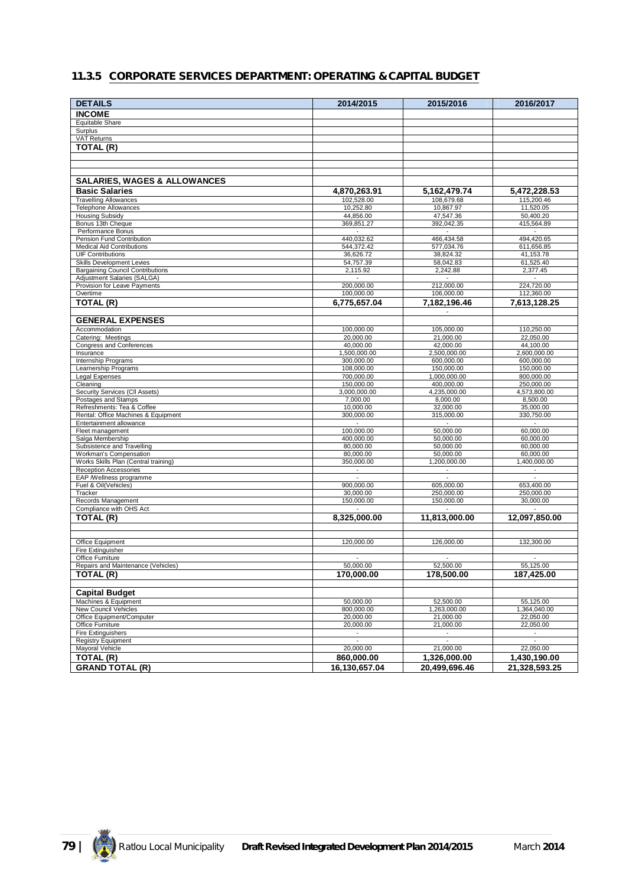### 11.3.5 CORPORATE SERVICES DEPARTMENT: OPERATING & CAPITAL BUDGET

| DETAILS | 2014/2015 | 2015/2016 | 2016/2017 |
|---|---|---|---|
| **INCOME** | | | |
| Equitable Share | | | |
| Surplus | | | |
| VAT Returns | | | |
| **TOTAL (R)** | | | |
| | | | |
| | | | |
| | | | |
| **SALARIES, WAGES & ALLOWANCES** | | | |
| **Basic Salaries** | **4,870,263.91** | **5,162,479.74** | **5,472,228.53** |
| Travelling Allowances | 102,528.00 | 108,679.68 | 115,200.46 |
| Telephone Allowances | 10,252.80 | 10,867.97 | 11,520.05 |
| Housing Subsidy | 44,856.00 | 47,547.36 | 50,400.20 |
| Bonus 13th Cheque | 369,851.27 | 392,042.35 | 415,564.89 |
| Performance Bonus | - | - | - |
| Pension Fund Contribution | 440,032.62 | 466,434.58 | 494,420.65 |
| Medical Aid Contributions | 544,372.42 | 577,034.76 | 611,656.85 |
| UIF Contributions | 36,626.72 | 38,824.32 | 41,153.78 |
| Skills Development Levies | 54,757.39 | 58,042.83 | 61,525.40 |
| Bargaining Council Contributions | 2,115.92 | 2,242.88 | 2,377.45 |
| Adjustment Salaries (SALGA) | - | - | - |
| Provision for Leave Payments | 200,000.00 | 212,000.00 | 224,720.00 |
| Overtime | 100,000.00 | 106,000.00 | 112,360.00 |
| **TOTAL (R)** | **6,775,657.04** | **7,182,196.46** | **7,613,128.25** |
| | | - | |
| **GENERAL EXPENSES** | | | |
| Accommodation | 100,000.00 | 105,000.00 | 110,250.00 |
| Catering: Meetings | 20,000.00 | 21,000.00 | 22,050.00 |
| Congress and Conferences | 40,000.00 | 42,000.00 | 44,100.00 |
| Insurance | 1,500,000.00 | 2,500,000.00 | 2,600,000.00 |
| Internship Programs | 300,000.00 | 600,000.00 | 600,000.00 |
| Learnership Programs | 108,000.00 | 150,000.00 | 150,000.00 |
| Legal Expenses | 700,000.00 | 1,000,000.00 | 800,000.00 |
| Cleaning | 150,000.00 | 400,000.00 | 250,000.00 |
| Security Services (CII Assets) | 3,000,000.00 | 4,235,000.00 | 4,573,800.00 |
| Postages and Stamps | 7,000.00 | 8,000.00 | 8,500.00 |
| Refreshments: Tea & Coffee | 10,000.00 | 32,000.00 | 35,000.00 |
| Rental: Office Machines & Equipment | 300,000.00 | 315,000.00 | 330,750.00 |
| Entertainment allowance | - | - | - |
| Fleet management | 100,000.00 | 50,000.00 | 60,000.00 |
| Salga Membership | 400,000.00 | 50,000.00 | 60,000.00 |
| Subsistence and Travelling | 80,000.00 | 50,000.00 | 60,000.00 |
| Workman's Compensation | 80,000.00 | 50,000.00 | 60,000.00 |
| Works Skills Plan (Central training) | 350,000.00 | 1,200,000.00 | 1,400,000.00 |
| Reception Accessories | - | - | - |
| EAP /Wellness programme | - | - | - |
| Fuel & Oil(Vehicles) | 900,000.00 | 605,000.00 | 653,400.00 |
| Tracker | 30,000.00 | 250,000.00 | 250,000.00 |
| Records Management | 150,000.00 | 150,000.00 | 30,000.00 |
| Compliance with OHS Act | - | - | - |
| **TOTAL (R)** | **8,325,000.00** | **11,813,000.00** | **12,097,850.00** |
| | | | |
| | | | |
| Office Equipment | 120,000.00 | 126,000.00 | 132,300.00 |
| Fire Extinguisher | | | |
| Office Furniture | - | - | - |
| Repairs and Maintenance (Vehicles) | 50,000.00 | 52,500.00 | 55,125.00 |
| **TOTAL (R)** | **170,000.00** | **178,500.00** | **187,425.00** |
| | | | |
| **Capital Budget** | | | |
| Machines & Equipment | 50,000.00 | 52,500.00 | 55,125.00 |
| New Council Vehicles | 800,000.00 | 1,263,000.00 | 1,364,040.00 |
| Office Equipment/Computer | 20,000.00 | 21,000.00 | 22,050.00 |
| Office Furniture | 20,000.00 | 21,000.00 | 22,050.00 |
| Fire Extinguishers | - | - | - |
| Registry Equipment | - | - | - |
| Mayoral Vehicle | 20,000.00 | 21,000.00 | 22,050.00 |
| **TOTAL (R)** | **860,000.00** | **1,326,000.00** | **1,430,190.00** |
| **GRAND TOTAL (R)** | **16,130,657.04** | **20,499,696.46** | **21,328,593.25** |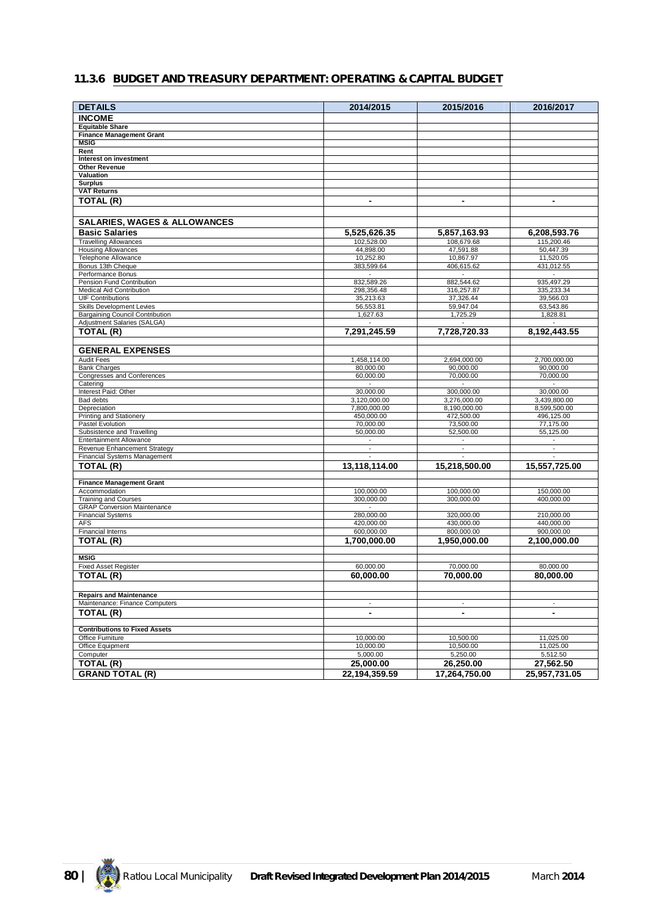### 11.3.6 BUDGET AND TREASURY DEPARTMENT: OPERATING & CAPITAL BUDGET

| DETAILS | 2014/2015 | 2015/2016 | 2016/2017 |
|---|---|---|---|
| **INCOME** | | | |
| **Equitable Share** | | | |
| **Finance Management Grant** | | | |
| **MSIG** | | | |
| **Rent** | | | |
| **Interest on investment** | | | |
| **Other Revenue** | | | |
| **Valuation** | | | |
| **Surplus** | | | |
| **VAT Returns** | | | |
| **TOTAL (R)** | **-** | **-** | **-** |
| | | | |
| **SALARIES, WAGES & ALLOWANCES** | | | |
| **Basic Salaries** | **5,525,626.35** | **5,857,163.93** | **6,208,593.76** |
| Travelling Allowances | 102,528.00 | 108,679.68 | 115,200.46 |
| Housing Allowances | 44,898.00 | 47,591.88 | 50,447.39 |
| Telephone Allowance | 10,252.80 | 10,867.97 | 11,520.05 |
| Bonus 13th Cheque | 383,599.64 | 406,615.62 | 431,012.55 |
| Performance Bonus | - | - | - |
| Pension Fund Contribution | 832,589.26 | 882,544.62 | 935,497.29 |
| Medical Aid Contribution | 298,356.48 | 316,257.87 | 335,233.34 |
| UIF Contributions | 35,213.63 | 37,326.44 | 39,566.03 |
| Skills Development Levies | 56,553.81 | 59,947.04 | 63,543.86 |
| Bargaining Council Contribution | 1,627.63 | 1,725.29 | 1,828.81 |
| Adjustment Salaries (SALGA) | - | - | - |
| **TOTAL (R)** | **7,291,245.59** | **7,728,720.33** | **8,192,443.55** |
| | | | |
| **GENERAL EXPENSES** | | | |
| Audit Fees | 1,458,114.00 | 2,694,000.00 | 2,700,000.00 |
| Bank Charges | 80,000.00 | 90,000.00 | 90,000.00 |
| Congresses and Conferences | 60,000.00 | 70,000.00 | 70,000.00 |
| Catering | - | - | - |
| Interest Paid: Other | 30,000.00 | 300,000.00 | 30,000.00 |
| Bad debts | 3,120,000.00 | 3,276,000.00 | 3,439,800.00 |
| Depreciation | 7,800,000.00 | 8,190,000.00 | 8,599,500.00 |
| Printing and Stationery | 450,000.00 | 472,500.00 | 496,125.00 |
| Pastel Evolution | 70,000.00 | 73,500.00 | 77,175.00 |
| Subsistence and Travelling | 50,000.00 | 52,500.00 | 55,125.00 |
| Entertainment Allowance | - | - | - |
| Revenue Enhancement Strategy | - | - | - |
| Financial Systems Management | - | - | - |
| **TOTAL (R)** | **13,118,114.00** | **15,218,500.00** | **15,557,725.00** |
| | | | |
| **Finance Management Grant** | | | |
| Accommodation | 100,000.00 | 100,000.00 | 150,000.00 |
| Training and Courses | 300,000.00 | 300,000.00 | 400,000.00 |
| GRAP Conversion Maintenance | - | | |
| Financial Systems | 280,000.00 | 320,000.00 | 210,000.00 |
| AFS | 420,000.00 | 430,000.00 | 440,000.00 |
| Financial Interns | 600,000.00 | 800,000.00 | 900,000.00 |
| **TOTAL (R)** | **1,700,000.00** | **1,950,000.00** | **2,100,000.00** |
| | | | |
| **MSIG** | | | |
| Fixed Asset Register | 60,000.00 | 70,000.00 | 80,000.00 |
| **TOTAL (R)** | **60,000.00** | **70,000.00** | **80,000.00** |
| | | | |
| **Repairs and Maintenance** | | | |
| Maintenance: Finance Computers | - | - | - |
| **TOTAL (R)** | **-** | **-** | **-** |
| | | | |
| **Contributions to Fixed Assets** | | | |
| Office Furniture | 10,000.00 | 10,500.00 | 11,025.00 |
| Office Equipment | 10,000.00 | 10,500.00 | 11,025.00 |
| Computer | 5,000.00 | 5,250.00 | 5,512.50 |
| **TOTAL (R)** | **25,000.00** | **26,250.00** | **27,562.50** |
| **GRAND TOTAL (R)** | **22,194,359.59** | **17,264,750.00** | **25,957,731.05** |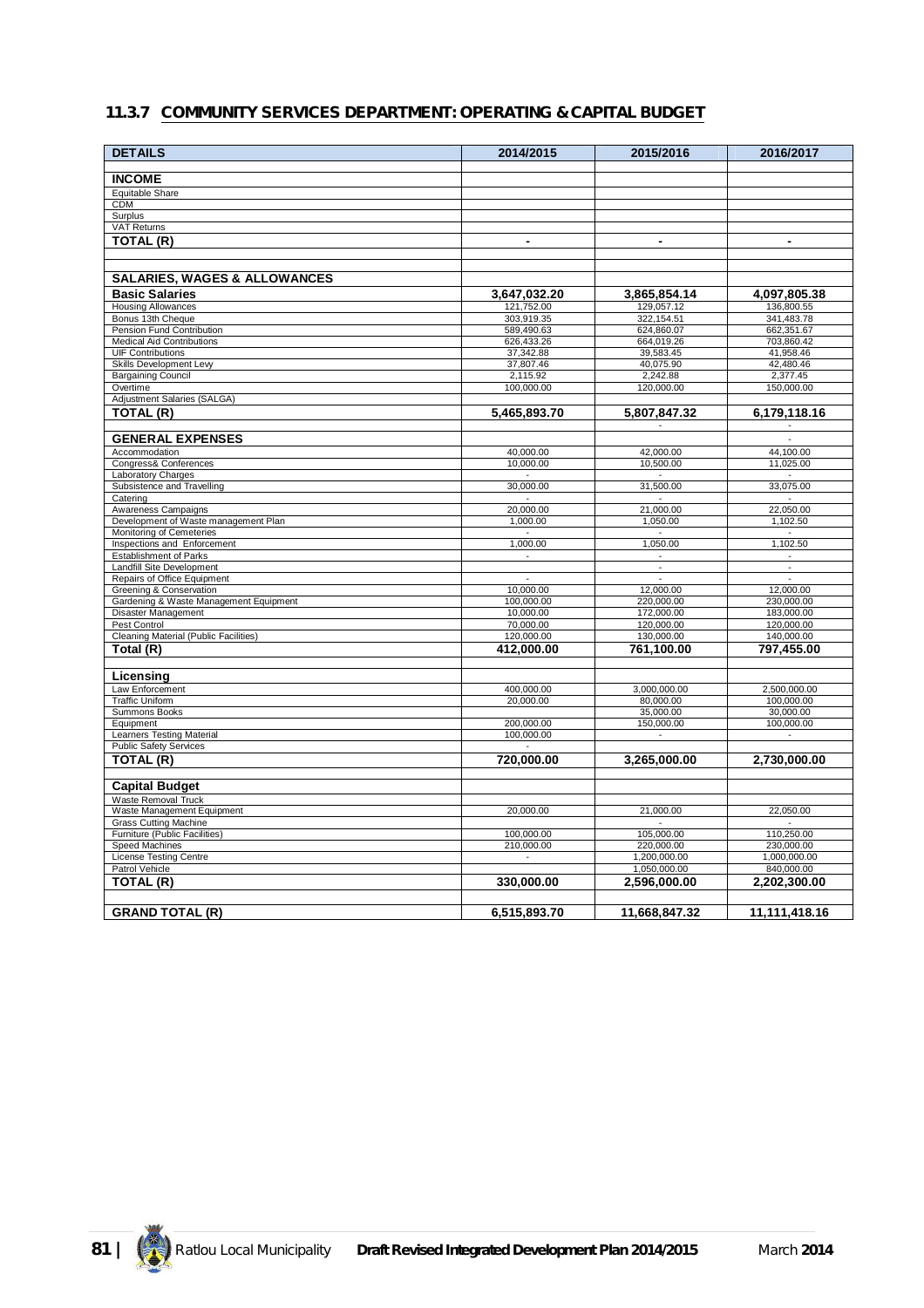## 11.3.7 COMMUNITY SERVICES DEPARTMENT: OPERATING & CAPITAL BUDGET

| DETAILS | 2014/2015 | 2015/2016 | 2016/2017 |
|---|---|---|---|
| **INCOME** | | | |
| Equitable Share | | | |
| CDM | | | |
| Surplus | | | |
| VAT Returns | | | |
| **TOTAL (R)** | **-** | **-** | **-** |
| | | | |
| **SALARIES, WAGES & ALLOWANCES** | | | |
| **Basic Salaries** | **3,647,032.20** | **3,865,854.14** | **4,097,805.38** |
| Housing Allowances | 121,752.00 | 129,057.12 | 136,800.55 |
| Bonus 13th Cheque | 303,919.35 | 322,154.51 | 341,483.78 |
| Pension Fund Contribution | 589,490.63 | 624,860.07 | 662,351.67 |
| Medical Aid Contributions | 626,433.26 | 664,019.26 | 703,860.42 |
| UIF Contributions | 37,342.88 | 39,583.45 | 41,958.46 |
| Skills Development Levy | 37,807.46 | 40,075.90 | 42,480.46 |
| Bargaining Council | 2,115.92 | 2,242.88 | 2,377.45 |
| Overtime | 100,000.00 | 120,000.00 | 150,000.00 |
| Adjustment Salaries (SALGA) | | | |
| **TOTAL (R)** | **5,465,893.70** | **5,807,847.32** | **6,179,118.16** |
| | | - | - |
| **GENERAL EXPENSES** | | | - |
| Accommodation | 40,000.00 | 42,000.00 | 44,100.00 |
| Congress& Conferences | 10,000.00 | 10,500.00 | 11,025.00 |
| Laboratory Charges | - | - | - |
| Subsistence and Travelling | 30,000.00 | 31,500.00 | 33,075.00 |
| Catering | - | - | - |
| Awareness Campaigns | 20,000.00 | 21,000.00 | 22,050.00 |
| Development of Waste management Plan | 1,000.00 | 1,050.00 | 1,102.50 |
| Monitoring of Cemeteries | - | - | - |
| Inspections and Enforcement | 1,000.00 | 1,050.00 | 1,102.50 |
| Establishment of Parks | - | - | - |
| Landfill Site Development | | - | - |
| Repairs of Office Equipment | - | - | - |
| Greening & Conservation | 10,000.00 | 12,000.00 | 12,000.00 |
| Gardening & Waste Management Equipment | 100,000.00 | 220,000.00 | 230,000.00 |
| Disaster Management | 10,000.00 | 172,000.00 | 183,000.00 |
| Pest Control | 70,000.00 | 120,000.00 | 120,000.00 |
| Cleaning Material (Public Facilities) | 120,000.00 | 130,000.00 | 140,000.00 |
| **Total (R)** | **412,000.00** | **761,100.00** | **797,455.00** |
| | | | |
| **Licensing** | | | |
| Law Enforcement | 400,000.00 | 3,000,000.00 | 2,500,000.00 |
| Traffic Uniform | 20,000.00 | 80,000.00 | 100,000.00 |
| Summons Books | | 35,000.00 | 30,000.00 |
| Equipment | 200,000.00 | 150,000.00 | 100,000.00 |
| Learners Testing Material | 100,000.00 | - | - |
| Public Safety Services | - | | |
| **TOTAL (R)** | **720,000.00** | **3,265,000.00** | **2,730,000.00** |
| | | | |
| **Capital Budget** | | | |
| Waste Removal Truck | | | |
| Waste Management Equipment | 20,000.00 | 21,000.00 | 22,050.00 |
| Grass Cutting Machine | | - | - |
| Furniture (Public Facilities) | 100,000.00 | 105,000.00 | 110,250.00 |
| Speed Machines | 210,000.00 | 220,000.00 | 230,000.00 |
| License Testing Centre | - | 1,200,000.00 | 1,000,000.00 |
| Patrol Vehicle | | 1,050,000.00 | 840,000.00 |
| **TOTAL (R)** | **330,000.00** | **2,596,000.00** | **2,202,300.00** |
| | | | |
| **GRAND TOTAL (R)** | **6,515,893.70** | **11,668,847.32** | **11,111,418.16** |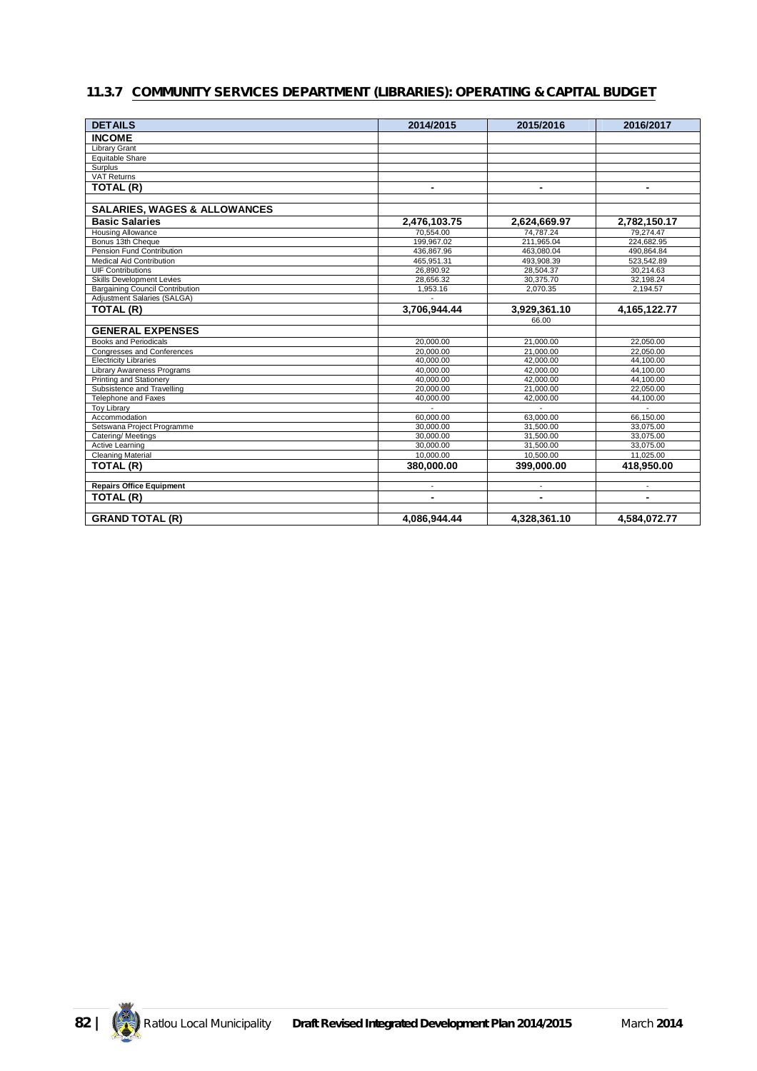### 11.3.7 COMMUNITY SERVICES DEPARTMENT (LIBRARIES): OPERATING & CAPITAL BUDGET

| DETAILS | 2014/2015 | 2015/2016 | 2016/2017 |
|---|---|---|---|
| **INCOME** | | | |
| Library Grant | | | |
| Equitable Share | | | |
| Surplus | | | |
| VAT Returns | | | |
| **TOTAL (R)** | **-** | **-** | **-** |
| | | | |
| **SALARIES, WAGES & ALLOWANCES** | | | |
| **Basic Salaries** | **2,476,103.75** | **2,624,669.97** | **2,782,150.17** |
| Housing Allowance | 70,554.00 | 74,787.24 | 79,274.47 |
| Bonus 13th Cheque | 199,967.02 | 211,965.04 | 224,682.95 |
| Pension Fund Contribution | 436,867.96 | 463,080.04 | 490,864.84 |
| Medical Aid Contribution | 465,951.31 | 493,908.39 | 523,542.89 |
| UIF Contributions | 26,890.92 | 28,504.37 | 30,214.63 |
| Skills Development Levies | 28,656.32 | 30,375.70 | 32,198.24 |
| Bargaining Council Contribution | 1,953.16 | 2,070.35 | 2,194.57 |
| Adjustment Salaries (SALGA) | - | | |
| **TOTAL (R)** | **3,706,944.44** | **3,929,361.10** | **4,165,122.77** |
| | | 66.00 | |
| **GENERAL EXPENSES** | | | |
| Books and Periodicals | 20,000.00 | 21,000.00 | 22,050.00 |
| Congresses and Conferences | 20,000.00 | 21,000.00 | 22,050.00 |
| Electricity Libraries | 40,000.00 | 42,000.00 | 44,100.00 |
| Library Awareness Programs | 40,000.00 | 42,000.00 | 44,100.00 |
| Printing and Stationery | 40,000.00 | 42,000.00 | 44,100.00 |
| Subsistence and Travelling | 20,000.00 | 21,000.00 | 22,050.00 |
| Telephone and Faxes | 40,000.00 | 42,000.00 | 44,100.00 |
| Toy Library | - | - | - |
| Accommodation | 60,000.00 | 63,000.00 | 66,150.00 |
| Setswana Project Programme | 30,000.00 | 31,500.00 | 33,075.00 |
| Catering/ Meetings | 30,000.00 | 31,500.00 | 33,075.00 |
| Active Learning | 30,000.00 | 31,500.00 | 33,075.00 |
| Cleaning Material | 10,000.00 | 10,500.00 | 11,025.00 |
| **TOTAL (R)** | **380,000.00** | **399,000.00** | **418,950.00** |
| | | | |
| **Repairs Office Equipment** | - | - | - |
| **TOTAL (R)** | **-** | **-** | **-** |
| | | | |
| **GRAND TOTAL (R)** | **4,086,944.44** | **4,328,361.10** | **4,584,072.77** |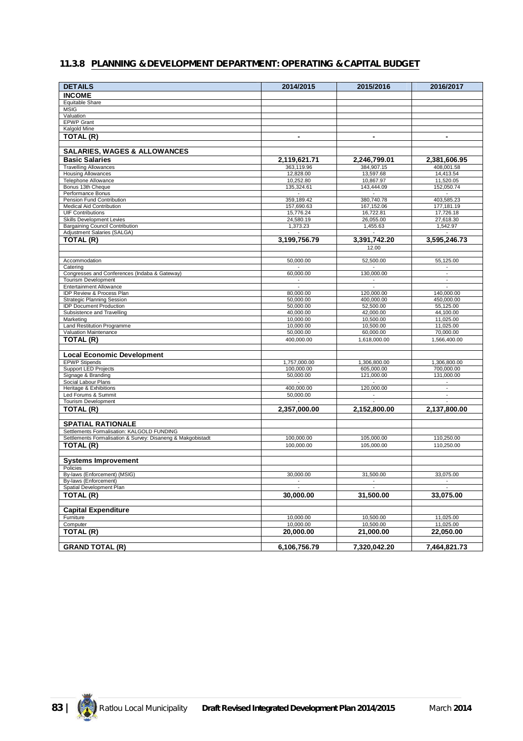### 11.3.8 PLANNING & DEVELOPMENT DEPARTMENT: OPERATING & CAPITAL BUDGET

| DETAILS | 2014/2015 | 2015/2016 | 2016/2017 |
|---|---|---|---|
| **INCOME** | | | |
| Equitable Share | | | |
| MSIG | | | |
| Valuation | | | |
| EPWP Grant | | | |
| Kalgold Mine | | | |
| **TOTAL (R)** | **-** | **-** | **-** |
| | | | |
| **SALARIES, WAGES & ALLOWANCES** | | | |
| **Basic Salaries** | **2,119,621.71** | **2,246,799.01** | **2,381,606.95** |
| Travelling Allowances | 363,119.96 | 384,907.15 | 408,001.58 |
| Housing Allowances | 12,828.00 | 13,597.68 | 14,413.54 |
| Telephone Allowance | 10,252.80 | 10,867.97 | 11,520.05 |
| Bonus 13th Cheque | 135,324.61 | 143,444.09 | 152,050.74 |
| Performance Bonus | - | - | - |
| Pension Fund Contribution | 359,189.42 | 380,740.78 | 403,585.23 |
| Medical Aid Contribution | 157,690.63 | 167,152.06 | 177,181.19 |
| UIF Contributions | 15,776.24 | 16,722.81 | 17,726.18 |
| Skills Development Levies | 24,580.19 | 26,055.00 | 27,618.30 |
| Bargaining Council Contribution | 1,373.23 | 1,455.63 | 1,542.97 |
| Adjustment Salaries (SALGA) | - | - | - |
| **TOTAL (R)** | **3,199,756.79** | **3,391,742.20** | **3,595,246.73** |
| | | 12.00 | |
| | | | |
| Accommodation | 50,000.00 | 52,500.00 | 55,125.00 |
| Catering | - | - | - |
| Congresses and Conferences (Indaba & Gateway) | 60,000.00 | 130,000.00 | - |
| Tourism Development | - | - | - |
| Entertainment Allowance | - | - | - |
| IDP Review & Process Plan | 80,000.00 | 120,000.00 | 140,000.00 |
| Strategic Planning Session | 50,000.00 | 400,000.00 | 450,000.00 |
| IDP Document Production | 50,000.00 | 52,500.00 | 55,125.00 |
| Subsistence and Travelling | 40,000.00 | 42,000.00 | 44,100.00 |
| Marketing | 10,000.00 | 10,500.00 | 11,025.00 |
| Land Restitution Programme | 10,000.00 | 10,500.00 | 11,025.00 |
| Valuation Maintenance | 50,000.00 | 60,000.00 | 70,000.00 |
| **TOTAL (R)** | 400,000.00 | 1,618,000.00 | 1,566,400.00 |
| | | | |
| **Local Economic Development** | | | |
| EPWP Stipends | 1,757,000.00 | 1,306,800.00 | 1,306,800.00 |
| Support LED Projects | 100,000.00 | 605,000.00 | 700,000.00 |
| Signage & Branding | 50,000.00 | 121,000.00 | 131,000.00 |
| Social Labour Plans | - | - | - |
| Heritage & Exhibitions | 400,000.00 | 120,000.00 | - |
| Led Forums & Summit | 50,000.00 | - | - |
| Tourism Development | - | - | - |
| **TOTAL (R)** | **2,357,000.00** | **2,152,800.00** | **2,137,800.00** |
| | | | |
| **SPATIAL RATIONALE** | | | |
| Settlements Formalisation: KALGOLD FUNDING | | | |
| Settlements Formalisation & Survey: Disaneng & Makgobistadt | 100,000.00 | 105,000.00 | 110,250.00 |
| **TOTAL (R)** | 100,000.00 | 105,000.00 | 110,250.00 |
| | | | |
| **Systems Improvement** | | | |
| Policies | | | |
| By-laws (Enforcement) (MSIG) | 30,000.00 | 31,500.00 | 33,075.00 |
| By-laws (Enforcement) | - | - | - |
| Spatial Development Plan | - | - | - |
| **TOTAL (R)** | **30,000.00** | **31,500.00** | **33,075.00** |
| | | | |
| **Capital Expenditure** | | | |
| Furniture | 10,000.00 | 10,500.00 | 11,025.00 |
| Computer | 10,000.00 | 10,500.00 | 11,025.00 |
| **TOTAL (R)** | **20,000.00** | **21,000.00** | **22,050.00** |
| | | | |
| **GRAND TOTAL (R)** | **6,106,756.79** | **7,320,042.20** | **7,464,821.73** |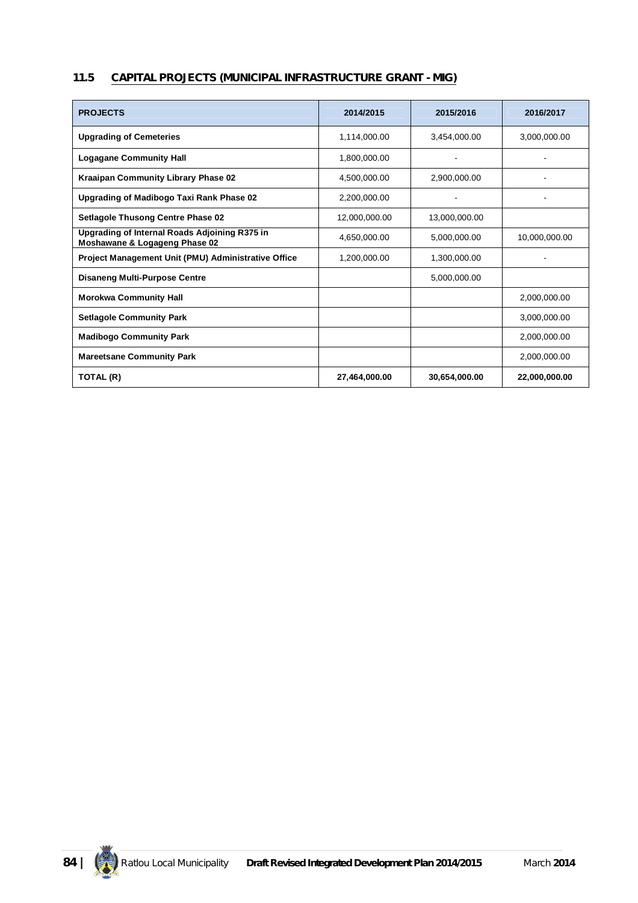## 11.5 CAPITAL PROJECTS (MUNICIPAL INFRASTRUCTURE GRANT - MIG)

| PROJECTS | 2014/2015 | 2015/2016 | 2016/2017 |
|---|---|---|---|
| **Upgrading of Cemeteries** | 1,114,000.00 | 3,454,000.00 | 3,000,000.00 |
| **Logagane Community Hall** | 1,800,000.00 | - | - |
| **Kraaipan Community Library Phase 02** | 4,500,000.00 | 2,900,000.00 | - |
| **Upgrading of Madibogo Taxi Rank Phase 02** | 2,200,000.00 | - | - |
| **Setlagole Thusong Centre Phase 02** | 12,000,000.00 | 13,000,000.00 | |
| **Upgrading of Internal Roads Adjoining R375 in Moshawane & Logageng Phase 02** | 4,650,000.00 | 5,000,000.00 | 10,000,000.00 |
| **Project Management Unit (PMU) Administrative Office** | 1,200,000.00 | 1,300,000.00 | - |
| **Disaneng Multi-Purpose Centre** | | 5,000,000.00 | |
| **Morokwa Community Hall** | | | 2,000,000.00 |
| **Setlagole Community Park** | | | 3,000,000.00 |
| **Madibogo Community Park** | | | 2,000,000.00 |
| **Mareetsane Community Park** | | | 2,000,000.00 |
| **TOTAL (R)** | **27,464,000.00** | **30,654,000.00** | **22,000,000.00** |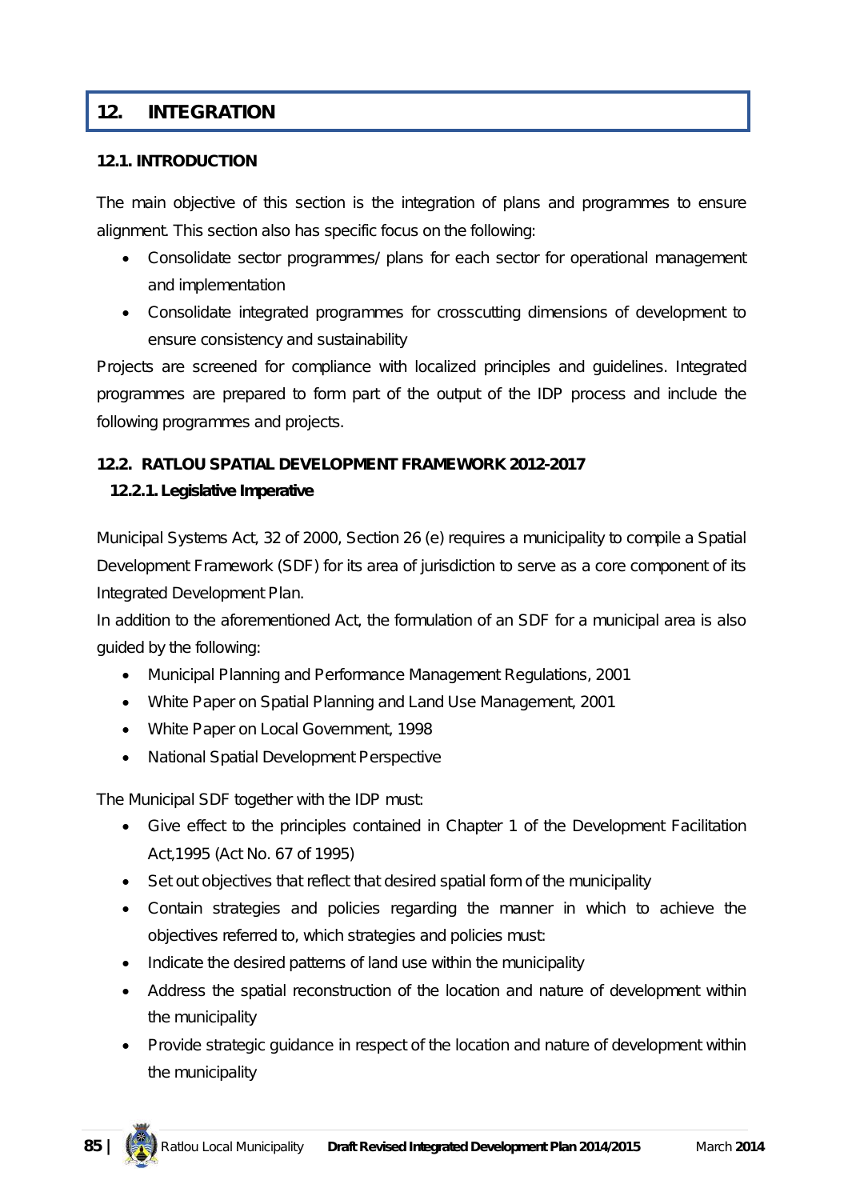# 12. INTEGRATION

## 12.1. INTRODUCTION

The main objective of this section is the integration of plans and programmes to ensure alignment. This section also has specific focus on the following:

- Consolidate sector programmes/ plans for each sector for operational management and implementation
- Consolidate integrated programmes for crosscutting dimensions of development to ensure consistency and sustainability

Projects are screened for compliance with localized principles and guidelines. Integrated programmes are prepared to form part of the output of the IDP process and include the following programmes and projects.

## 12.2. RATLOU SPATIAL DEVELOPMENT FRAMEWORK 2012-2017

### 12.2.1. Legislative Imperative

Municipal Systems Act, 32 of 2000, Section 26 (e) requires a municipality to compile a Spatial Development Framework (SDF) for its area of jurisdiction to serve as a core component of its Integrated Development Plan.

In addition to the aforementioned Act, the formulation of an SDF for a municipal area is also guided by the following:

- Municipal Planning and Performance Management Regulations, 2001
- White Paper on Spatial Planning and Land Use Management, 2001
- White Paper on Local Government, 1998
- National Spatial Development Perspective

The Municipal SDF together with the IDP must:

- Give effect to the principles contained in Chapter 1 of the Development Facilitation Act,1995 (Act No. 67 of 1995)
- Set out objectives that reflect that desired spatial form of the municipality
- Contain strategies and policies regarding the manner in which to achieve the objectives referred to, which strategies and policies must:
- Indicate the desired patterns of land use within the municipality
- Address the spatial reconstruction of the location and nature of development within the municipality
- Provide strategic guidance in respect of the location and nature of development within the municipality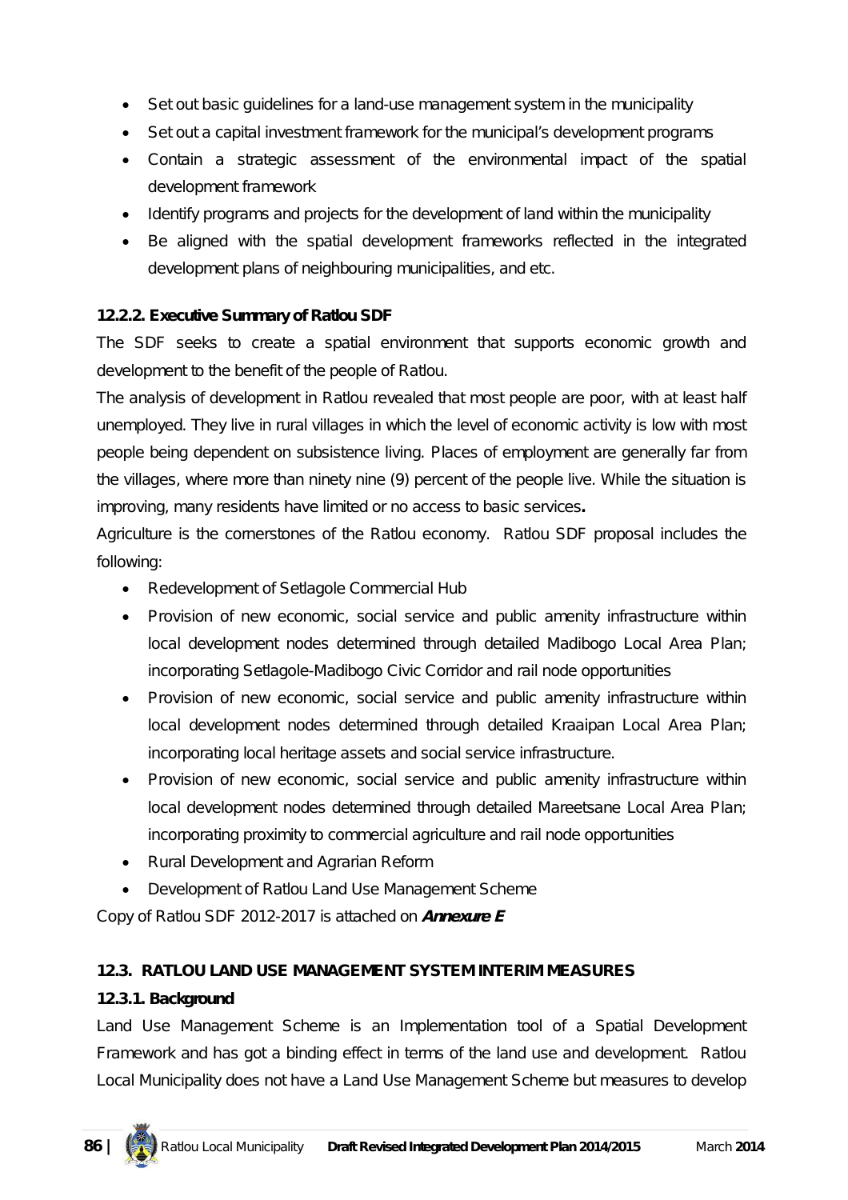- Set out basic guidelines for a land-use management system in the municipality
- Set out a capital investment framework for the municipal's development programs
- Contain a strategic assessment of the environmental impact of the spatial development framework
- Identify programs and projects for the development of land within the municipality
- Be aligned with the spatial development frameworks reflected in the integrated development plans of neighbouring municipalities, and etc.

**12.2.2. Executive Summary of Ratlou SDF**

The SDF seeks to create a spatial environment that supports economic growth and development to the benefit of the people of Ratlou.

The analysis of development in Ratlou revealed that most people are poor, with at least half unemployed. They live in rural villages in which the level of economic activity is low with most people being dependent on subsistence living. Places of employment are generally far from the villages, where more than ninety nine (9) percent of the people live. While the situation is improving, many residents have limited or no access to basic services**.**

Agriculture is the cornerstones of the Ratlou economy. Ratlou SDF proposal includes the following:

- Redevelopment of Setlagole Commercial Hub
- Provision of new economic, social service and public amenity infrastructure within local development nodes determined through detailed Madibogo Local Area Plan; incorporating Setlagole-Madibogo Civic Corridor and rail node opportunities
- Provision of new economic, social service and public amenity infrastructure within local development nodes determined through detailed Kraaipan Local Area Plan; incorporating local heritage assets and social service infrastructure.
- Provision of new economic, social service and public amenity infrastructure within local development nodes determined through detailed Mareetsane Local Area Plan; incorporating proximity to commercial agriculture and rail node opportunities
- Rural Development and Agrarian Reform
- Development of Ratlou Land Use Management Scheme

Copy of Ratlou SDF 2012-2017 is attached on ***Annexure E***

**12.3. RATLOU LAND USE MANAGEMENT SYSTEM INTERIM MEASURES**

**12.3.1. Background**

Land Use Management Scheme is an Implementation tool of a Spatial Development Framework and has got a binding effect in terms of the land use and development. Ratlou Local Municipality does not have a Land Use Management Scheme but measures to develop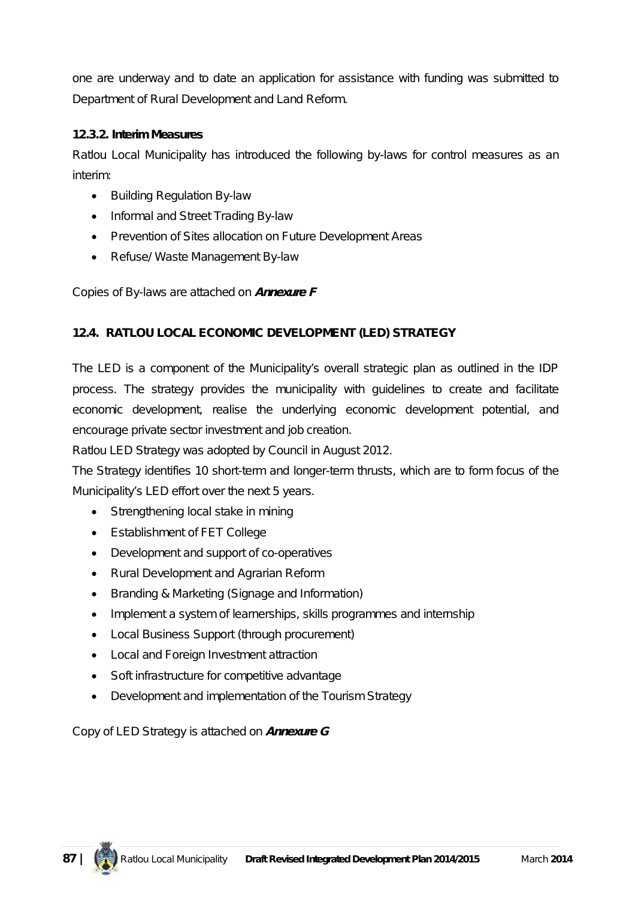one are underway and to date an application for assistance with funding was submitted to Department of Rural Development and Land Reform.

### 12.3.2. Interim Measures

Ratlou Local Municipality has introduced the following by-laws for control measures as an interim:

- Building Regulation By-law
- Informal and Street Trading By-law
- Prevention of Sites allocation on Future Development Areas
- Refuse/ Waste Management By-law

Copies of By-laws are attached on ***Annexure F***

## 12.4. RATLOU LOCAL ECONOMIC DEVELOPMENT (LED) STRATEGY

The LED is a component of the Municipality's overall strategic plan as outlined in the IDP process. The strategy provides the municipality with guidelines to create and facilitate economic development, realise the underlying economic development potential, and encourage private sector investment and job creation.

Ratlou LED Strategy was adopted by Council in August 2012.

The Strategy identifies 10 short-term and longer-term thrusts, which are to form focus of the Municipality's LED effort over the next 5 years.

- Strengthening local stake in mining
- Establishment of FET College
- Development and support of co-operatives
- Rural Development and Agrarian Reform
- Branding & Marketing (Signage and Information)
- Implement a system of learnerships, skills programmes and internship
- Local Business Support (through procurement)
- Local and Foreign Investment attraction
- Soft infrastructure for competitive advantage
- Development and implementation of the Tourism Strategy

Copy of LED Strategy is attached on ***Annexure G***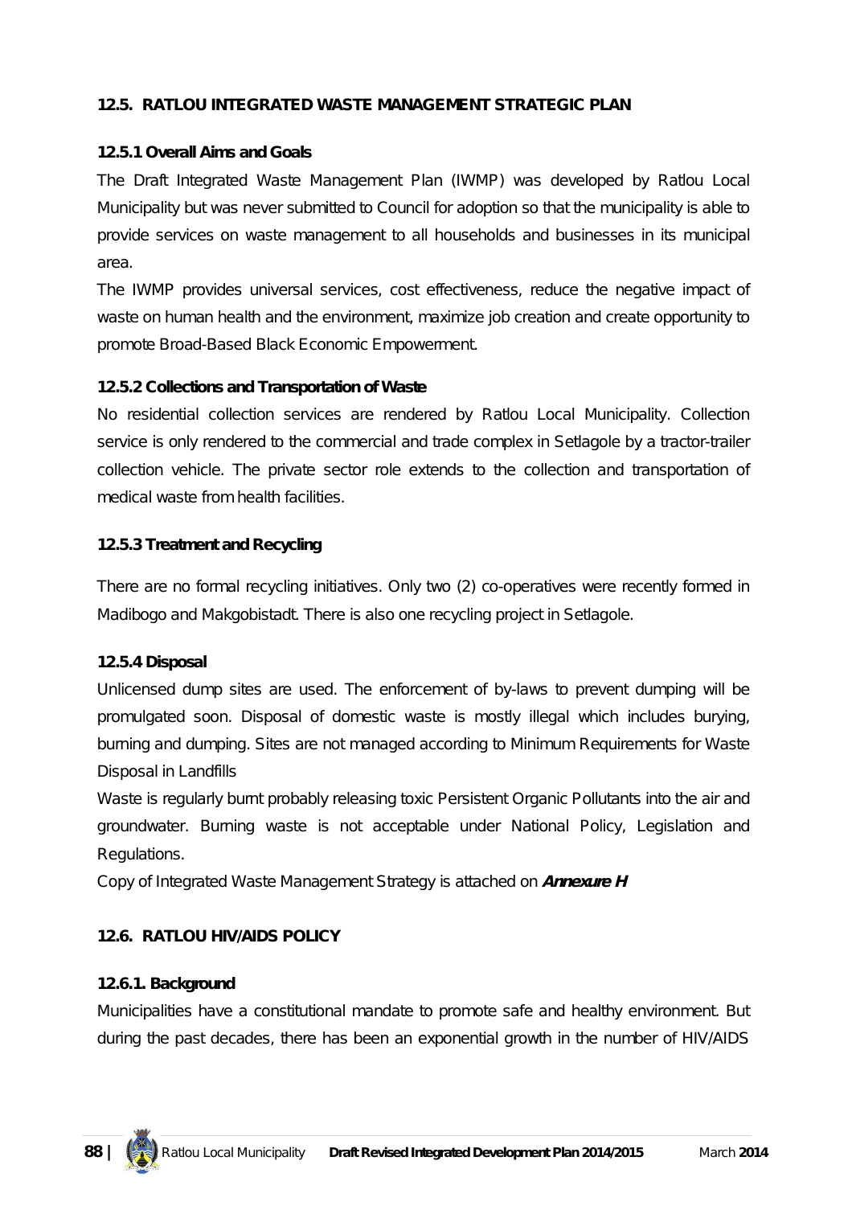## 12.5. RATLOU INTEGRATED WASTE MANAGEMENT STRATEGIC PLAN

### 12.5.1 Overall Aims and Goals

The Draft Integrated Waste Management Plan (IWMP) was developed by Ratlou Local Municipality but was never submitted to Council for adoption so that the municipality is able to provide services on waste management to all households and businesses in its municipal area.

The IWMP provides universal services, cost effectiveness, reduce the negative impact of waste on human health and the environment, maximize job creation and create opportunity to promote Broad-Based Black Economic Empowerment.

### 12.5.2 Collections and Transportation of Waste

No residential collection services are rendered by Ratlou Local Municipality. Collection service is only rendered to the commercial and trade complex in Setlagole by a tractor-trailer collection vehicle. The private sector role extends to the collection and transportation of medical waste from health facilities.

### 12.5.3 Treatment and Recycling

There are no formal recycling initiatives. Only two (2) co-operatives were recently formed in Madibogo and Makgobistadt. There is also one recycling project in Setlagole.

### 12.5.4 Disposal

Unlicensed dump sites are used. The enforcement of by-laws to prevent dumping will be promulgated soon. Disposal of domestic waste is mostly illegal which includes burying, burning and dumping. Sites are not managed according to Minimum Requirements for Waste Disposal in Landfills

Waste is regularly burnt probably releasing toxic Persistent Organic Pollutants into the air and groundwater. Burning waste is not acceptable under National Policy, Legislation and Regulations.

Copy of Integrated Waste Management Strategy is attached on ***Annexure H***

## 12.6. RATLOU HIV/AIDS POLICY

### 12.6.1. Background

Municipalities have a constitutional mandate to promote safe and healthy environment. But during the past decades, there has been an exponential growth in the number of HIV/AIDS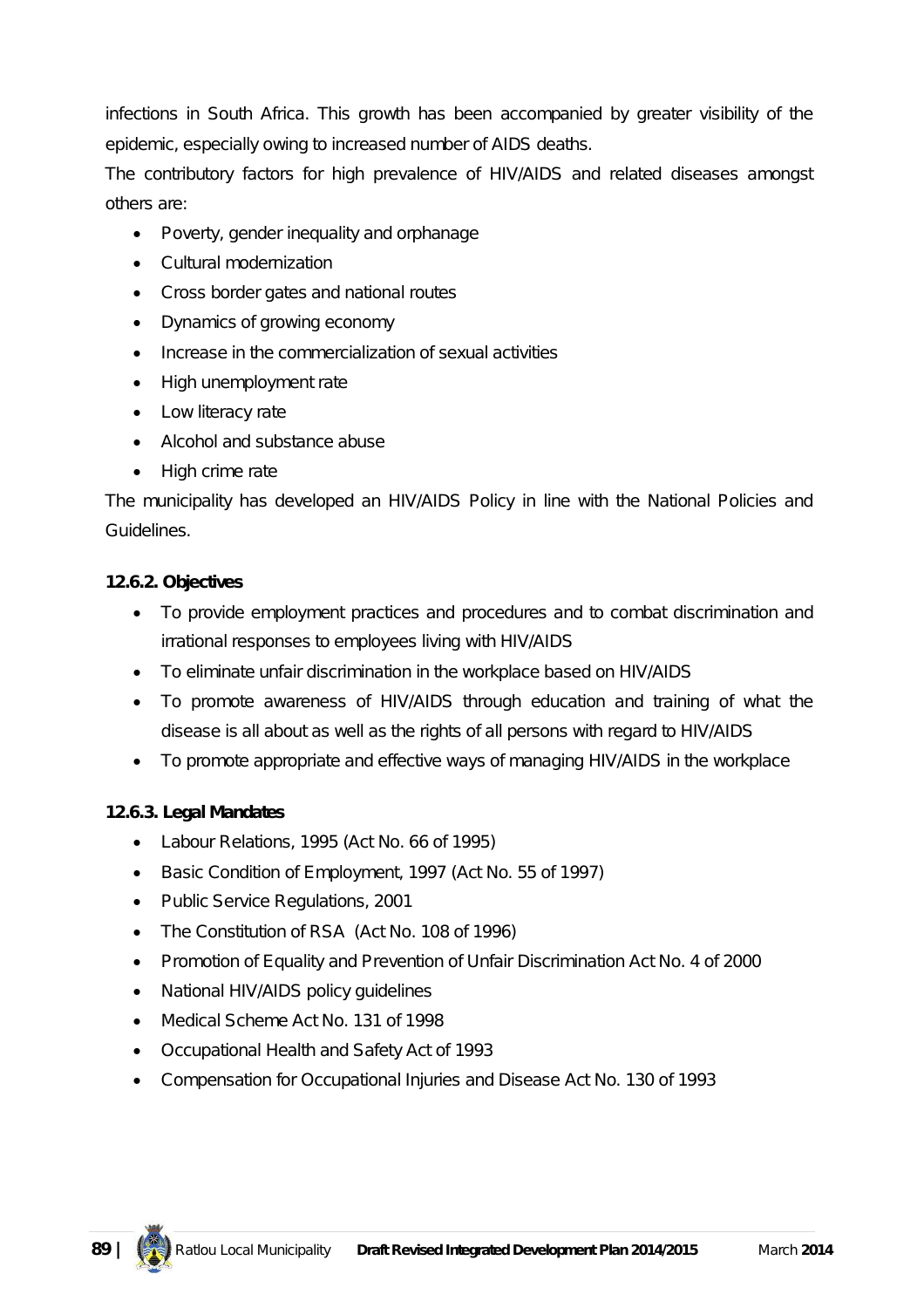infections in South Africa. This growth has been accompanied by greater visibility of the epidemic, especially owing to increased number of AIDS deaths.

The contributory factors for high prevalence of HIV/AIDS and related diseases amongst others are:

- Poverty, gender inequality and orphanage
- Cultural modernization
- Cross border gates and national routes
- Dynamics of growing economy
- Increase in the commercialization of sexual activities
- High unemployment rate
- Low literacy rate
- Alcohol and substance abuse
- High crime rate

The municipality has developed an HIV/AIDS Policy in line with the National Policies and Guidelines.

**12.6.2. Objectives**

- To provide employment practices and procedures and to combat discrimination and irrational responses to employees living with HIV/AIDS
- To eliminate unfair discrimination in the workplace based on HIV/AIDS
- To promote awareness of HIV/AIDS through education and training of what the disease is all about as well as the rights of all persons with regard to HIV/AIDS
- To promote appropriate and effective ways of managing HIV/AIDS in the workplace

**12.6.3. Legal Mandates**

- Labour Relations, 1995 (Act No. 66 of 1995)
- Basic Condition of Employment, 1997 (Act No. 55 of 1997)
- Public Service Regulations, 2001
- The Constitution of RSA (Act No. 108 of 1996)
- Promotion of Equality and Prevention of Unfair Discrimination Act No. 4 of 2000
- National HIV/AIDS policy guidelines
- Medical Scheme Act No. 131 of 1998
- Occupational Health and Safety Act of 1993
- Compensation for Occupational Injuries and Disease Act No. 130 of 1993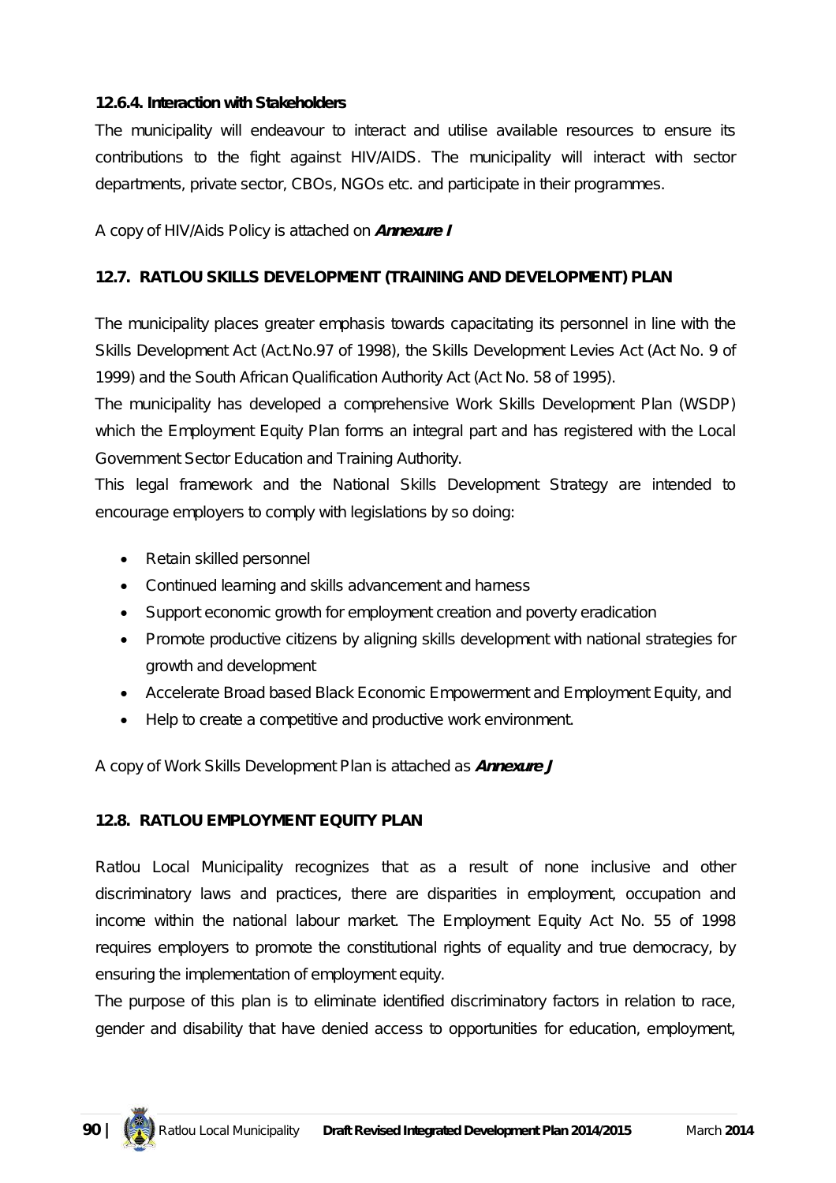#### 12.6.4. Interaction with Stakeholders

The municipality will endeavour to interact and utilise available resources to ensure its contributions to the fight against HIV/AIDS. The municipality will interact with sector departments, private sector, CBOs, NGOs etc. and participate in their programmes.

A copy of HIV/Aids Policy is attached on ***Annexure I***

### 12.7. RATLOU SKILLS DEVELOPMENT (TRAINING AND DEVELOPMENT) PLAN

The municipality places greater emphasis towards capacitating its personnel in line with the Skills Development Act (Act.No.97 of 1998), the Skills Development Levies Act (Act No. 9 of 1999) and the South African Qualification Authority Act (Act No. 58 of 1995).

The municipality has developed a comprehensive Work Skills Development Plan (WSDP) which the Employment Equity Plan forms an integral part and has registered with the Local Government Sector Education and Training Authority.

This legal framework and the National Skills Development Strategy are intended to encourage employers to comply with legislations by so doing:

- Retain skilled personnel
- Continued learning and skills advancement and harness
- Support economic growth for employment creation and poverty eradication
- Promote productive citizens by aligning skills development with national strategies for growth and development
- Accelerate Broad based Black Economic Empowerment and Employment Equity, and
- Help to create a competitive and productive work environment.

A copy of Work Skills Development Plan is attached as ***Annexure J***

### 12.8. RATLOU EMPLOYMENT EQUITY PLAN

Ratlou Local Municipality recognizes that as a result of none inclusive and other discriminatory laws and practices, there are disparities in employment, occupation and income within the national labour market. The Employment Equity Act No. 55 of 1998 requires employers to promote the constitutional rights of equality and true democracy, by ensuring the implementation of employment equity.

The purpose of this plan is to eliminate identified discriminatory factors in relation to race, gender and disability that have denied access to opportunities for education, employment,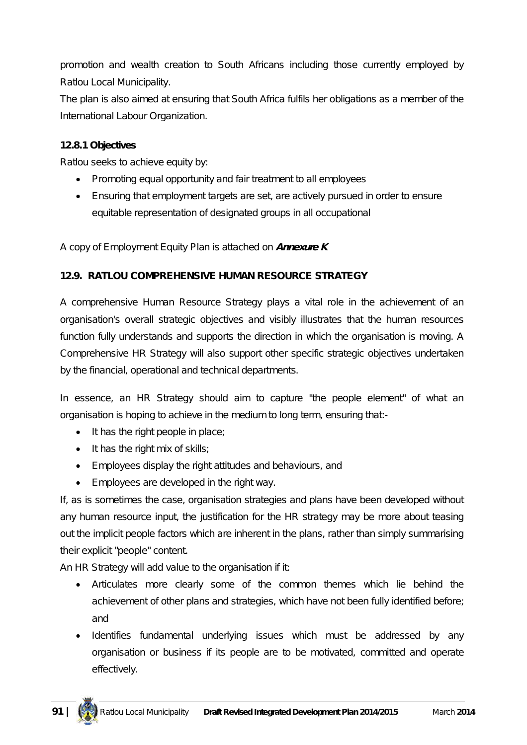promotion and wealth creation to South Africans including those currently employed by Ratlou Local Municipality.

The plan is also aimed at ensuring that South Africa fulfils her obligations as a member of the International Labour Organization.

### 12.8.1 Objectives

Ratlou seeks to achieve equity by:

- Promoting equal opportunity and fair treatment to all employees
- Ensuring that employment targets are set, are actively pursued in order to ensure equitable representation of designated groups in all occupational

A copy of Employment Equity Plan is attached on ***Annexure K***

## 12.9. RATLOU COMPREHENSIVE HUMAN RESOURCE STRATEGY

A comprehensive Human Resource Strategy plays a vital role in the achievement of an organisation's overall strategic objectives and visibly illustrates that the human resources function fully understands and supports the direction in which the organisation is moving. A Comprehensive HR Strategy will also support other specific strategic objectives undertaken by the financial, operational and technical departments.

In essence, an HR Strategy should aim to capture "the people element" of what an organisation is hoping to achieve in the medium to long term, ensuring that:-

- It has the right people in place;
- It has the right mix of skills;
- Employees display the right attitudes and behaviours, and
- Employees are developed in the right way.

If, as is sometimes the case, organisation strategies and plans have been developed without any human resource input, the justification for the HR strategy may be more about teasing out the implicit people factors which are inherent in the plans, rather than simply summarising their explicit "people" content.

An HR Strategy will add value to the organisation if it:

- Articulates more clearly some of the common themes which lie behind the achievement of other plans and strategies, which have not been fully identified before; and
- Identifies fundamental underlying issues which must be addressed by any organisation or business if its people are to be motivated, committed and operate effectively.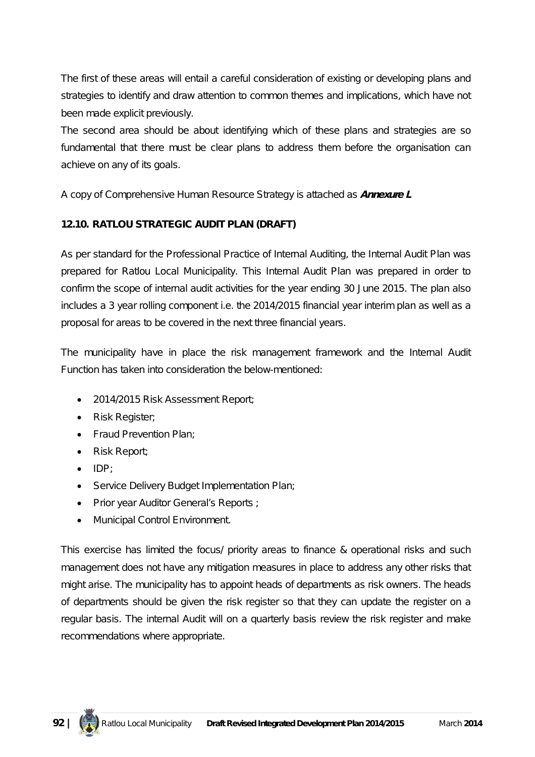The first of these areas will entail a careful consideration of existing or developing plans and strategies to identify and draw attention to common themes and implications, which have not been made explicit previously.

The second area should be about identifying which of these plans and strategies are so fundamental that there must be clear plans to address them before the organisation can achieve on any of its goals.

A copy of Comprehensive Human Resource Strategy is attached as ***Annexure L***

**12.10. RATLOU STRATEGIC AUDIT PLAN (DRAFT)**

As per standard for the Professional Practice of Internal Auditing, the Internal Audit Plan was prepared for Ratlou Local Municipality. This Internal Audit Plan was prepared in order to confirm the scope of internal audit activities for the year ending 30 June 2015. The plan also includes a 3 year rolling component i.e. the 2014/2015 financial year interim plan as well as a proposal for areas to be covered in the next three financial years.

The municipality have in place the risk management framework and the Internal Audit Function has taken into consideration the below-mentioned:

- 2014/2015 Risk Assessment Report;
- Risk Register;
- Fraud Prevention Plan;
- Risk Report;
- IDP;
- Service Delivery Budget Implementation Plan;
- Prior year Auditor General's Reports ;
- Municipal Control Environment.

This exercise has limited the focus/ priority areas to finance & operational risks and such management does not have any mitigation measures in place to address any other risks that might arise. The municipality has to appoint heads of departments as risk owners. The heads of departments should be given the risk register so that they can update the register on a regular basis. The internal Audit will on a quarterly basis review the risk register and make recommendations where appropriate.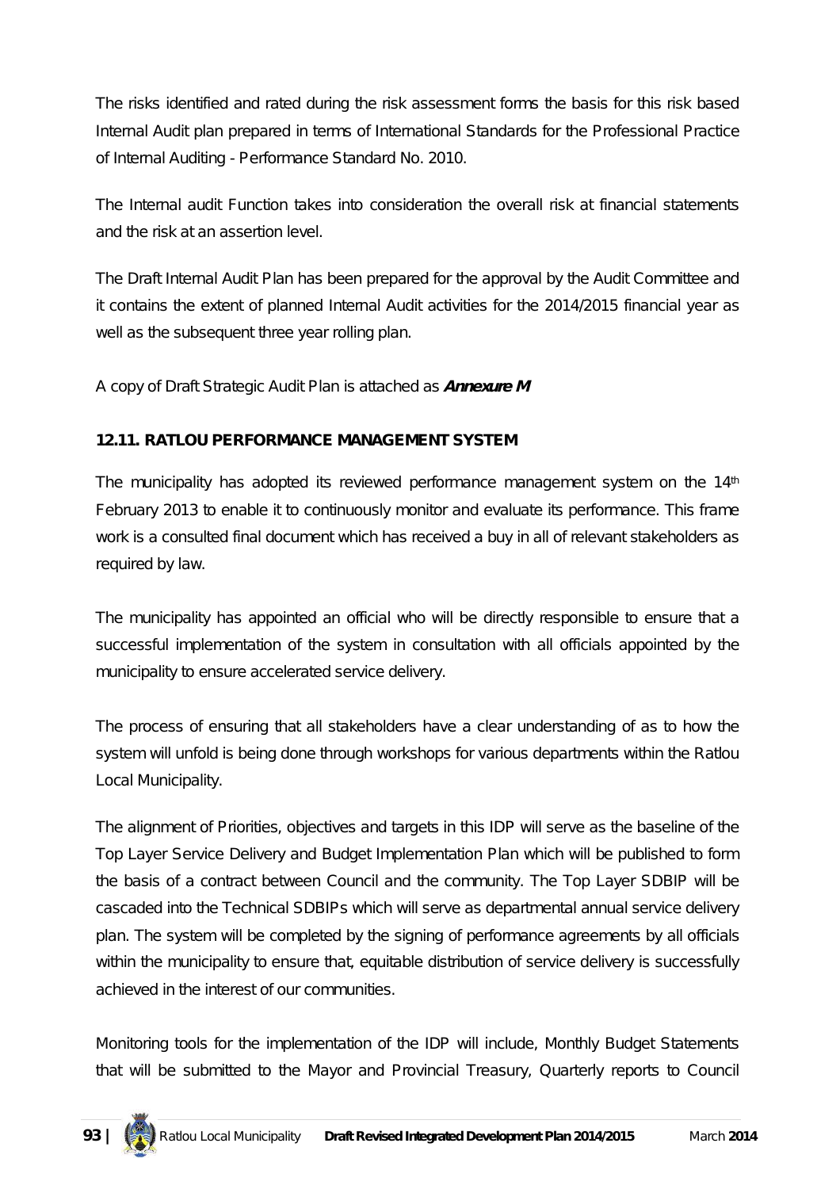The risks identified and rated during the risk assessment forms the basis for this risk based Internal Audit plan prepared in terms of International Standards for the Professional Practice of Internal Auditing - Performance Standard No. 2010.

The Internal audit Function takes into consideration the overall risk at financial statements and the risk at an assertion level.

The Draft Internal Audit Plan has been prepared for the approval by the Audit Committee and it contains the extent of planned Internal Audit activities for the 2014/2015 financial year as well as the subsequent three year rolling plan.

A copy of Draft Strategic Audit Plan is attached as ***Annexure M***

### 12.11. RATLOU PERFORMANCE MANAGEMENT SYSTEM

The municipality has adopted its reviewed performance management system on the 14th February 2013 to enable it to continuously monitor and evaluate its performance. This frame work is a consulted final document which has received a buy in all of relevant stakeholders as required by law.

The municipality has appointed an official who will be directly responsible to ensure that a successful implementation of the system in consultation with all officials appointed by the municipality to ensure accelerated service delivery.

The process of ensuring that all stakeholders have a clear understanding of as to how the system will unfold is being done through workshops for various departments within the Ratlou Local Municipality.

The alignment of Priorities, objectives and targets in this IDP will serve as the baseline of the Top Layer Service Delivery and Budget Implementation Plan which will be published to form the basis of a contract between Council and the community. The Top Layer SDBIP will be cascaded into the Technical SDBIPs which will serve as departmental annual service delivery plan. The system will be completed by the signing of performance agreements by all officials within the municipality to ensure that, equitable distribution of service delivery is successfully achieved in the interest of our communities.

Monitoring tools for the implementation of the IDP will include, Monthly Budget Statements that will be submitted to the Mayor and Provincial Treasury, Quarterly reports to Council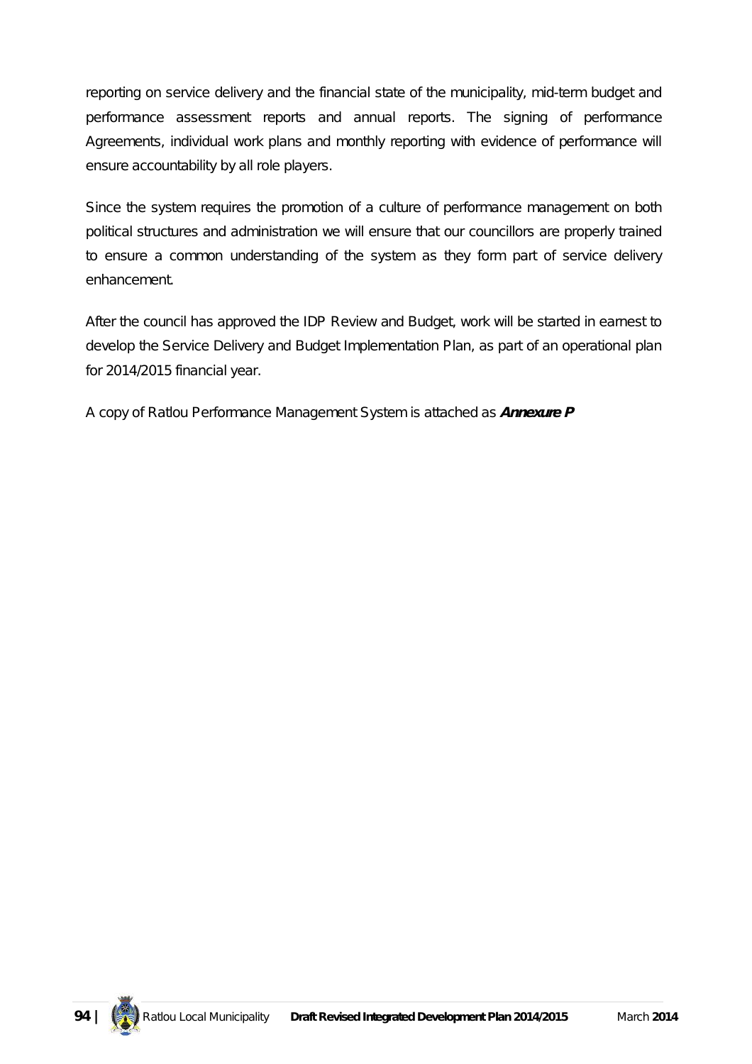reporting on service delivery and the financial state of the municipality, mid-term budget and performance assessment reports and annual reports. The signing of performance Agreements, individual work plans and monthly reporting with evidence of performance will ensure accountability by all role players.

Since the system requires the promotion of a culture of performance management on both political structures and administration we will ensure that our councillors are properly trained to ensure a common understanding of the system as they form part of service delivery enhancement.

After the council has approved the IDP Review and Budget, work will be started in earnest to develop the Service Delivery and Budget Implementation Plan, as part of an operational plan for 2014/2015 financial year.

A copy of Ratlou Performance Management System is attached as ***Annexure P***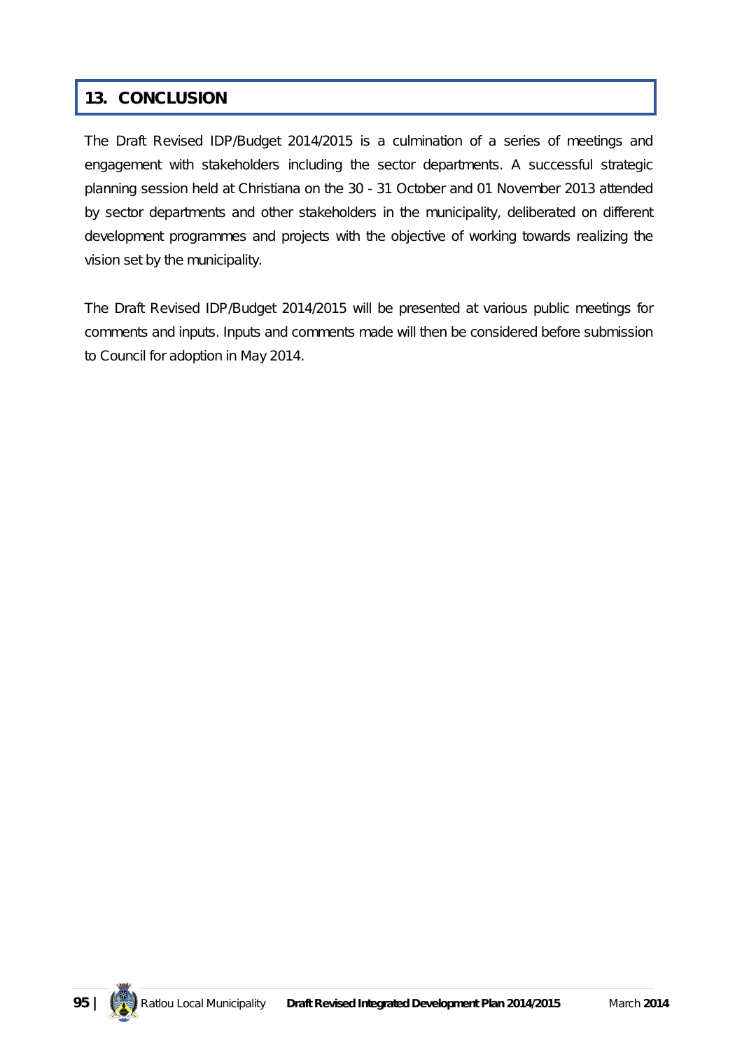# 13. CONCLUSION

The Draft Revised IDP/Budget 2014/2015 is a culmination of a series of meetings and engagement with stakeholders including the sector departments. A successful strategic planning session held at Christiana on the 30 - 31 October and 01 November 2013 attended by sector departments and other stakeholders in the municipality, deliberated on different development programmes and projects with the objective of working towards realizing the vision set by the municipality.

The Draft Revised IDP/Budget 2014/2015 will be presented at various public meetings for comments and inputs. Inputs and comments made will then be considered before submission to Council for adoption in May 2014.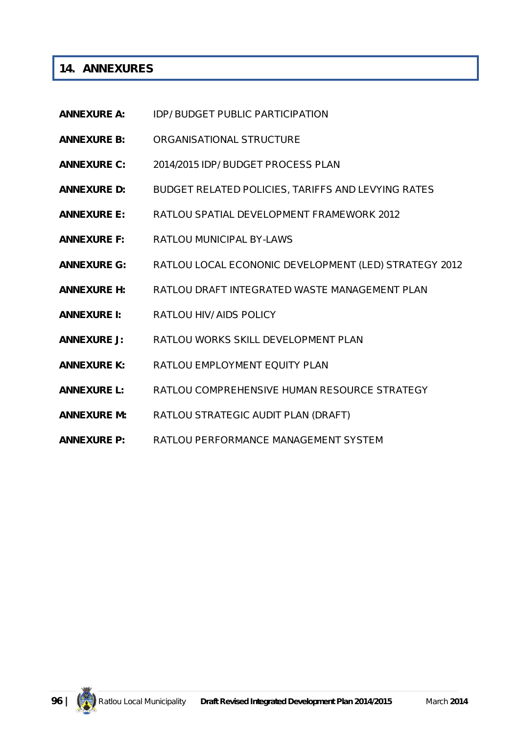## 14. ANNEXURES

**ANNEXURE A:** IDP/ BUDGET PUBLIC PARTICIPATION

**ANNEXURE B:** ORGANISATIONAL STRUCTURE

**ANNEXURE C:** 2014/2015 IDP/ BUDGET PROCESS PLAN

**ANNEXURE D:** BUDGET RELATED POLICIES, TARIFFS AND LEVYING RATES

**ANNEXURE E:** RATLOU SPATIAL DEVELOPMENT FRAMEWORK 2012

**ANNEXURE F:** RATLOU MUNICIPAL BY-LAWS

**ANNEXURE G:** RATLOU LOCAL ECONONIC DEVELOPMENT (LED) STRATEGY 2012

**ANNEXURE H:** RATLOU DRAFT INTEGRATED WASTE MANAGEMENT PLAN

**ANNEXURE I:** RATLOU HIV/ AIDS POLICY

**ANNEXURE J:** RATLOU WORKS SKILL DEVELOPMENT PLAN

**ANNEXURE K:** RATLOU EMPLOYMENT EQUITY PLAN

**ANNEXURE L:** RATLOU COMPREHENSIVE HUMAN RESOURCE STRATEGY

**ANNEXURE M:** RATLOU STRATEGIC AUDIT PLAN (DRAFT)

**ANNEXURE P:** RATLOU PERFORMANCE MANAGEMENT SYSTEM